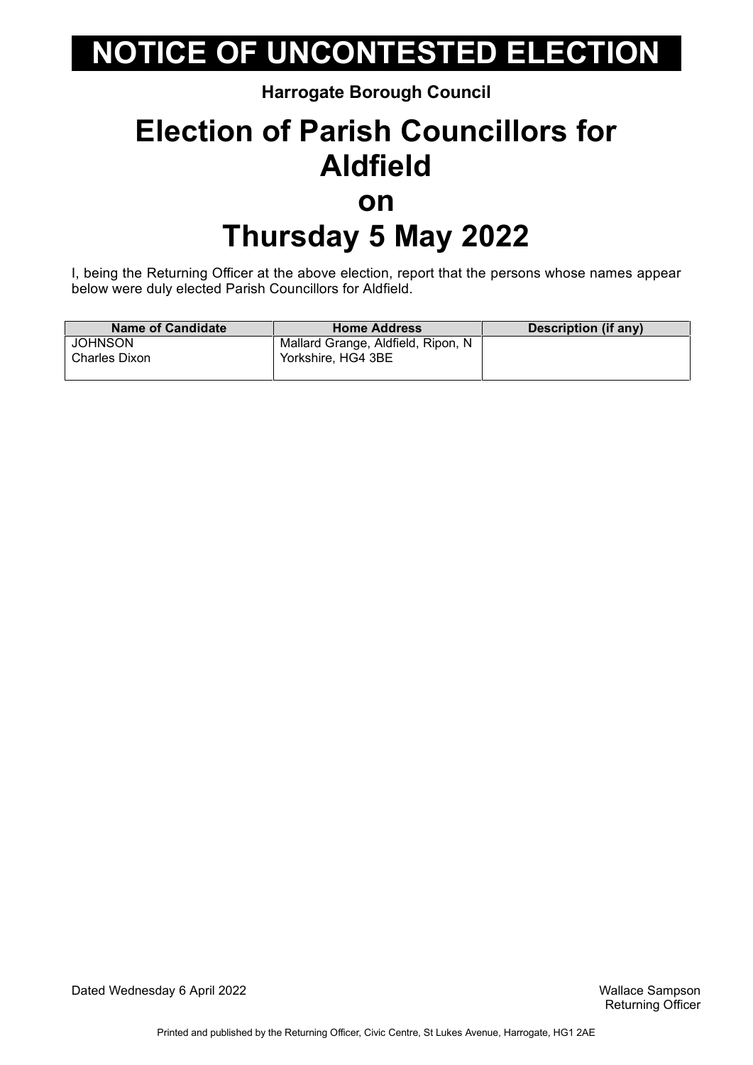# NOTICE OF UNCONTESTED ELECTION

**Harrogate Borough Council**

## Election of Parish Councillors for Aldfield on Thursday 5 May 2022

I, being the Returning Officer at the above election, report that the persons whose names appear below were duly elected Parish Councillors for Aldfield.

| Name of Candidate | Home Address | Description (if any) |
|---|---|---|
| JOHNSON Charles Dixon | Mallard Grange, Aldfield, Ripon, N Yorkshire, HG4 3BE | |

Dated Wednesday 6 April 2022

Wallace Sampson
Returning Officer

Printed and published by the Returning Officer, Civic Centre, St Lukes Avenue, Harrogate, HG1 2AE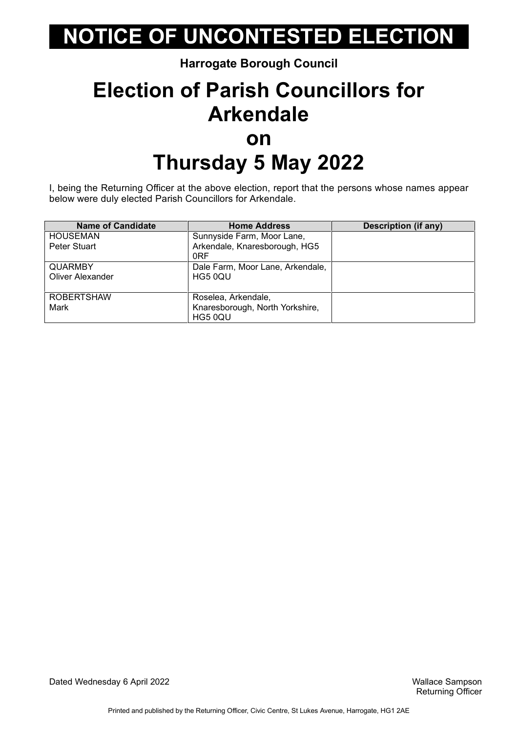# NOTICE OF UNCONTESTED ELECTION

**Harrogate Borough Council**

## Election of Parish Councillors for Arkendale on Thursday 5 May 2022

I, being the Returning Officer at the above election, report that the persons whose names appear below were duly elected Parish Councillors for Arkendale.

| Name of Candidate | Home Address | Description (if any) |
|---|---|---|
| HOUSEMAN<br>Peter Stuart | Sunnyside Farm, Moor Lane, Arkendale, Knaresborough, HG5 0RF | |
| QUARMBY<br>Oliver Alexander | Dale Farm, Moor Lane, Arkendale, HG5 0QU | |
| ROBERTSHAW<br>Mark | Roselea, Arkendale, Knaresborough, North Yorkshire, HG5 0QU | |

Dated Wednesday 6 April 2022

Wallace Sampson
Returning Officer

Printed and published by the Returning Officer, Civic Centre, St Lukes Avenue, Harrogate, HG1 2AE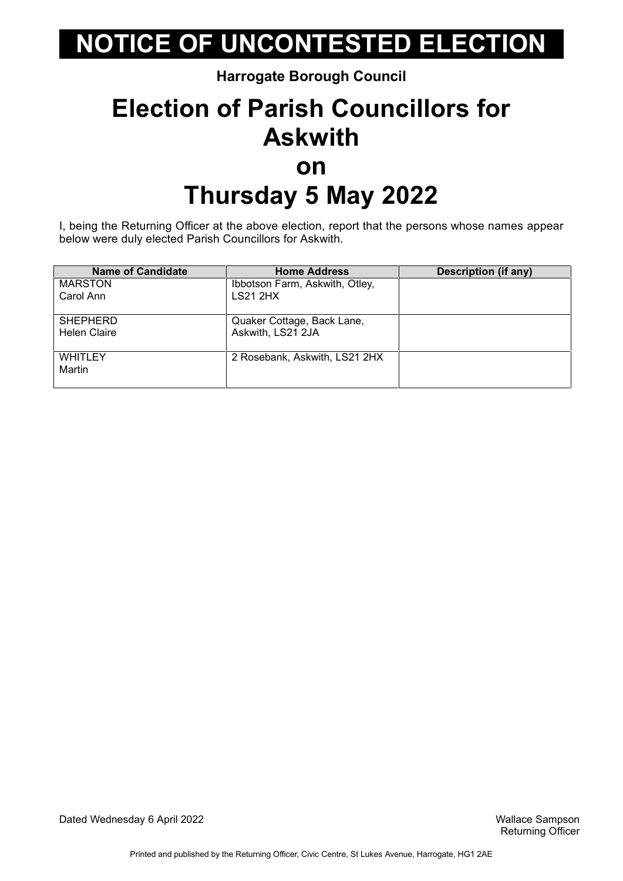# NOTICE OF UNCONTESTED ELECTION

**Harrogate Borough Council**

# Election of Parish Councillors for Askwith on Thursday 5 May 2022

I, being the Returning Officer at the above election, report that the persons whose names appear below were duly elected Parish Councillors for Askwith.

| Name of Candidate | Home Address | Description (if any) |
|---|---|---|
| MARSTON Carol Ann | Ibbotson Farm, Askwith, Otley, LS21 2HX | |
| SHEPHERD Helen Claire | Quaker Cottage, Back Lane, Askwith, LS21 2JA | |
| WHITLEY Martin | 2 Rosebank, Askwith, LS21 2HX | |

Dated Wednesday 6 April 2022

Wallace Sampson
Returning Officer

Printed and published by the Returning Officer, Civic Centre, St Lukes Avenue, Harrogate, HG1 2AE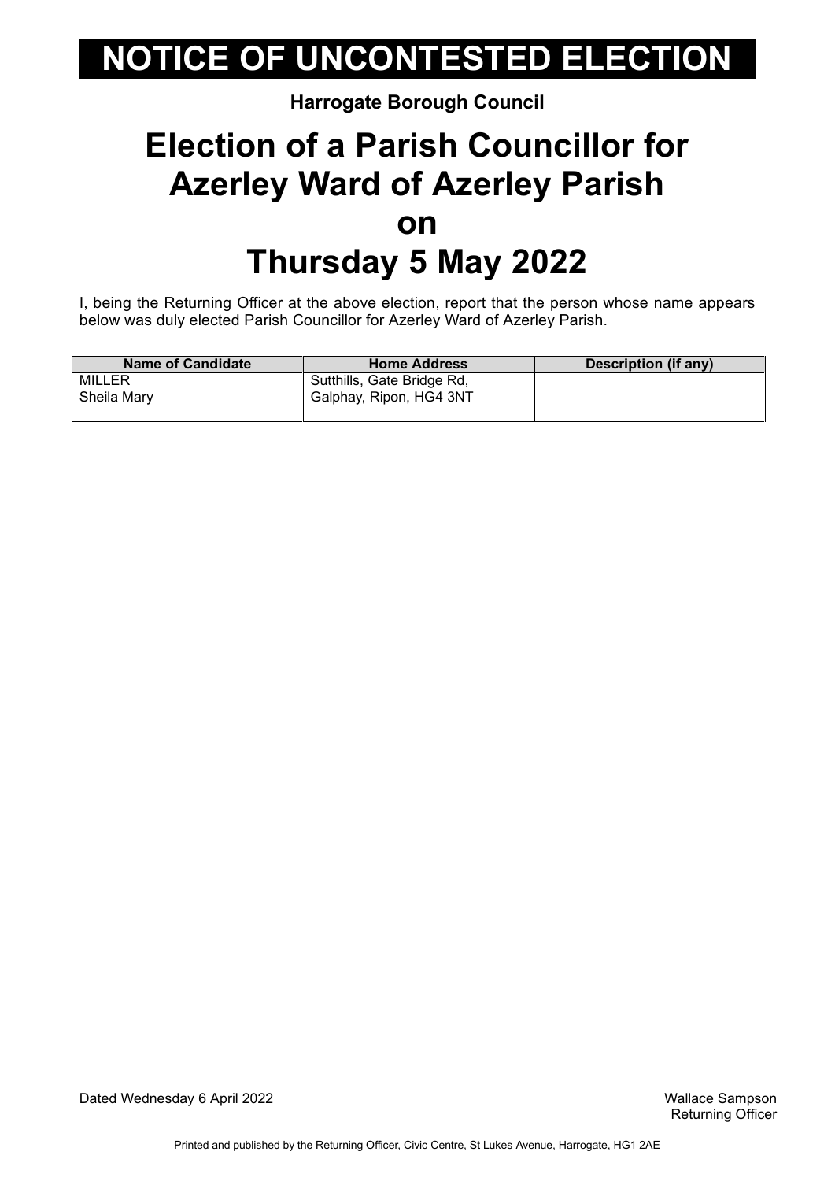# NOTICE OF UNCONTESTED ELECTION

**Harrogate Borough Council**

## Election of a Parish Councillor for Azerley Ward of Azerley Parish on Thursday 5 May 2022

I, being the Returning Officer at the above election, report that the person whose name appears below was duly elected Parish Councillor for Azerley Ward of Azerley Parish.

| Name of Candidate | Home Address | Description (if any) |
|---|---|---|
| MILLER<br>Sheila Mary | Sutthills, Gate Bridge Rd,<br>Galphay, Ripon, HG4 3NT | |

Dated Wednesday 6 April 2022

Wallace Sampson
Returning Officer

Printed and published by the Returning Officer, Civic Centre, St Lukes Avenue, Harrogate, HG1 2AE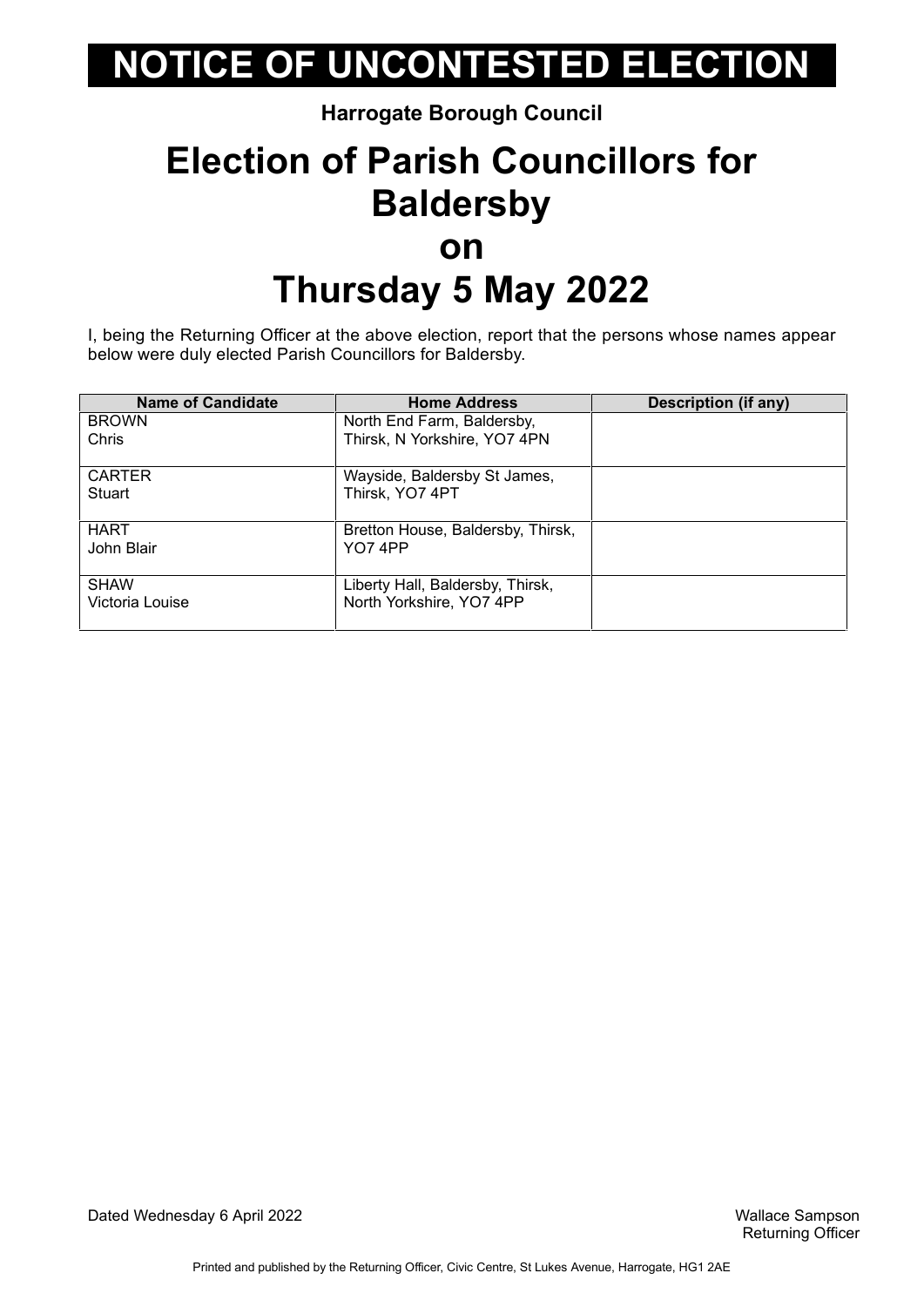# NOTICE OF UNCONTESTED ELECTION

**Harrogate Borough Council**

# Election of Parish Councillors for Baldersby on Thursday 5 May 2022

I, being the Returning Officer at the above election, report that the persons whose names appear below were duly elected Parish Councillors for Baldersby.

| Name of Candidate | Home Address | Description (if any) |
|---|---|---|
| BROWN Chris | North End Farm, Baldersby, Thirsk, N Yorkshire, YO7 4PN | |
| CARTER Stuart | Wayside, Baldersby St James, Thirsk, YO7 4PT | |
| HART John Blair | Bretton House, Baldersby, Thirsk, YO7 4PP | |
| SHAW Victoria Louise | Liberty Hall, Baldersby, Thirsk, North Yorkshire, YO7 4PP | |

Dated Wednesday 6 April 2022

Wallace Sampson
Returning Officer

Printed and published by the Returning Officer, Civic Centre, St Lukes Avenue, Harrogate, HG1 2AE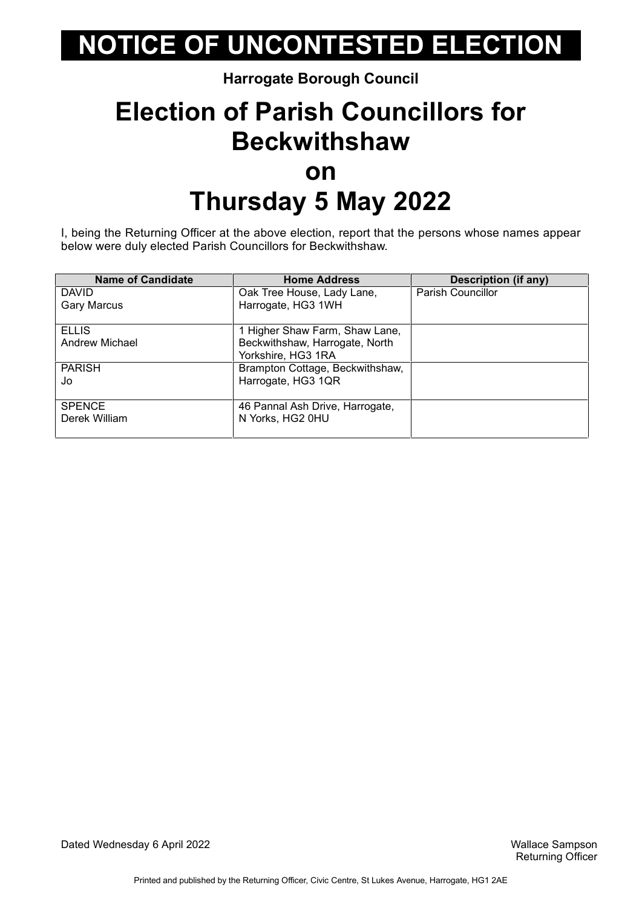# NOTICE OF UNCONTESTED ELECTION

**Harrogate Borough Council**

## Election of Parish Councillors for Beckwithshaw on Thursday 5 May 2022

I, being the Returning Officer at the above election, report that the persons whose names appear below were duly elected Parish Councillors for Beckwithshaw.

| Name of Candidate | Home Address | Description (if any) |
|---|---|---|
| DAVID<br>Gary Marcus | Oak Tree House, Lady Lane, Harrogate, HG3 1WH | Parish Councillor |
| ELLIS<br>Andrew Michael | 1 Higher Shaw Farm, Shaw Lane, Beckwithshaw, Harrogate, North Yorkshire, HG3 1RA | |
| PARISH<br>Jo | Brampton Cottage, Beckwithshaw, Harrogate, HG3 1QR | |
| SPENCE<br>Derek William | 46 Pannal Ash Drive, Harrogate, N Yorks, HG2 0HU | |

Dated Wednesday 6 April 2022

Wallace Sampson
Returning Officer

Printed and published by the Returning Officer, Civic Centre, St Lukes Avenue, Harrogate, HG1 2AE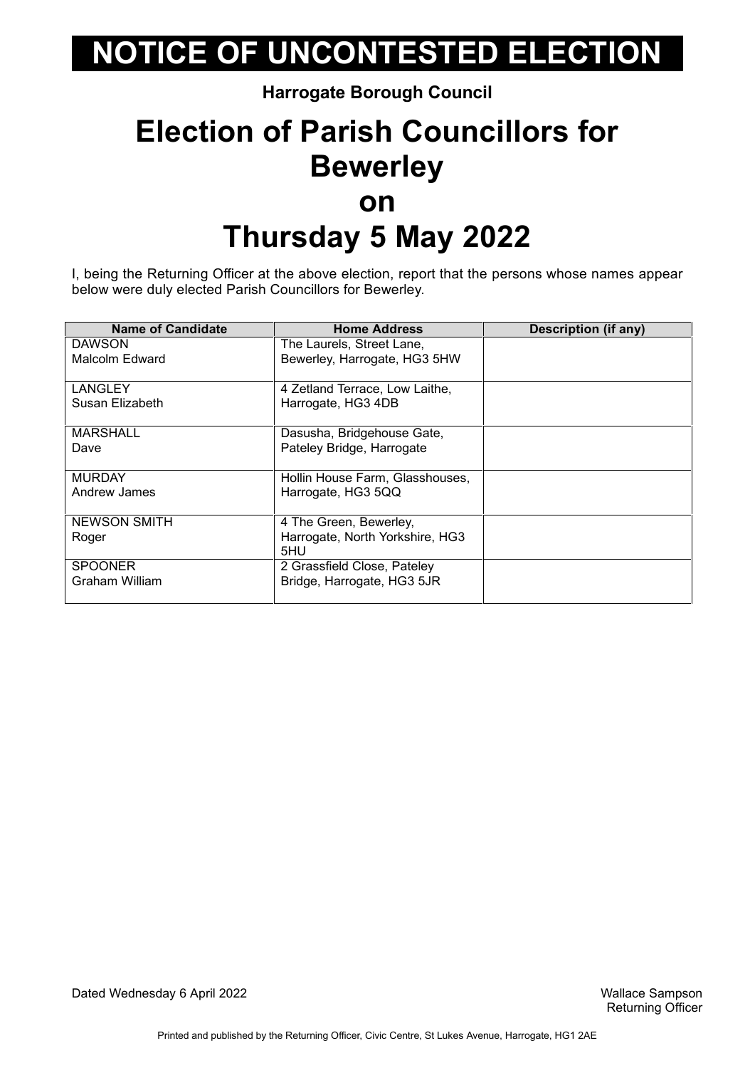# NOTICE OF UNCONTESTED ELECTION

**Harrogate Borough Council**

# Election of Parish Councillors for Bewerley on Thursday 5 May 2022

I, being the Returning Officer at the above election, report that the persons whose names appear below were duly elected Parish Councillors for Bewerley.

| Name of Candidate | Home Address | Description (if any) |
|---|---|---|
| DAWSON Malcolm Edward | The Laurels, Street Lane, Bewerley, Harrogate, HG3 5HW | |
| LANGLEY Susan Elizabeth | 4 Zetland Terrace, Low Laithe, Harrogate, HG3 4DB | |
| MARSHALL Dave | Dasusha, Bridgehouse Gate, Pateley Bridge, Harrogate | |
| MURDAY Andrew James | Hollin House Farm, Glasshouses, Harrogate, HG3 5QQ | |
| NEWSON SMITH Roger | 4 The Green, Bewerley, Harrogate, North Yorkshire, HG3 5HU | |
| SPOONER Graham William | 2 Grassfield Close, Pateley Bridge, Harrogate, HG3 5JR | |

Dated Wednesday 6 April 2022

Wallace Sampson
Returning Officer

Printed and published by the Returning Officer, Civic Centre, St Lukes Avenue, Harrogate, HG1 2AE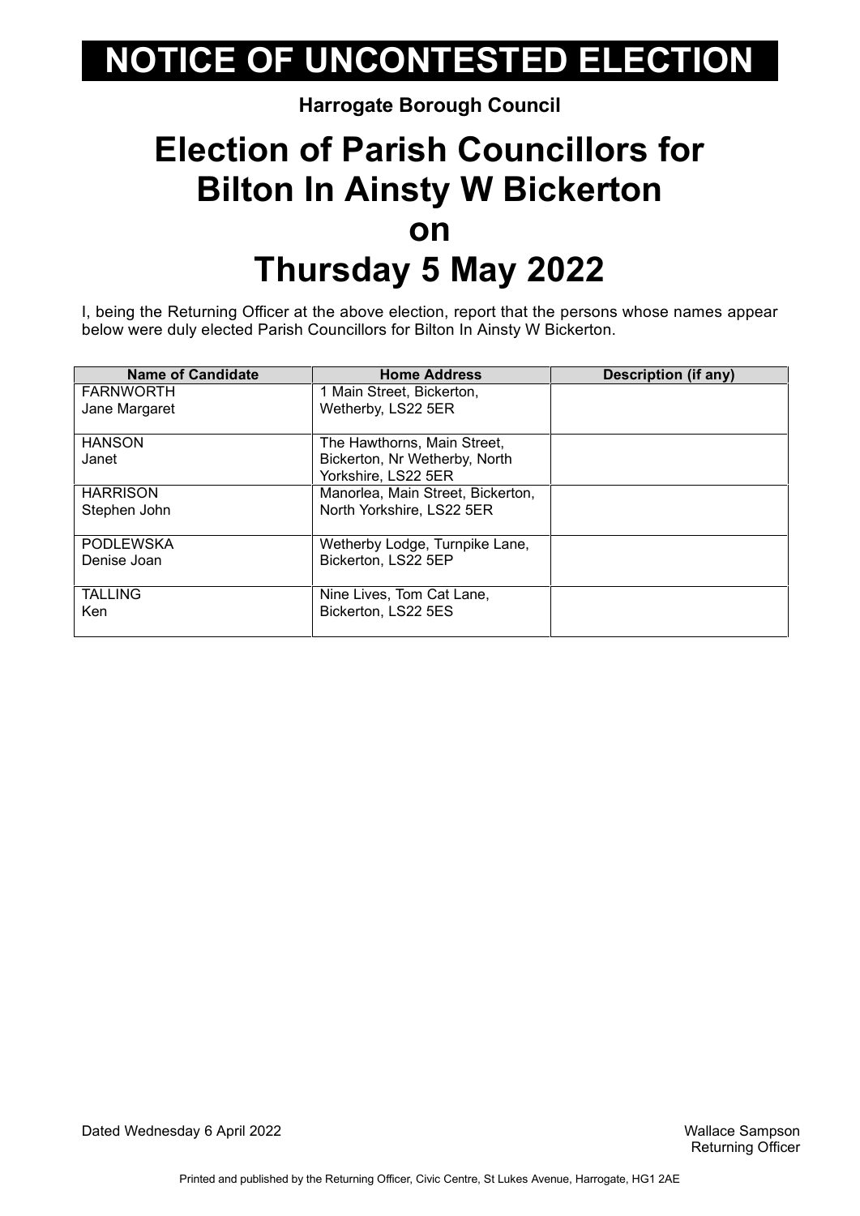# NOTICE OF UNCONTESTED ELECTION

**Harrogate Borough Council**

## Election of Parish Councillors for Bilton In Ainsty W Bickerton on Thursday 5 May 2022

I, being the Returning Officer at the above election, report that the persons whose names appear below were duly elected Parish Councillors for Bilton In Ainsty W Bickerton.

| Name of Candidate | Home Address | Description (if any) |
|---|---|---|
| FARNWORTH Jane Margaret | 1 Main Street, Bickerton, Wetherby, LS22 5ER | |
| HANSON Janet | The Hawthorns, Main Street, Bickerton, Nr Wetherby, North Yorkshire, LS22 5ER | |
| HARRISON Stephen John | Manorlea, Main Street, Bickerton, North Yorkshire, LS22 5ER | |
| PODLEWSKA Denise Joan | Wetherby Lodge, Turnpike Lane, Bickerton, LS22 5EP | |
| TALLING Ken | Nine Lives, Tom Cat Lane, Bickerton, LS22 5ES | |

Dated Wednesday 6 April 2022

Wallace Sampson
Returning Officer

Printed and published by the Returning Officer, Civic Centre, St Lukes Avenue, Harrogate, HG1 2AE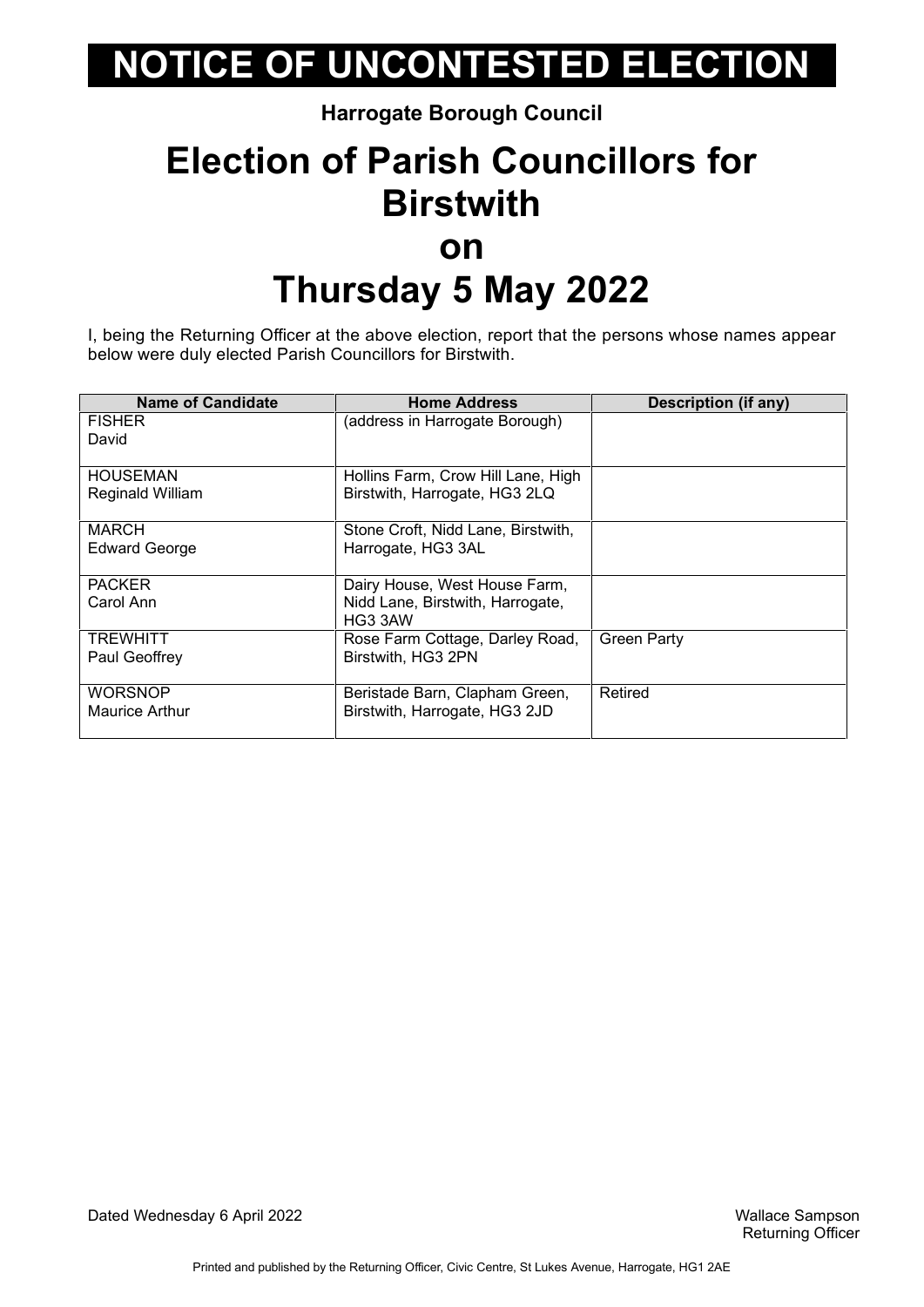# NOTICE OF UNCONTESTED ELECTION

**Harrogate Borough Council**

# Election of Parish Councillors for Birstwith on Thursday 5 May 2022

I, being the Returning Officer at the above election, report that the persons whose names appear below were duly elected Parish Councillors for Birstwith.

| Name of Candidate | Home Address | Description (if any) |
|---|---|---|
| FISHER<br>David | (address in Harrogate Borough) | |
| HOUSEMAN<br>Reginald William | Hollins Farm, Crow Hill Lane, High Birstwith, Harrogate, HG3 2LQ | |
| MARCH<br>Edward George | Stone Croft, Nidd Lane, Birstwith, Harrogate, HG3 3AL | |
| PACKER<br>Carol Ann | Dairy House, West House Farm, Nidd Lane, Birstwith, Harrogate, HG3 3AW | |
| TREWHITT<br>Paul Geoffrey | Rose Farm Cottage, Darley Road, Birstwith, HG3 2PN | Green Party |
| WORSNOP<br>Maurice Arthur | Beristade Barn, Clapham Green, Birstwith, Harrogate, HG3 2JD | Retired |

Dated Wednesday 6 April 2022

Wallace Sampson
Returning Officer

Printed and published by the Returning Officer, Civic Centre, St Lukes Avenue, Harrogate, HG1 2AE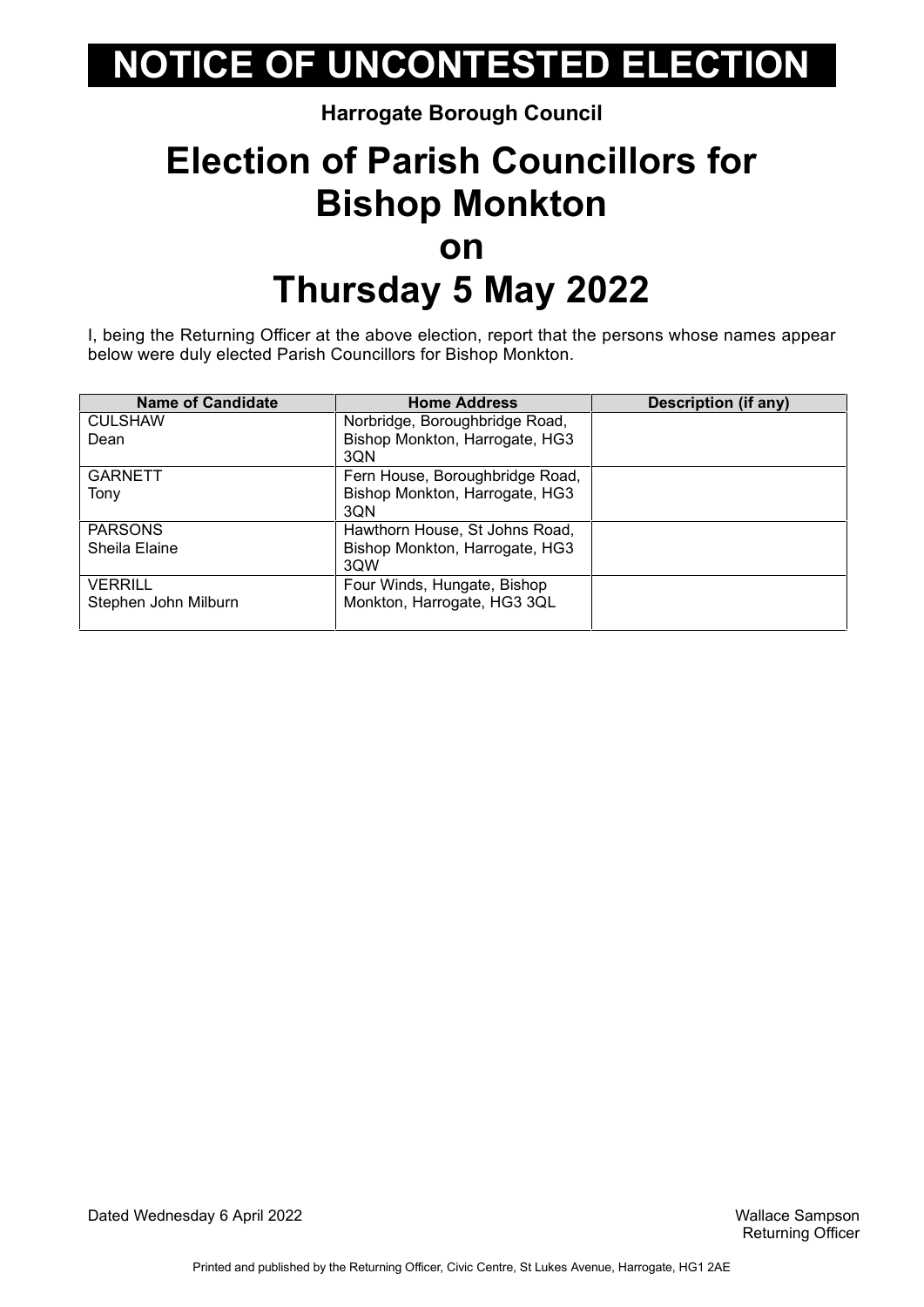# NOTICE OF UNCONTESTED ELECTION

**Harrogate Borough Council**

# Election of Parish Councillors for Bishop Monkton on Thursday 5 May 2022

I, being the Returning Officer at the above election, report that the persons whose names appear below were duly elected Parish Councillors for Bishop Monkton.

| Name of Candidate | Home Address | Description (if any) |
|---|---|---|
| CULSHAW Dean | Norbridge, Boroughbridge Road, Bishop Monkton, Harrogate, HG3 3QN | |
| GARNETT Tony | Fern House, Boroughbridge Road, Bishop Monkton, Harrogate, HG3 3QN | |
| PARSONS Sheila Elaine | Hawthorn House, St Johns Road, Bishop Monkton, Harrogate, HG3 3QW | |
| VERRILL Stephen John Milburn | Four Winds, Hungate, Bishop Monkton, Harrogate, HG3 3QL | |

Dated Wednesday 6 April 2022

Wallace Sampson
Returning Officer

Printed and published by the Returning Officer, Civic Centre, St Lukes Avenue, Harrogate, HG1 2AE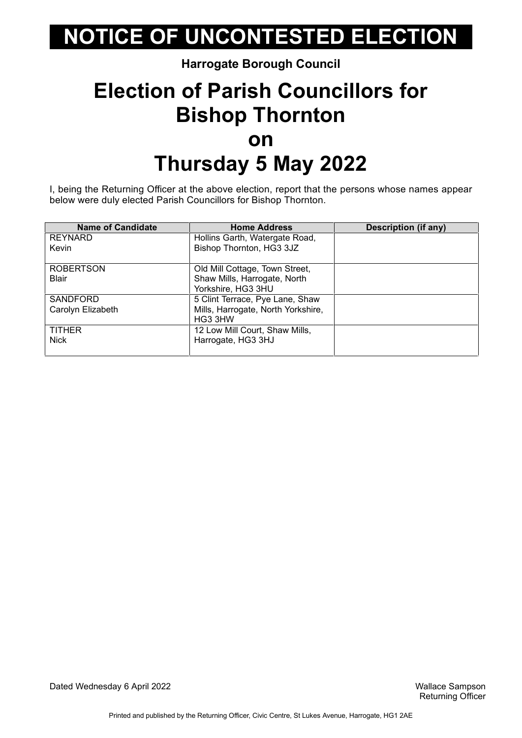# NOTICE OF UNCONTESTED ELECTION

**Harrogate Borough Council**

## Election of Parish Councillors for Bishop Thornton on Thursday 5 May 2022

I, being the Returning Officer at the above election, report that the persons whose names appear below were duly elected Parish Councillors for Bishop Thornton.

| Name of Candidate | Home Address | Description (if any) |
|---|---|---|
| REYNARD Kevin | Hollins Garth, Watergate Road, Bishop Thornton, HG3 3JZ | |
| ROBERTSON Blair | Old Mill Cottage, Town Street, Shaw Mills, Harrogate, North Yorkshire, HG3 3HU | |
| SANDFORD Carolyn Elizabeth | 5 Clint Terrace, Pye Lane, Shaw Mills, Harrogate, North Yorkshire, HG3 3HW | |
| TITHER Nick | 12 Low Mill Court, Shaw Mills, Harrogate, HG3 3HJ | |

Dated Wednesday 6 April 2022

Wallace Sampson
Returning Officer

Printed and published by the Returning Officer, Civic Centre, St Lukes Avenue, Harrogate, HG1 2AE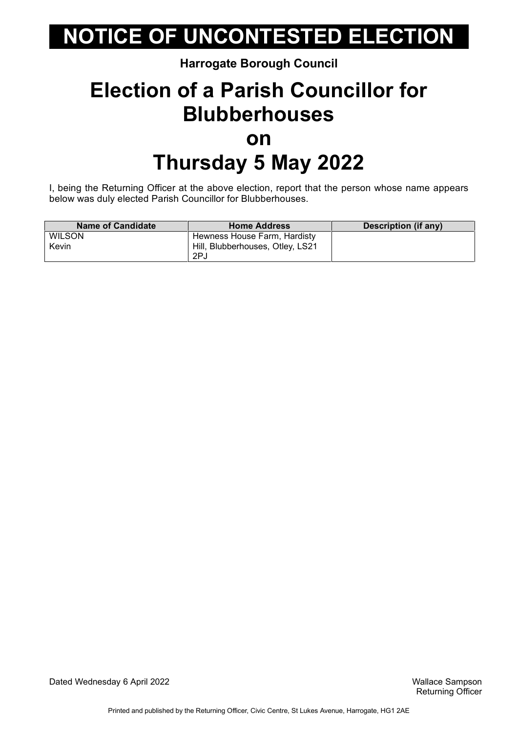# NOTICE OF UNCONTESTED ELECTION

**Harrogate Borough Council**

# Election of a Parish Councillor for Blubberhouses on Thursday 5 May 2022

I, being the Returning Officer at the above election, report that the person whose name appears below was duly elected Parish Councillor for Blubberhouses.

| Name of Candidate | Home Address | Description (if any) |
|---|---|---|
| WILSON Kevin | Hewness House Farm, Hardisty Hill, Blubberhouses, Otley, LS21 2PJ | |

Dated Wednesday 6 April 2022

Wallace Sampson
Returning Officer

Printed and published by the Returning Officer, Civic Centre, St Lukes Avenue, Harrogate, HG1 2AE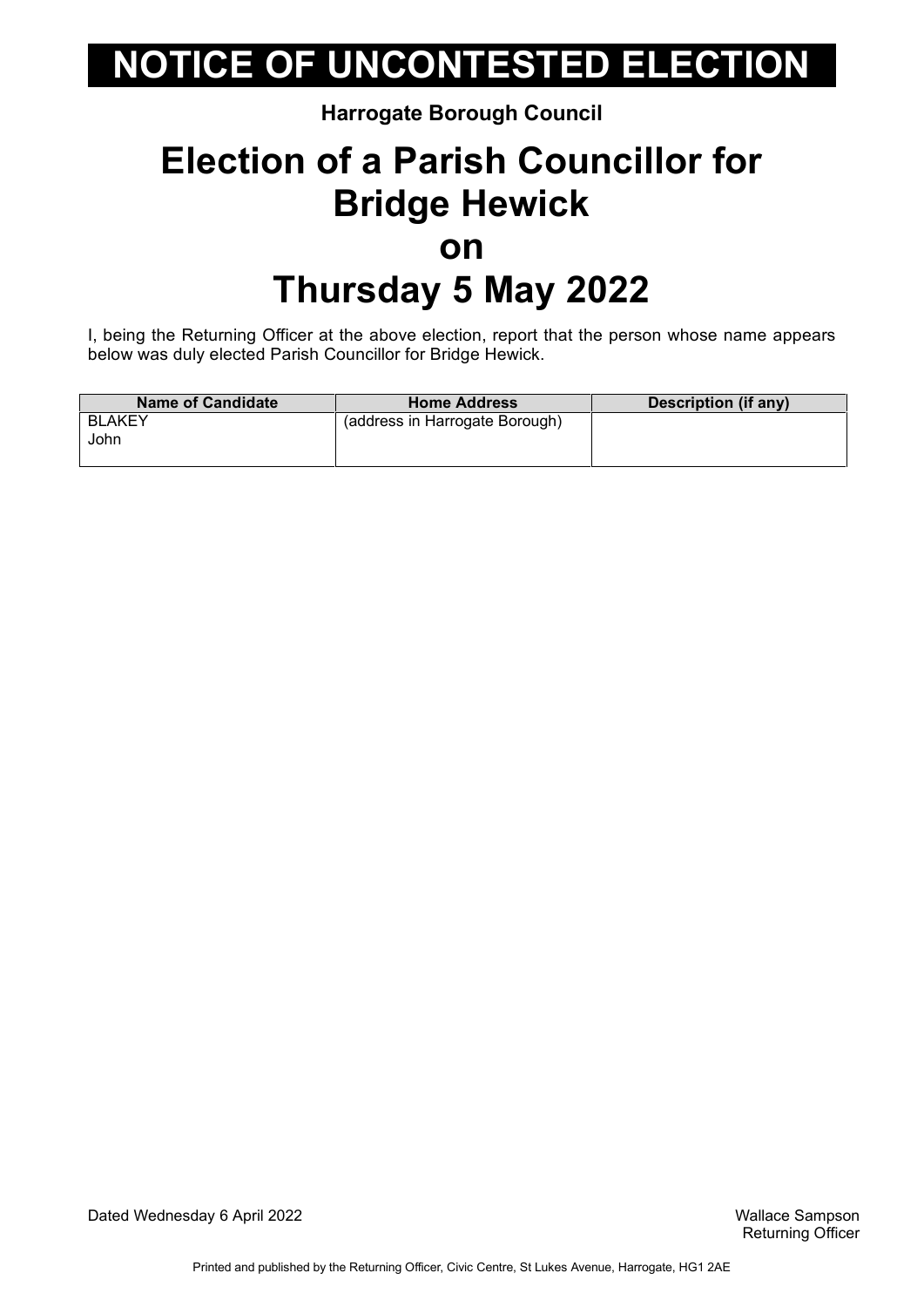# NOTICE OF UNCONTESTED ELECTION

**Harrogate Borough Council**

## Election of a Parish Councillor for Bridge Hewick on Thursday 5 May 2022

I, being the Returning Officer at the above election, report that the person whose name appears below was duly elected Parish Councillor for Bridge Hewick.

| Name of Candidate | Home Address | Description (if any) |
|---|---|---|
| BLAKEY John | (address in Harrogate Borough) | |

Dated Wednesday 6 April 2022

Wallace Sampson
Returning Officer

Printed and published by the Returning Officer, Civic Centre, St Lukes Avenue, Harrogate, HG1 2AE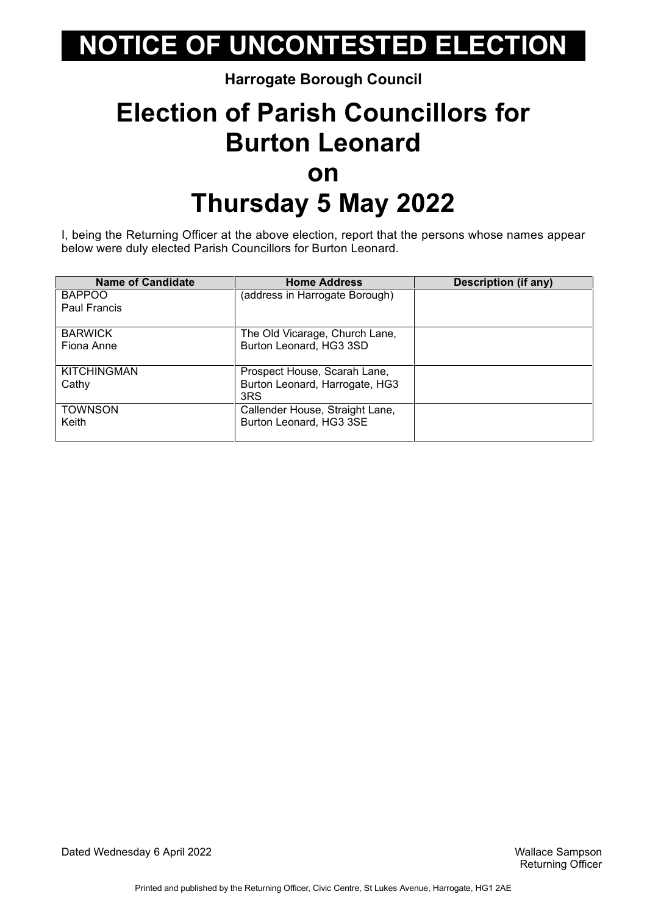# NOTICE OF UNCONTESTED ELECTION

**Harrogate Borough Council**

# Election of Parish Councillors for Burton Leonard on Thursday 5 May 2022

I, being the Returning Officer at the above election, report that the persons whose names appear below were duly elected Parish Councillors for Burton Leonard.

| Name of Candidate | Home Address | Description (if any) |
|---|---|---|
| BAPPOO<br>Paul Francis | (address in Harrogate Borough) | |
| BARWICK<br>Fiona Anne | The Old Vicarage, Church Lane, Burton Leonard, HG3 3SD | |
| KITCHINGMAN<br>Cathy | Prospect House, Scarah Lane, Burton Leonard, Harrogate, HG3 3RS | |
| TOWNSON<br>Keith | Callender House, Straight Lane, Burton Leonard, HG3 3SE | |

Dated Wednesday 6 April 2022

Wallace Sampson
Returning Officer

Printed and published by the Returning Officer, Civic Centre, St Lukes Avenue, Harrogate, HG1 2AE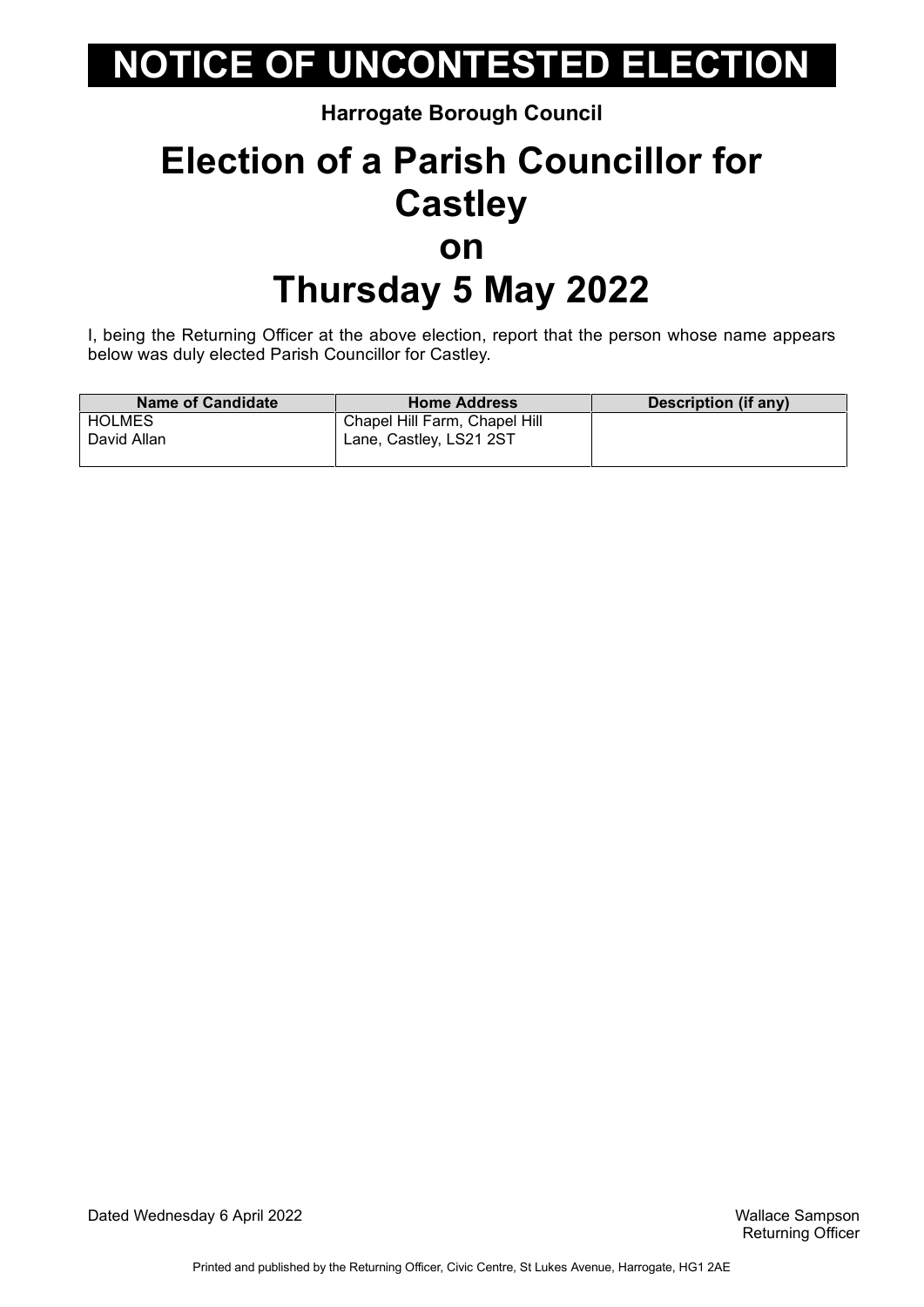# NOTICE OF UNCONTESTED ELECTION

**Harrogate Borough Council**

# Election of a Parish Councillor for Castley on Thursday 5 May 2022

I, being the Returning Officer at the above election, report that the person whose name appears below was duly elected Parish Councillor for Castley.

| Name of Candidate | Home Address | Description (if any) |
|---|---|---|
| HOLMES David Allan | Chapel Hill Farm, Chapel Hill Lane, Castley, LS21 2ST | |

Dated Wednesday 6 April 2022

Wallace Sampson
Returning Officer

Printed and published by the Returning Officer, Civic Centre, St Lukes Avenue, Harrogate, HG1 2AE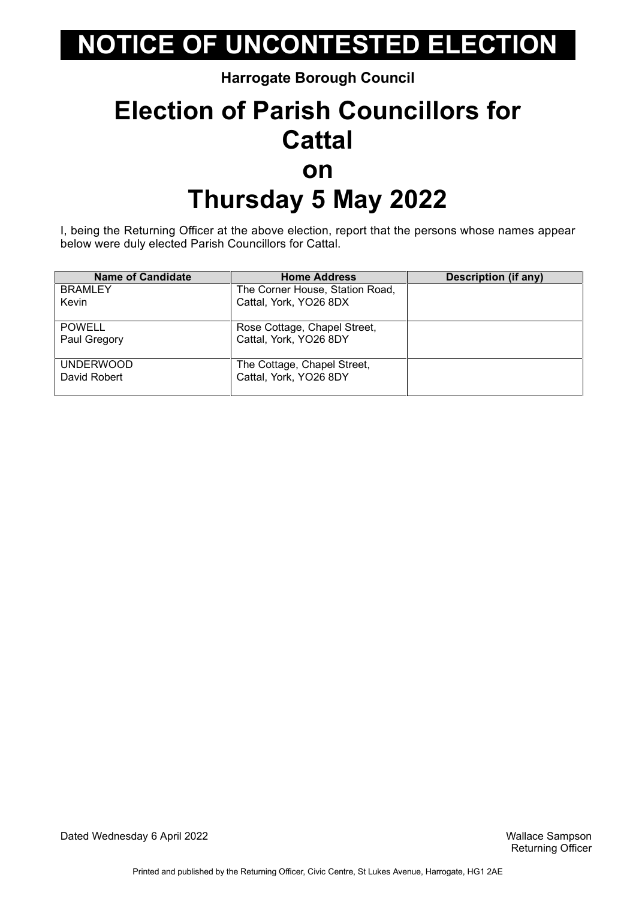# NOTICE OF UNCONTESTED ELECTION

**Harrogate Borough Council**

# Election of Parish Councillors for Cattal on Thursday 5 May 2022

I, being the Returning Officer at the above election, report that the persons whose names appear below were duly elected Parish Councillors for Cattal.

| Name of Candidate | Home Address | Description (if any) |
|---|---|---|
| BRAMLEY Kevin | The Corner House, Station Road, Cattal, York, YO26 8DX | |
| POWELL Paul Gregory | Rose Cottage, Chapel Street, Cattal, York, YO26 8DY | |
| UNDERWOOD David Robert | The Cottage, Chapel Street, Cattal, York, YO26 8DY | |

Dated Wednesday 6 April 2022

Wallace Sampson
Returning Officer

Printed and published by the Returning Officer, Civic Centre, St Lukes Avenue, Harrogate, HG1 2AE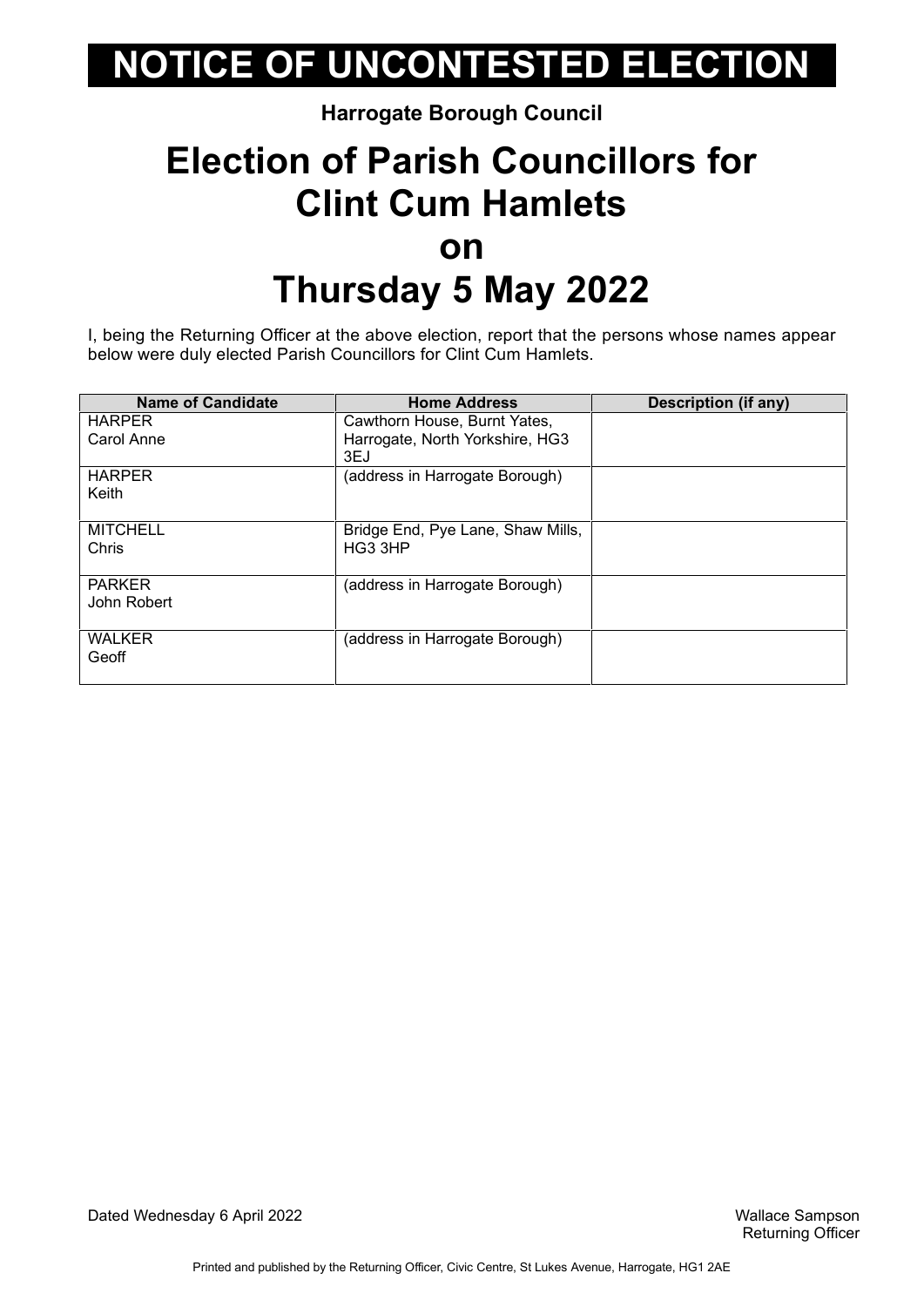# NOTICE OF UNCONTESTED ELECTION

**Harrogate Borough Council**

# Election of Parish Councillors for Clint Cum Hamlets on Thursday 5 May 2022

I, being the Returning Officer at the above election, report that the persons whose names appear below were duly elected Parish Councillors for Clint Cum Hamlets.

| Name of Candidate | Home Address | Description (if any) |
|---|---|---|
| HARPER Carol Anne | Cawthorn House, Burnt Yates, Harrogate, North Yorkshire, HG3 3EJ | |
| HARPER Keith | (address in Harrogate Borough) | |
| MITCHELL Chris | Bridge End, Pye Lane, Shaw Mills, HG3 3HP | |
| PARKER John Robert | (address in Harrogate Borough) | |
| WALKER Geoff | (address in Harrogate Borough) | |

Dated Wednesday 6 April 2022

Wallace Sampson
Returning Officer

Printed and published by the Returning Officer, Civic Centre, St Lukes Avenue, Harrogate, HG1 2AE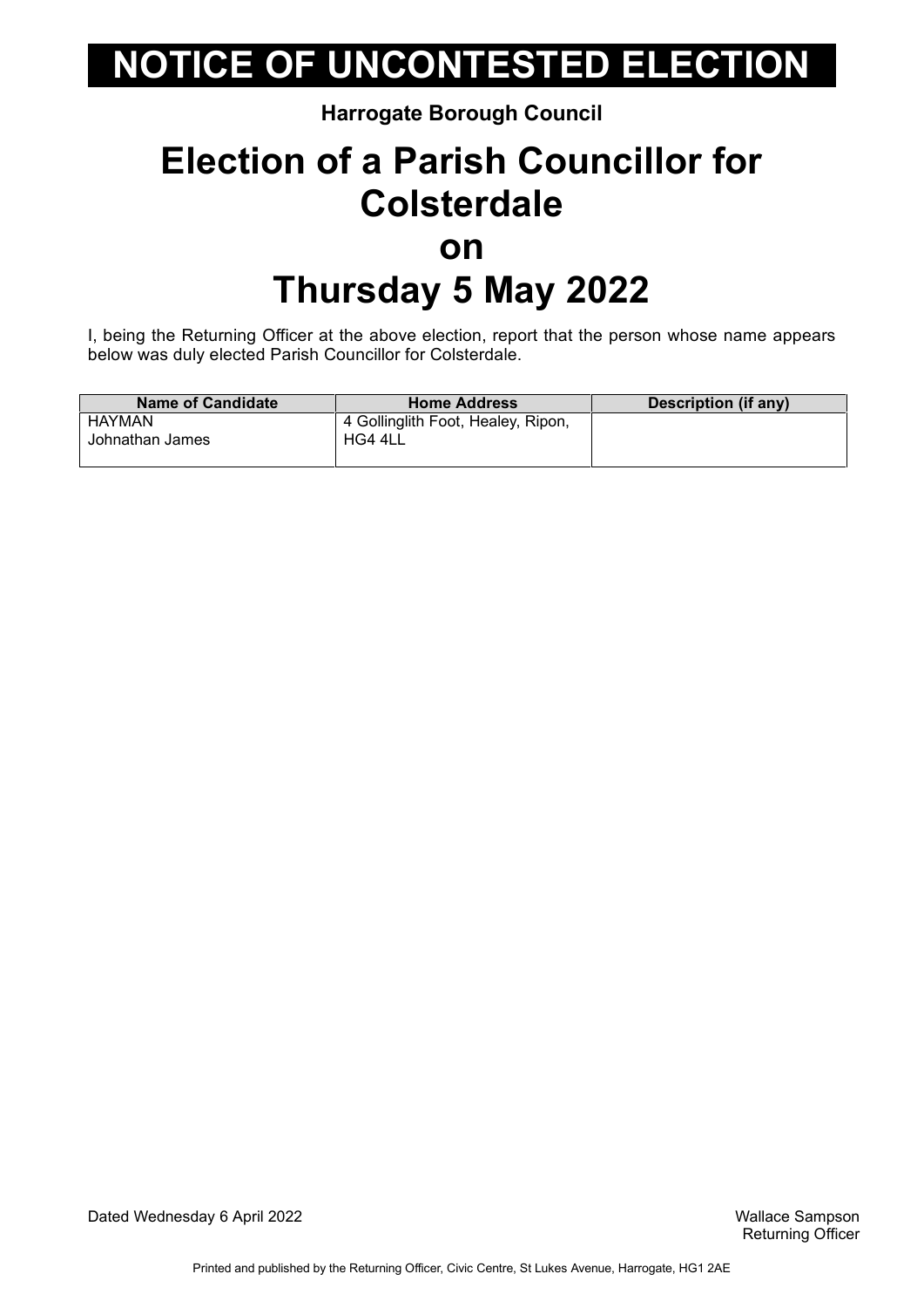# NOTICE OF UNCONTESTED ELECTION

**Harrogate Borough Council**

## Election of a Parish Councillor for Colsterdale on Thursday 5 May 2022

I, being the Returning Officer at the above election, report that the person whose name appears below was duly elected Parish Councillor for Colsterdale.

| Name of Candidate | Home Address | Description (if any) |
|---|---|---|
| HAYMAN Johnathan James | 4 Gollinglith Foot, Healey, Ripon, HG4 4LL | |

Dated Wednesday 6 April 2022

Wallace Sampson
Returning Officer

Printed and published by the Returning Officer, Civic Centre, St Lukes Avenue, Harrogate, HG1 2AE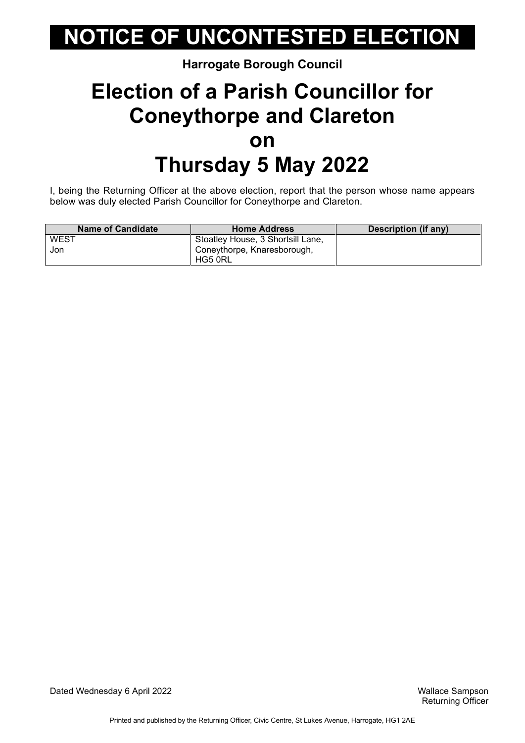# NOTICE OF UNCONTESTED ELECTION

**Harrogate Borough Council**

# Election of a Parish Councillor for Coneythorpe and Clareton on Thursday 5 May 2022

I, being the Returning Officer at the above election, report that the person whose name appears below was duly elected Parish Councillor for Coneythorpe and Clareton.

| Name of Candidate | Home Address | Description (if any) |
|---|---|---|
| WEST Jon | Stoatley House, 3 Shortsill Lane, Coneythorpe, Knaresborough, HG5 0RL | |

Dated Wednesday 6 April 2022

Wallace Sampson
Returning Officer

Printed and published by the Returning Officer, Civic Centre, St Lukes Avenue, Harrogate, HG1 2AE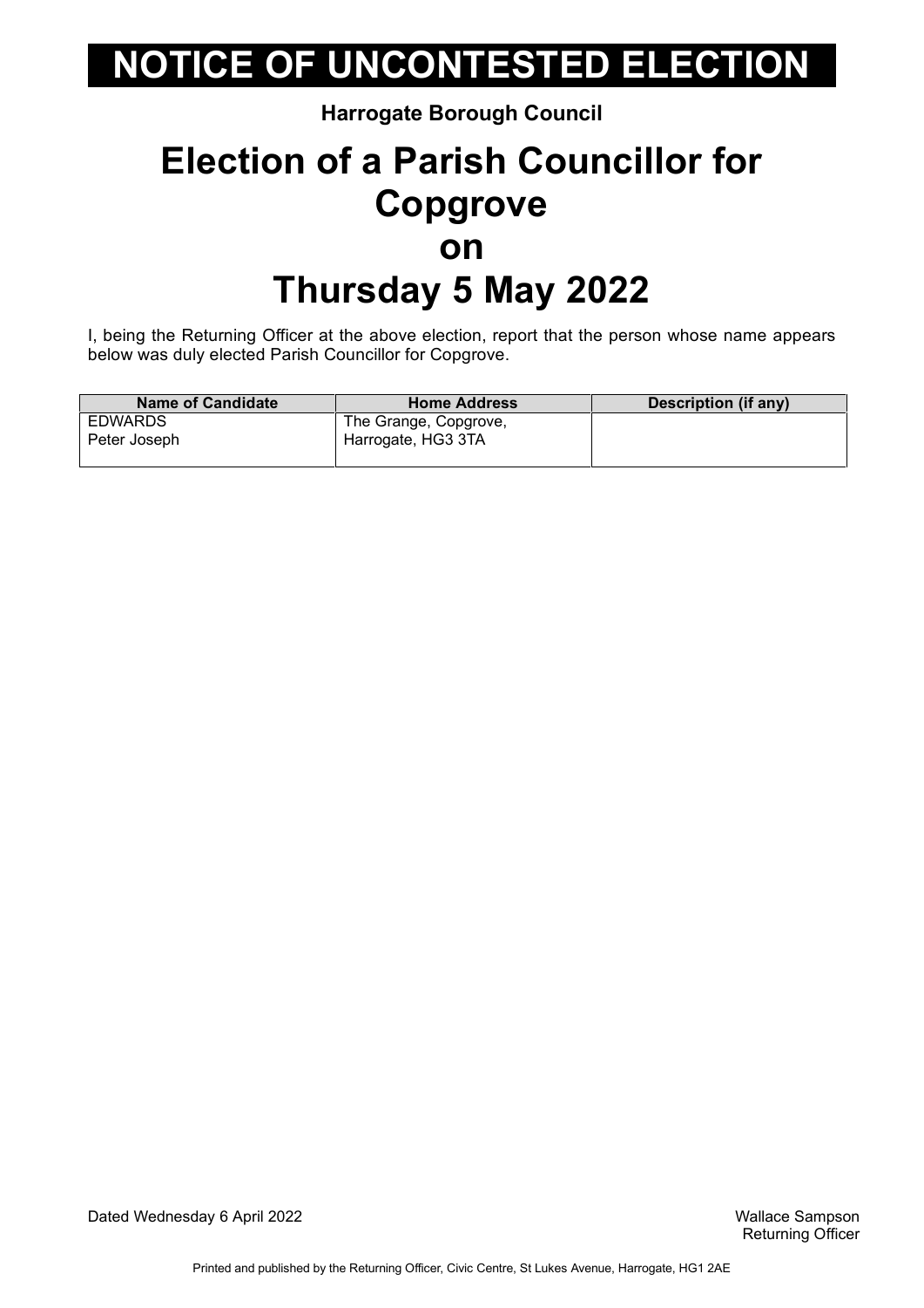# NOTICE OF UNCONTESTED ELECTION

**Harrogate Borough Council**

# Election of a Parish Councillor for Copgrove on Thursday 5 May 2022

I, being the Returning Officer at the above election, report that the person whose name appears below was duly elected Parish Councillor for Copgrove.

| Name of Candidate | Home Address | Description (if any) |
|---|---|---|
| EDWARDS Peter Joseph | The Grange, Copgrove, Harrogate, HG3 3TA | |

Dated Wednesday 6 April 2022

Wallace Sampson
Returning Officer

Printed and published by the Returning Officer, Civic Centre, St Lukes Avenue, Harrogate, HG1 2AE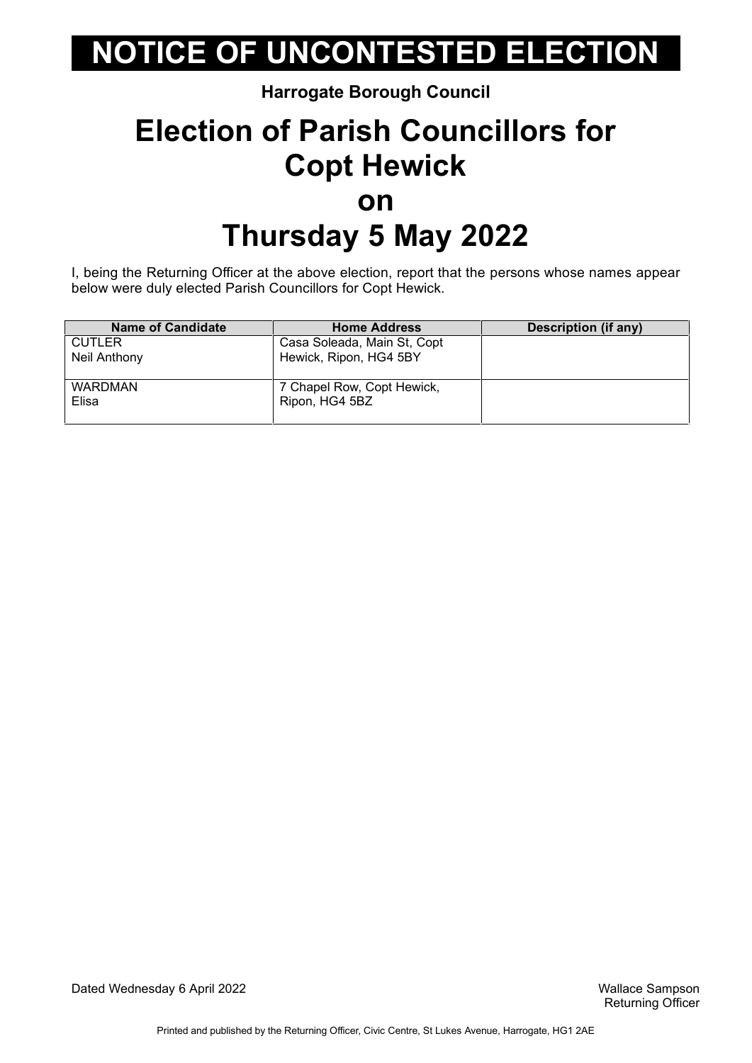# NOTICE OF UNCONTESTED ELECTION

**Harrogate Borough Council**

## Election of Parish Councillors for Copt Hewick on Thursday 5 May 2022

I, being the Returning Officer at the above election, report that the persons whose names appear below were duly elected Parish Councillors for Copt Hewick.

| Name of Candidate | Home Address | Description (if any) |
|---|---|---|
| CUTLER<br>Neil Anthony | Casa Soleada, Main St, Copt Hewick, Ripon, HG4 5BY | |
| WARDMAN<br>Elisa | 7 Chapel Row, Copt Hewick, Ripon, HG4 5BZ | |

Dated Wednesday 6 April 2022

Wallace Sampson
Returning Officer

Printed and published by the Returning Officer, Civic Centre, St Lukes Avenue, Harrogate, HG1 2AE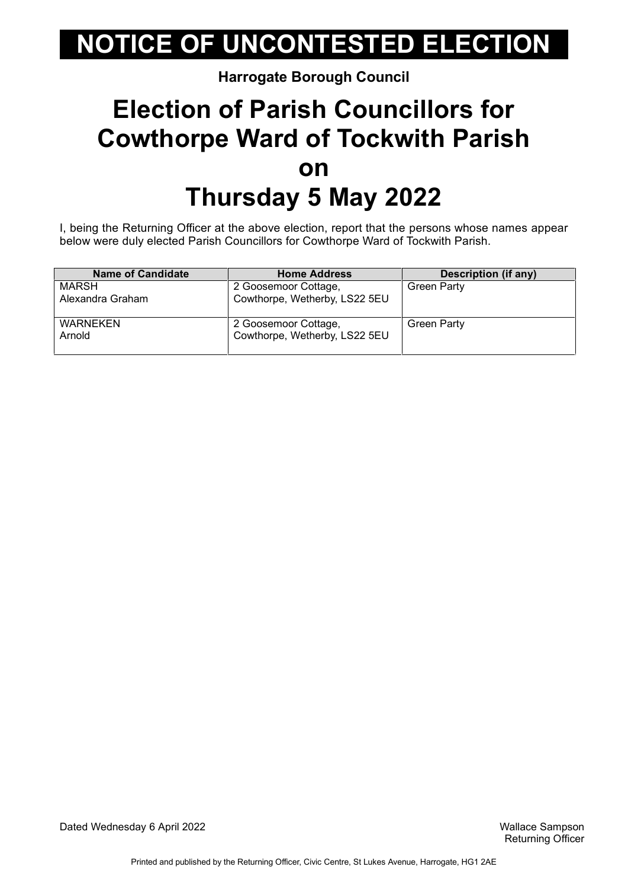# NOTICE OF UNCONTESTED ELECTION

**Harrogate Borough Council**

## Election of Parish Councillors for Cowthorpe Ward of Tockwith Parish on Thursday 5 May 2022

I, being the Returning Officer at the above election, report that the persons whose names appear below were duly elected Parish Councillors for Cowthorpe Ward of Tockwith Parish.

| Name of Candidate | Home Address | Description (if any) |
|---|---|---|
| MARSH Alexandra Graham | 2 Goosemoor Cottage, Cowthorpe, Wetherby, LS22 5EU | Green Party |
| WARNEKEN Arnold | 2 Goosemoor Cottage, Cowthorpe, Wetherby, LS22 5EU | Green Party |

Dated Wednesday 6 April 2022

Wallace Sampson
Returning Officer

Printed and published by the Returning Officer, Civic Centre, St Lukes Avenue, Harrogate, HG1 2AE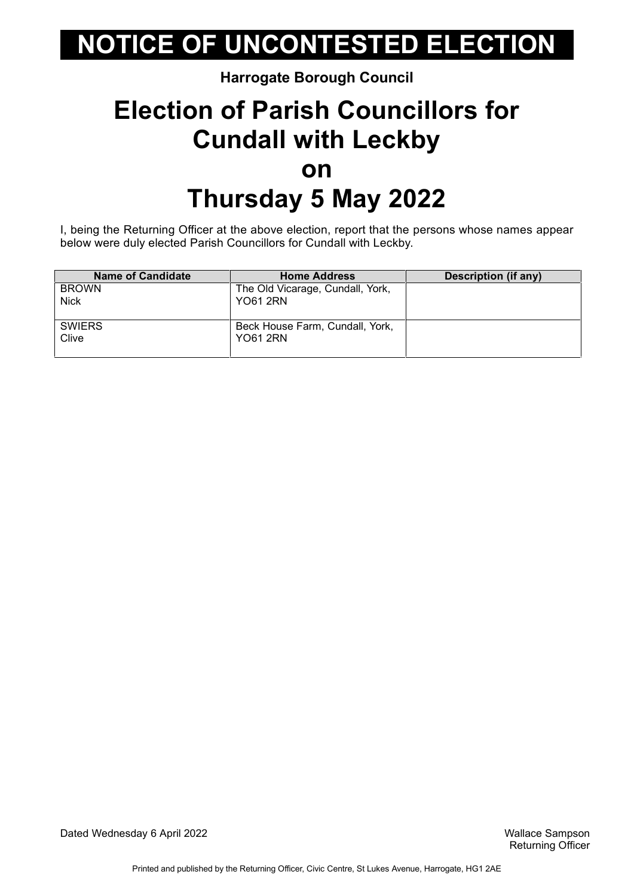# NOTICE OF UNCONTESTED ELECTION

**Harrogate Borough Council**

## Election of Parish Councillors for Cundall with Leckby on Thursday 5 May 2022

I, being the Returning Officer at the above election, report that the persons whose names appear below were duly elected Parish Councillors for Cundall with Leckby.

| Name of Candidate | Home Address | Description (if any) |
|---|---|---|
| BROWN Nick | The Old Vicarage, Cundall, York, YO61 2RN | |
| SWIERS Clive | Beck House Farm, Cundall, York, YO61 2RN | |

Dated Wednesday 6 April 2022

Wallace Sampson
Returning Officer

Printed and published by the Returning Officer, Civic Centre, St Lukes Avenue, Harrogate, HG1 2AE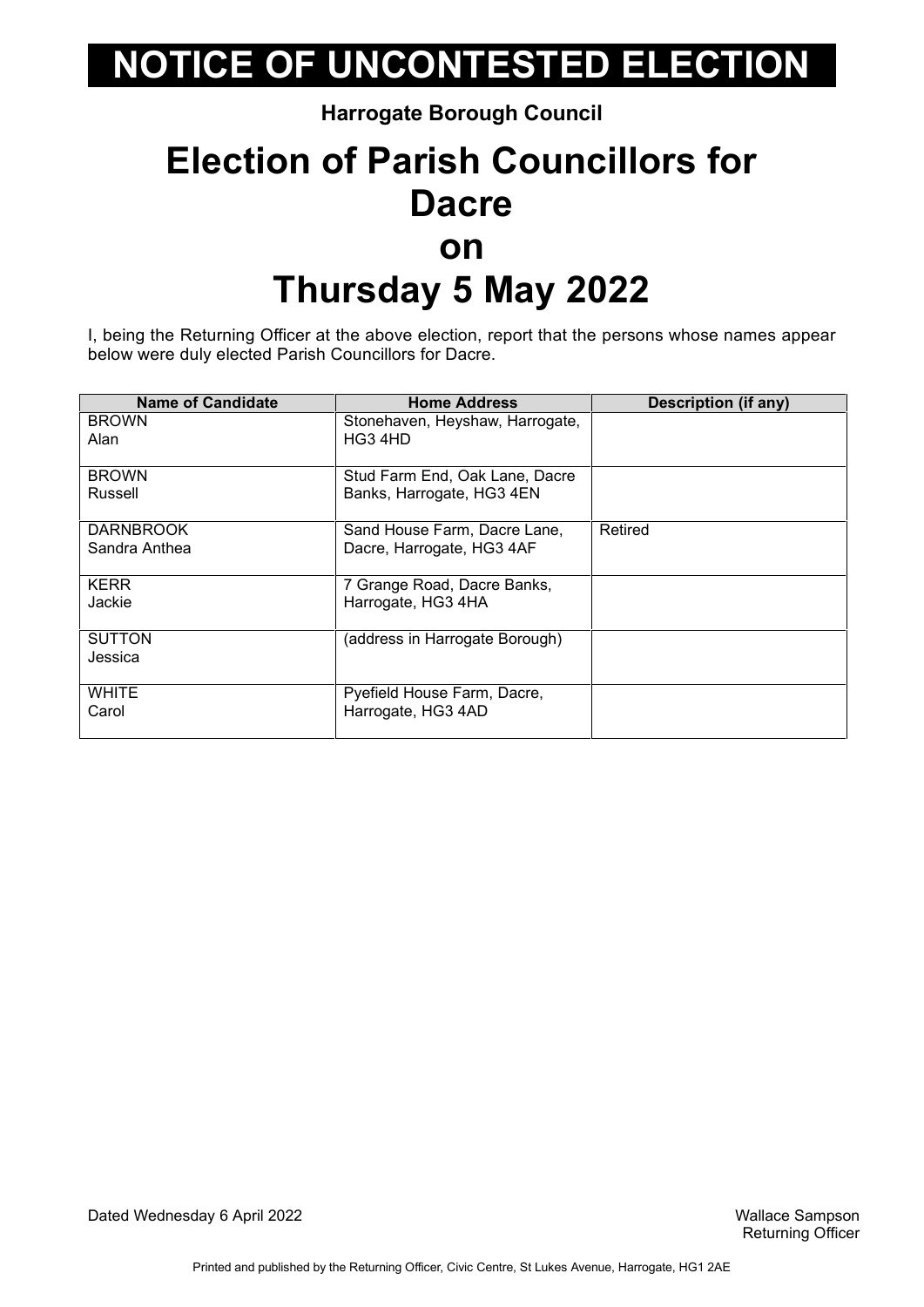# NOTICE OF UNCONTESTED ELECTION

**Harrogate Borough Council**

# Election of Parish Councillors for Dacre on Thursday 5 May 2022

I, being the Returning Officer at the above election, report that the persons whose names appear below were duly elected Parish Councillors for Dacre.

| Name of Candidate | Home Address | Description (if any) |
|---|---|---|
| BROWN Alan | Stonehaven, Heyshaw, Harrogate, HG3 4HD | |
| BROWN Russell | Stud Farm End, Oak Lane, Dacre Banks, Harrogate, HG3 4EN | |
| DARNBROOK Sandra Anthea | Sand House Farm, Dacre Lane, Dacre, Harrogate, HG3 4AF | Retired |
| KERR Jackie | 7 Grange Road, Dacre Banks, Harrogate, HG3 4HA | |
| SUTTON Jessica | (address in Harrogate Borough) | |
| WHITE Carol | Pyefield House Farm, Dacre, Harrogate, HG3 4AD | |

Dated Wednesday 6 April 2022

Wallace Sampson
Returning Officer

Printed and published by the Returning Officer, Civic Centre, St Lukes Avenue, Harrogate, HG1 2AE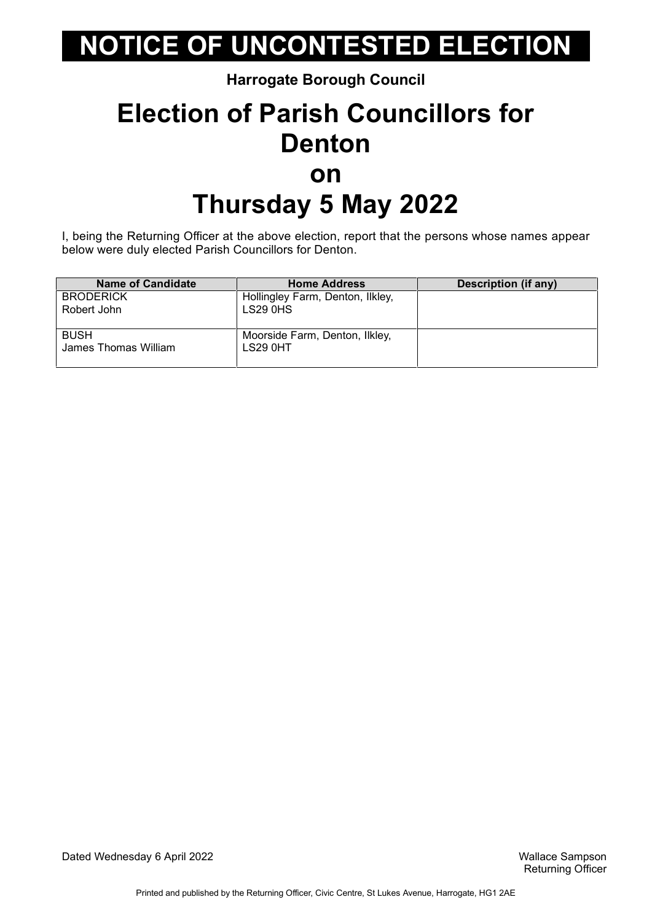# NOTICE OF UNCONTESTED ELECTION

**Harrogate Borough Council**

## Election of Parish Councillors for Denton on Thursday 5 May 2022

I, being the Returning Officer at the above election, report that the persons whose names appear below were duly elected Parish Councillors for Denton.

| Name of Candidate | Home Address | Description (if any) |
|---|---|---|
| BRODERICK Robert John | Hollingley Farm, Denton, Ilkley, LS29 0HS | |
| BUSH James Thomas William | Moorside Farm, Denton, Ilkley, LS29 0HT | |

Dated Wednesday 6 April 2022

Wallace Sampson
Returning Officer

Printed and published by the Returning Officer, Civic Centre, St Lukes Avenue, Harrogate, HG1 2AE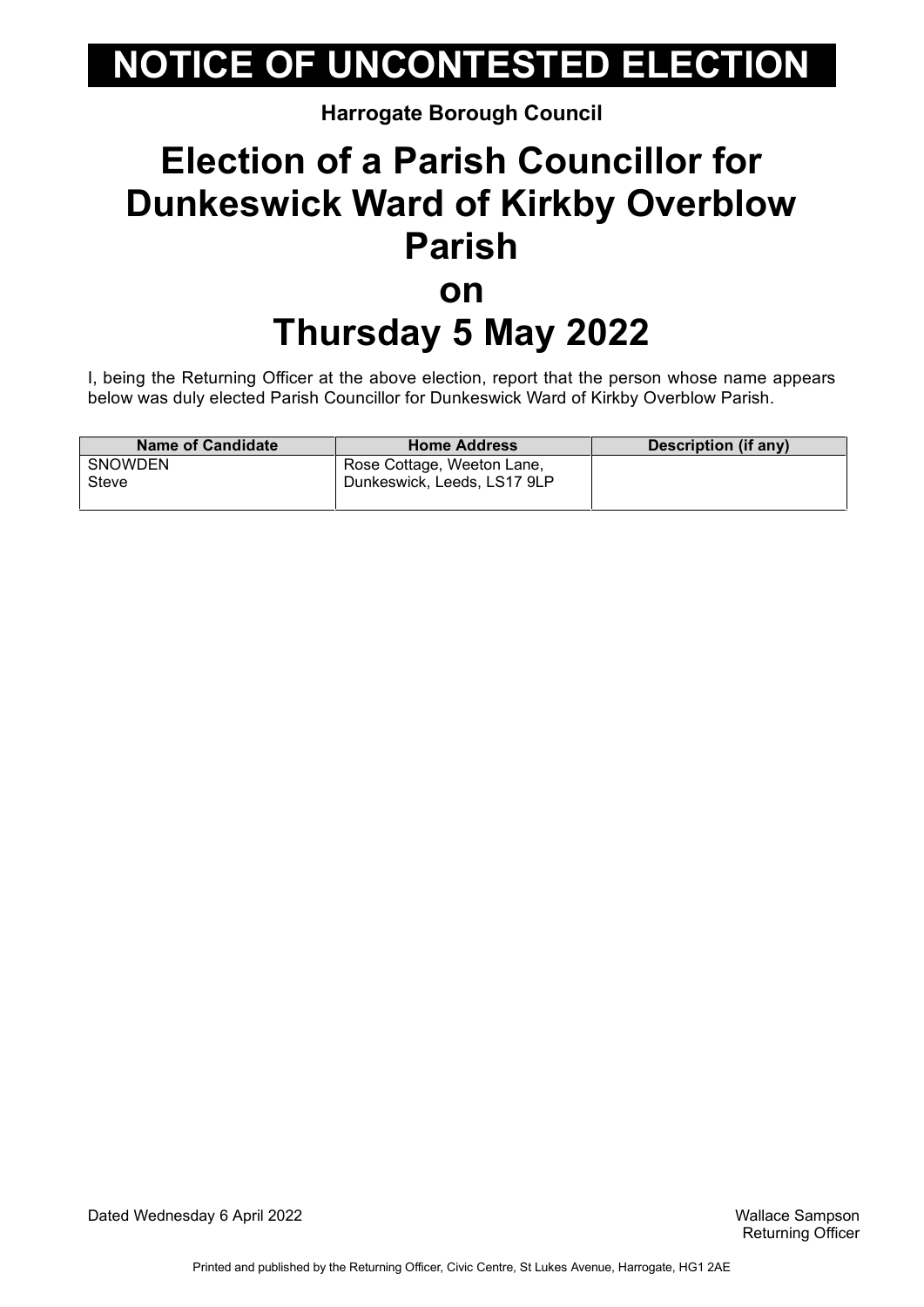# NOTICE OF UNCONTESTED ELECTION

**Harrogate Borough Council**

## Election of a Parish Councillor for Dunkeswick Ward of Kirkby Overblow Parish on Thursday 5 May 2022

I, being the Returning Officer at the above election, report that the person whose name appears below was duly elected Parish Councillor for Dunkeswick Ward of Kirkby Overblow Parish.

| Name of Candidate | Home Address | Description (if any) |
|---|---|---|
| SNOWDEN<br>Steve | Rose Cottage, Weeton Lane, Dunkeswick, Leeds, LS17 9LP | |

Dated Wednesday 6 April 2022

Wallace Sampson
Returning Officer

Printed and published by the Returning Officer, Civic Centre, St Lukes Avenue, Harrogate, HG1 2AE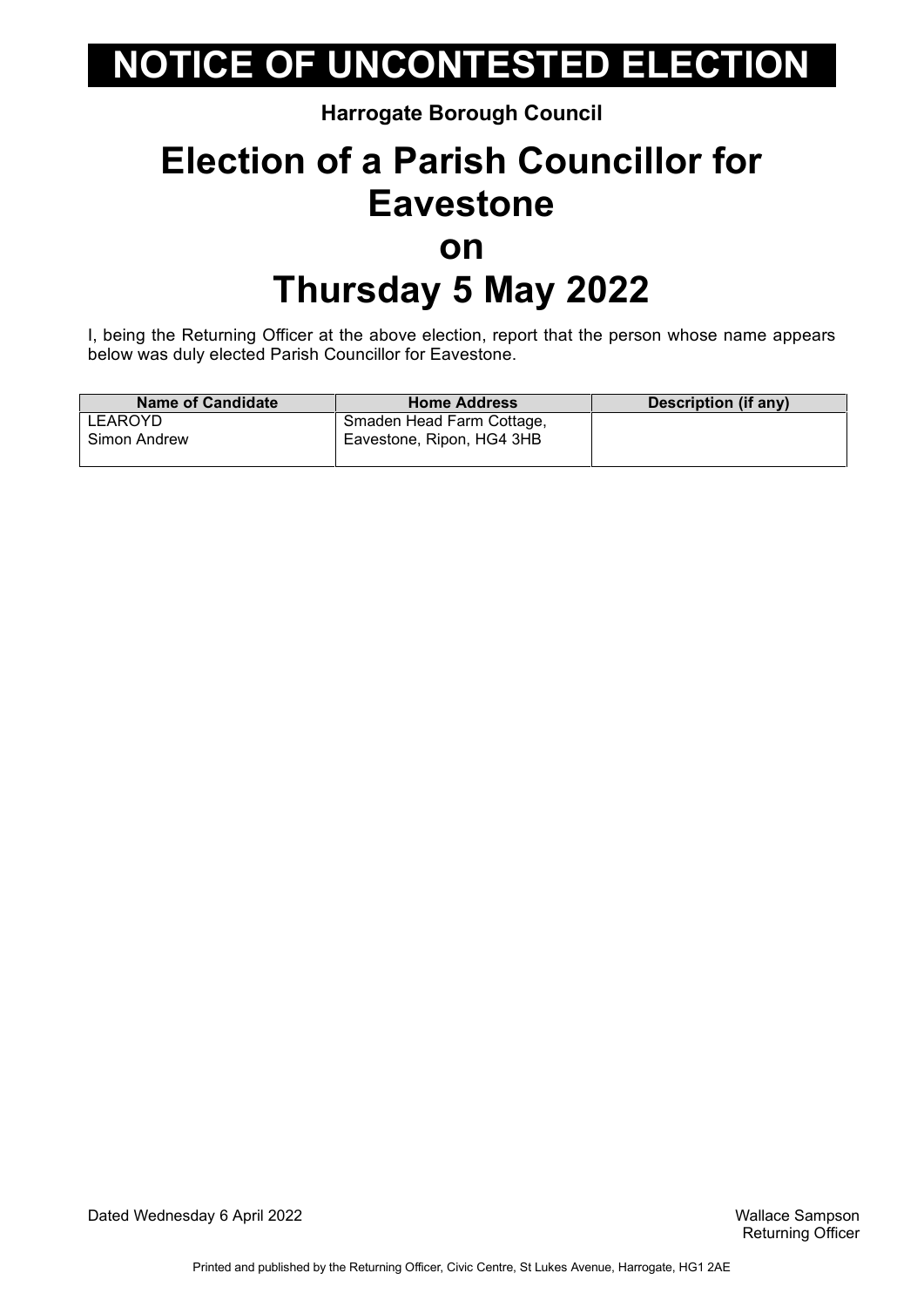# NOTICE OF UNCONTESTED ELECTION

**Harrogate Borough Council**

# Election of a Parish Councillor for Eavestone on Thursday 5 May 2022

I, being the Returning Officer at the above election, report that the person whose name appears below was duly elected Parish Councillor for Eavestone.

| Name of Candidate | Home Address | Description (if any) |
|---|---|---|
| LEAROYD<br>Simon Andrew | Smaden Head Farm Cottage, Eavestone, Ripon, HG4 3HB | |

Dated Wednesday 6 April 2022

Wallace Sampson
Returning Officer

Printed and published by the Returning Officer, Civic Centre, St Lukes Avenue, Harrogate, HG1 2AE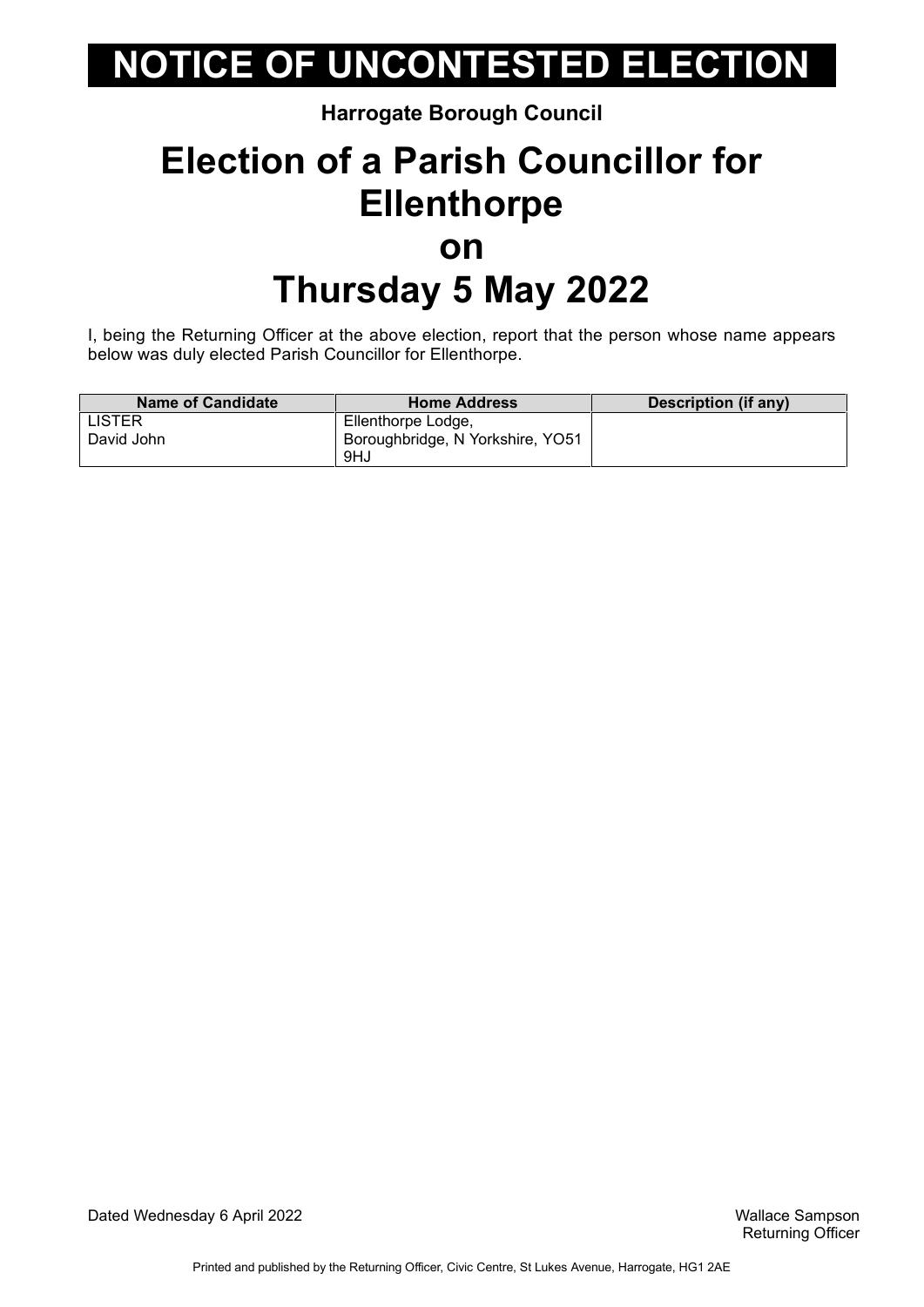# NOTICE OF UNCONTESTED ELECTION

**Harrogate Borough Council**

# Election of a Parish Councillor for Ellenthorpe on Thursday 5 May 2022

I, being the Returning Officer at the above election, report that the person whose name appears below was duly elected Parish Councillor for Ellenthorpe.

| Name of Candidate | Home Address | Description (if any) |
|---|---|---|
| LISTER David John | Ellenthorpe Lodge, Boroughbridge, N Yorkshire, YO51 9HJ | |

Dated Wednesday 6 April 2022

Wallace Sampson
Returning Officer

Printed and published by the Returning Officer, Civic Centre, St Lukes Avenue, Harrogate, HG1 2AE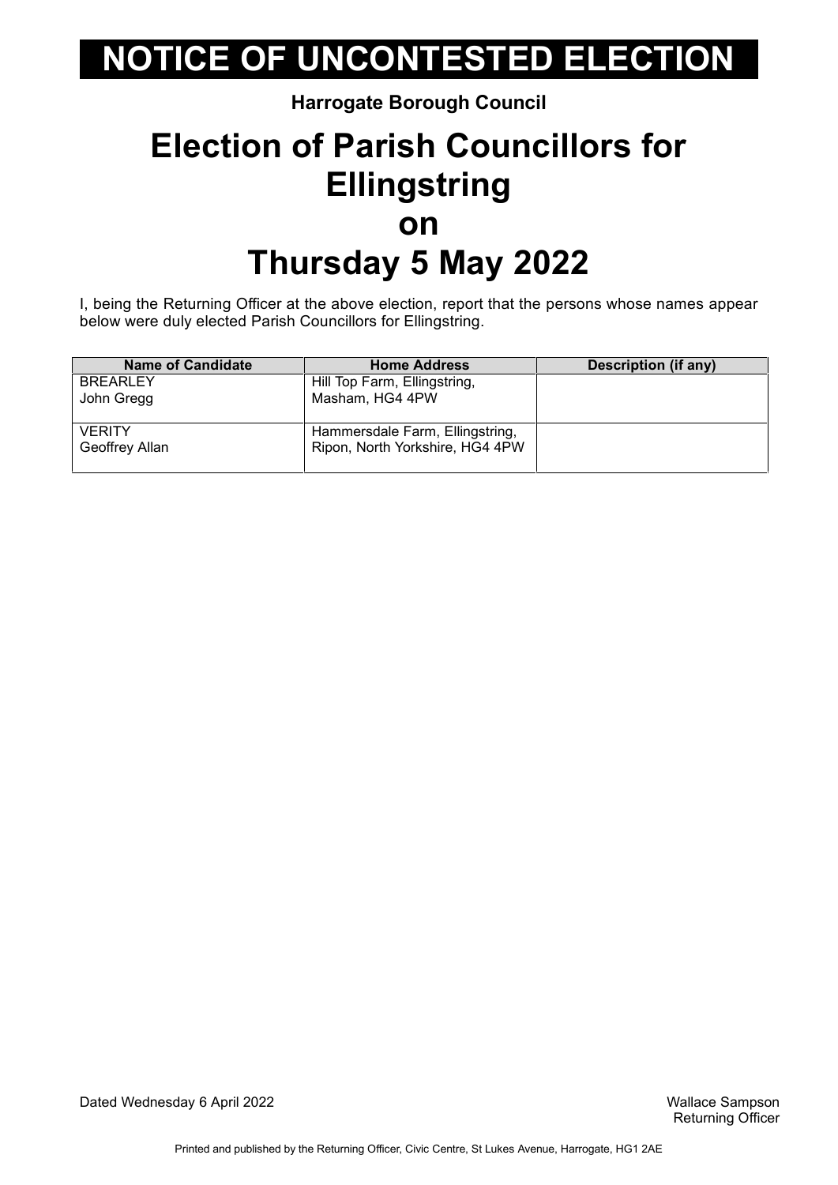# NOTICE OF UNCONTESTED ELECTION

**Harrogate Borough Council**

# Election of Parish Councillors for Ellingstring on Thursday 5 May 2022

I, being the Returning Officer at the above election, report that the persons whose names appear below were duly elected Parish Councillors for Ellingstring.

| Name of Candidate | Home Address | Description (if any) |
|---|---|---|
| BREARLEY<br>John Gregg | Hill Top Farm, Ellingstring, Masham, HG4 4PW | |
| VERITY<br>Geoffrey Allan | Hammersdale Farm, Ellingstring, Ripon, North Yorkshire, HG4 4PW | |

Dated Wednesday 6 April 2022

Wallace Sampson
Returning Officer

Printed and published by the Returning Officer, Civic Centre, St Lukes Avenue, Harrogate, HG1 2AE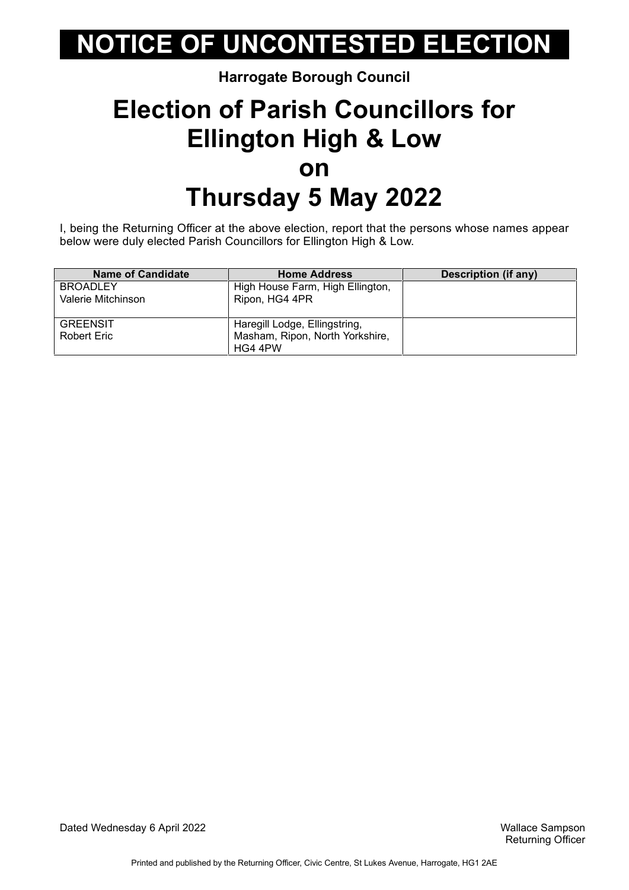# NOTICE OF UNCONTESTED ELECTION

**Harrogate Borough Council**

# Election of Parish Councillors for Ellington High & Low on Thursday 5 May 2022

I, being the Returning Officer at the above election, report that the persons whose names appear below were duly elected Parish Councillors for Ellington High & Low.

| Name of Candidate | Home Address | Description (if any) |
|---|---|---|
| BROADLEY<br>Valerie Mitchinson | High House Farm, High Ellington, Ripon, HG4 4PR | |
| GREENSIT<br>Robert Eric | Haregill Lodge, Ellingstring, Masham, Ripon, North Yorkshire, HG4 4PW | |

Dated Wednesday 6 April 2022

Wallace Sampson
Returning Officer

Printed and published by the Returning Officer, Civic Centre, St Lukes Avenue, Harrogate, HG1 2AE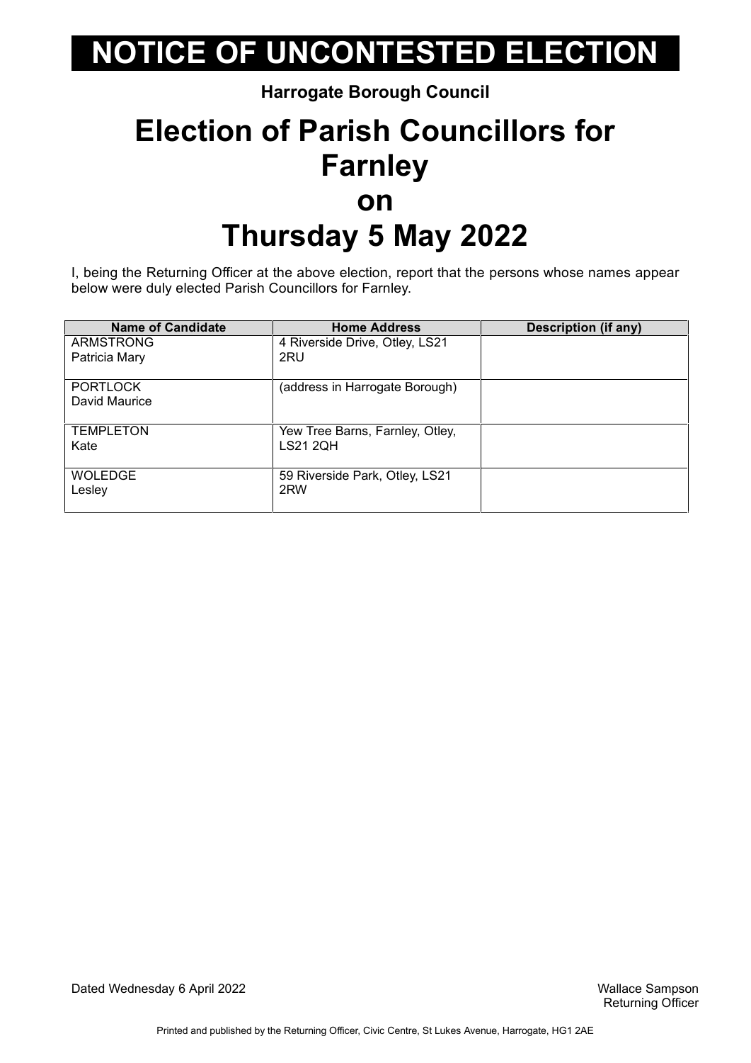# NOTICE OF UNCONTESTED ELECTION

**Harrogate Borough Council**

## Election of Parish Councillors for Farnley on Thursday 5 May 2022

I, being the Returning Officer at the above election, report that the persons whose names appear below were duly elected Parish Councillors for Farnley.

| Name of Candidate | Home Address | Description (if any) |
|---|---|---|
| ARMSTRONG Patricia Mary | 4 Riverside Drive, Otley, LS21 2RU | |
| PORTLOCK David Maurice | (address in Harrogate Borough) | |
| TEMPLETON Kate | Yew Tree Barns, Farnley, Otley, LS21 2QH | |
| WOLEDGE Lesley | 59 Riverside Park, Otley, LS21 2RW | |

Dated Wednesday 6 April 2022

Wallace Sampson
Returning Officer

Printed and published by the Returning Officer, Civic Centre, St Lukes Avenue, Harrogate, HG1 2AE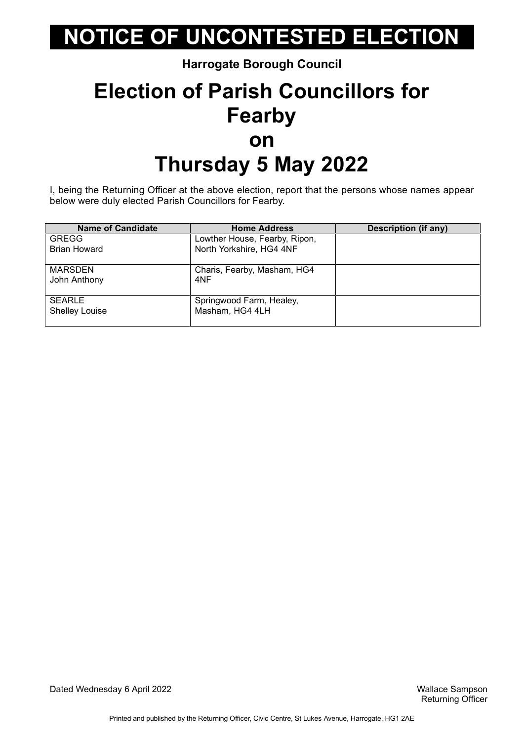# NOTICE OF UNCONTESTED ELECTION

**Harrogate Borough Council**

# Election of Parish Councillors for Fearby on Thursday 5 May 2022

I, being the Returning Officer at the above election, report that the persons whose names appear below were duly elected Parish Councillors for Fearby.

| Name of Candidate | Home Address | Description (if any) |
|---|---|---|
| GREGG<br>Brian Howard | Lowther House, Fearby, Ripon, North Yorkshire, HG4 4NF | |
| MARSDEN<br>John Anthony | Charis, Fearby, Masham, HG4 4NF | |
| SEARLE<br>Shelley Louise | Springwood Farm, Healey, Masham, HG4 4LH | |

Dated Wednesday 6 April 2022

Wallace Sampson
Returning Officer

Printed and published by the Returning Officer, Civic Centre, St Lukes Avenue, Harrogate, HG1 2AE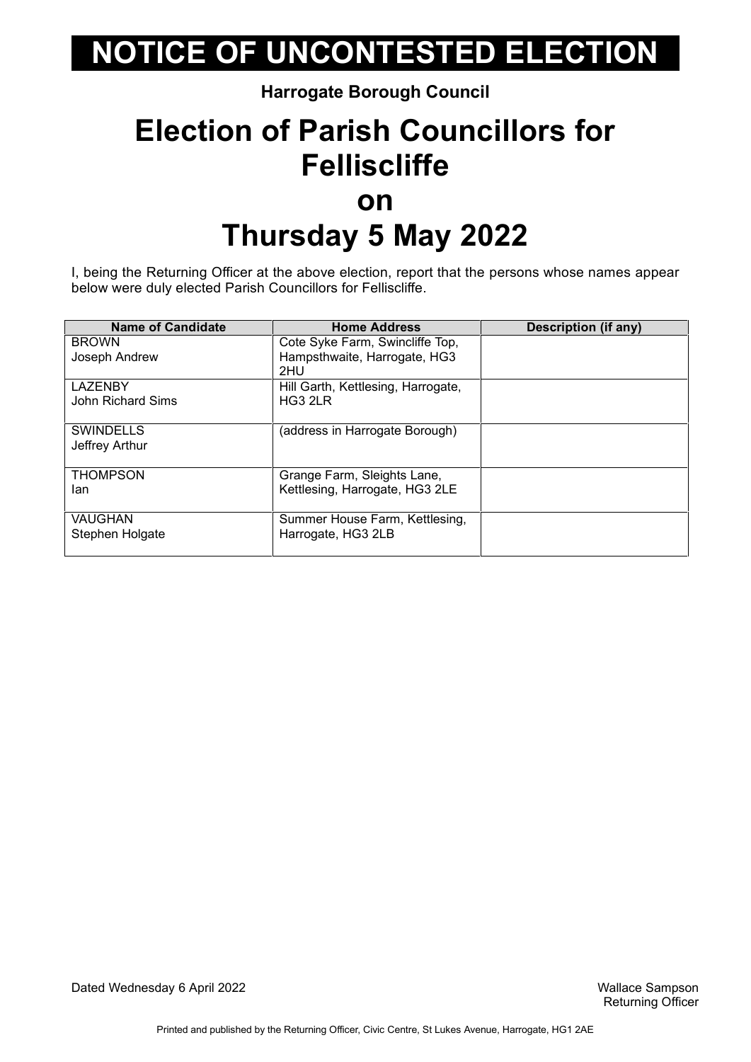# NOTICE OF UNCONTESTED ELECTION

**Harrogate Borough Council**

# Election of Parish Councillors for Felliscliffe on Thursday 5 May 2022

I, being the Returning Officer at the above election, report that the persons whose names appear below were duly elected Parish Councillors for Felliscliffe.

| Name of Candidate | Home Address | Description (if any) |
|---|---|---|
| BROWN<br>Joseph Andrew | Cote Syke Farm, Swincliffe Top, Hampsthwaite, Harrogate, HG3 2HU | |
| LAZENBY<br>John Richard Sims | Hill Garth, Kettlesing, Harrogate, HG3 2LR | |
| SWINDELLS<br>Jeffrey Arthur | (address in Harrogate Borough) | |
| THOMPSON<br>Ian | Grange Farm, Sleights Lane, Kettlesing, Harrogate, HG3 2LE | |
| VAUGHAN<br>Stephen Holgate | Summer House Farm, Kettlesing, Harrogate, HG3 2LB | |

Dated Wednesday 6 April 2022

Wallace Sampson
Returning Officer

Printed and published by the Returning Officer, Civic Centre, St Lukes Avenue, Harrogate, HG1 2AE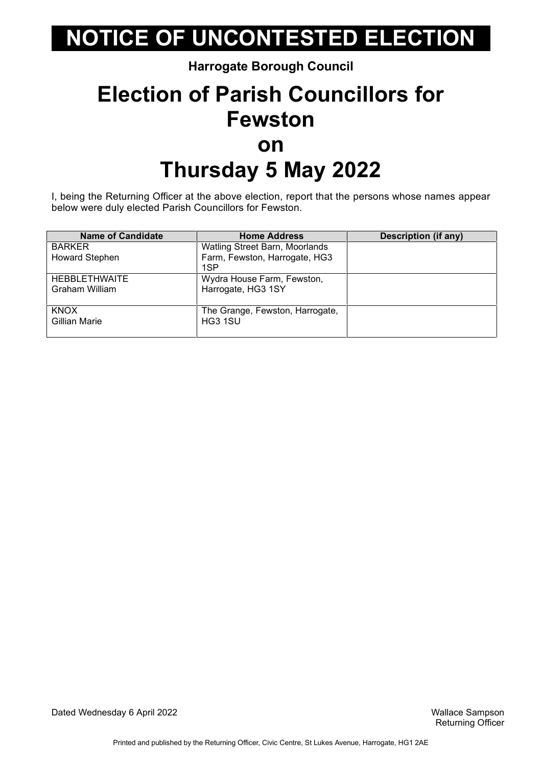# NOTICE OF UNCONTESTED ELECTION

**Harrogate Borough Council**

# Election of Parish Councillors for Fewston on Thursday 5 May 2022

I, being the Returning Officer at the above election, report that the persons whose names appear below were duly elected Parish Councillors for Fewston.

| Name of Candidate | Home Address | Description (if any) |
|---|---|---|
| BARKER<br>Howard Stephen | Watling Street Barn, Moorlands Farm, Fewston, Harrogate, HG3 1SP | |
| HEBBLETHWAITE<br>Graham William | Wydra House Farm, Fewston, Harrogate, HG3 1SY | |
| KNOX<br>Gillian Marie | The Grange, Fewston, Harrogate, HG3 1SU | |

Dated Wednesday 6 April 2022

Wallace Sampson
Returning Officer

Printed and published by the Returning Officer, Civic Centre, St Lukes Avenue, Harrogate, HG1 2AE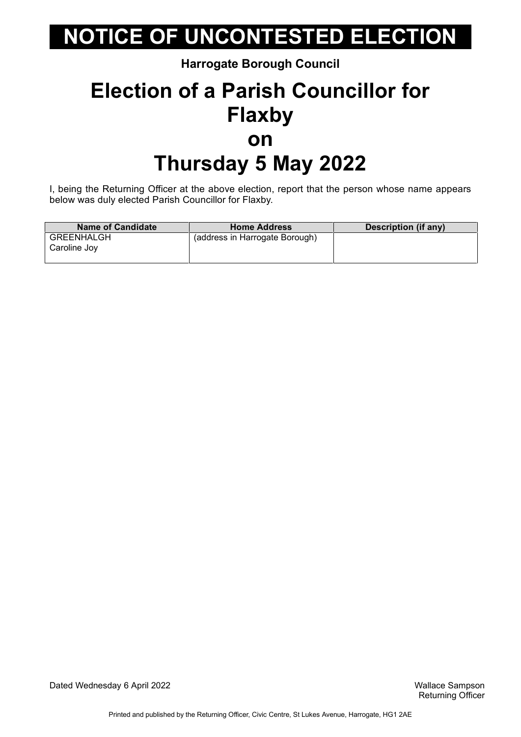# NOTICE OF UNCONTESTED ELECTION

**Harrogate Borough Council**

# Election of a Parish Councillor for Flaxby on Thursday 5 May 2022

I, being the Returning Officer at the above election, report that the person whose name appears below was duly elected Parish Councillor for Flaxby.

| Name of Candidate | Home Address | Description (if any) |
|---|---|---|
| GREENHALGH Caroline Joy | (address in Harrogate Borough) | |

Dated Wednesday 6 April 2022

Wallace Sampson
Returning Officer

Printed and published by the Returning Officer, Civic Centre, St Lukes Avenue, Harrogate, HG1 2AE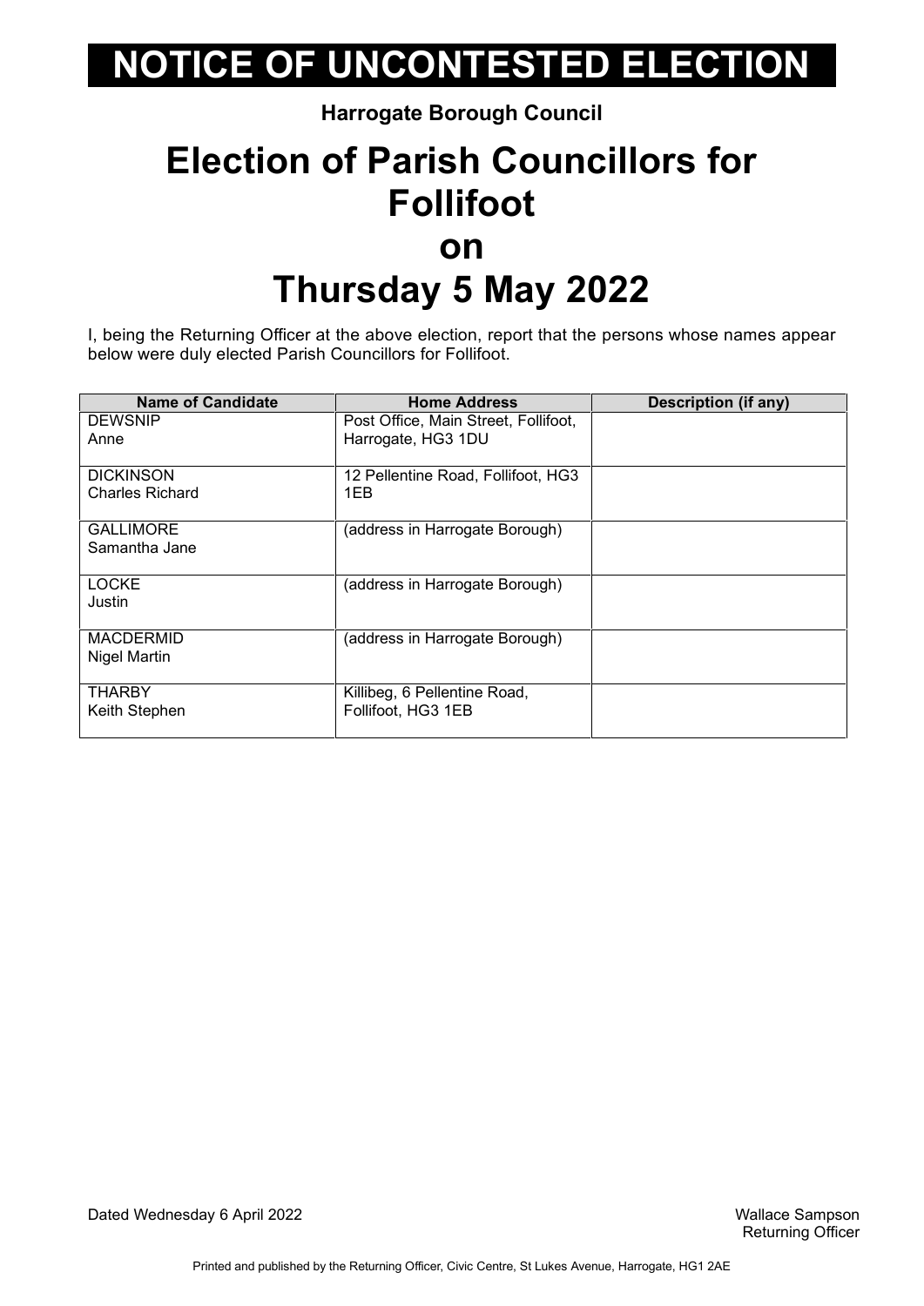# NOTICE OF UNCONTESTED ELECTION

**Harrogate Borough Council**

# Election of Parish Councillors for Follifoot on Thursday 5 May 2022

I, being the Returning Officer at the above election, report that the persons whose names appear below were duly elected Parish Councillors for Follifoot.

| Name of Candidate | Home Address | Description (if any) |
|---|---|---|
| DEWSNIP Anne | Post Office, Main Street, Follifoot, Harrogate, HG3 1DU | |
| DICKINSON Charles Richard | 12 Pellentine Road, Follifoot, HG3 1EB | |
| GALLIMORE Samantha Jane | (address in Harrogate Borough) | |
| LOCKE Justin | (address in Harrogate Borough) | |
| MACDERMID Nigel Martin | (address in Harrogate Borough) | |
| THARBY Keith Stephen | Killibeg, 6 Pellentine Road, Follifoot, HG3 1EB | |

Dated Wednesday 6 April 2022

Wallace Sampson
Returning Officer

Printed and published by the Returning Officer, Civic Centre, St Lukes Avenue, Harrogate, HG1 2AE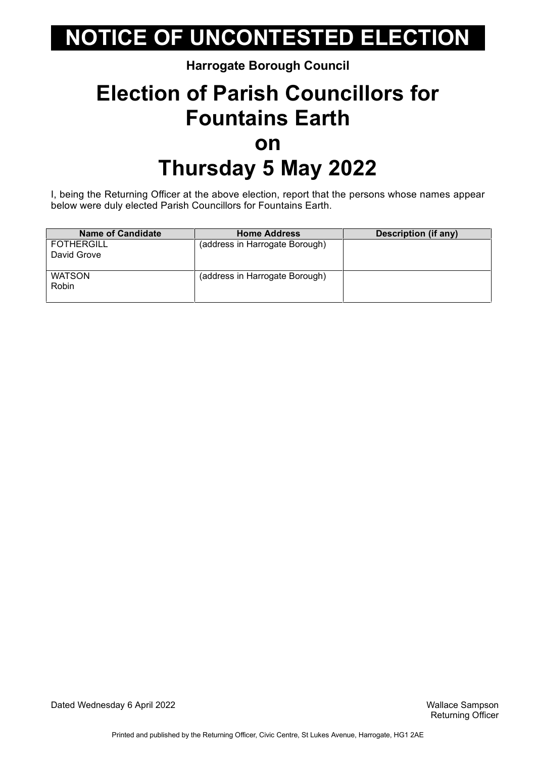# NOTICE OF UNCONTESTED ELECTION

**Harrogate Borough Council**

## Election of Parish Councillors for Fountains Earth on Thursday 5 May 2022

I, being the Returning Officer at the above election, report that the persons whose names appear below were duly elected Parish Councillors for Fountains Earth.

| Name of Candidate | Home Address | Description (if any) |
| --- | --- | --- |
| FOTHERGILL David Grove | (address in Harrogate Borough) | |
| WATSON Robin | (address in Harrogate Borough) | |

Dated Wednesday 6 April 2022

Wallace Sampson
Returning Officer

Printed and published by the Returning Officer, Civic Centre, St Lukes Avenue, Harrogate, HG1 2AE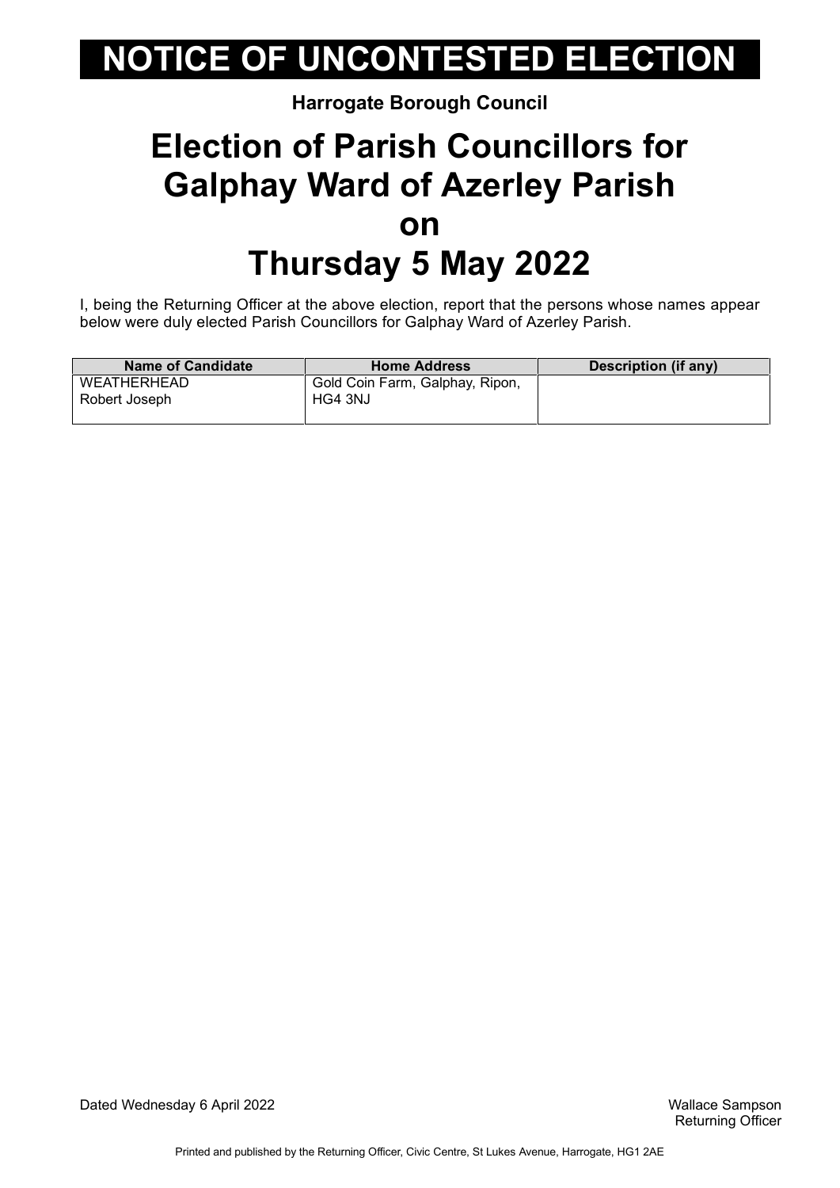# NOTICE OF UNCONTESTED ELECTION

**Harrogate Borough Council**

## Election of Parish Councillors for Galphay Ward of Azerley Parish on Thursday 5 May 2022

I, being the Returning Officer at the above election, report that the persons whose names appear below were duly elected Parish Councillors for Galphay Ward of Azerley Parish.

| Name of Candidate | Home Address | Description (if any) |
|---|---|---|
| WEATHERHEAD Robert Joseph | Gold Coin Farm, Galphay, Ripon, HG4 3NJ | |

Dated Wednesday 6 April 2022

Wallace Sampson
Returning Officer

Printed and published by the Returning Officer, Civic Centre, St Lukes Avenue, Harrogate, HG1 2AE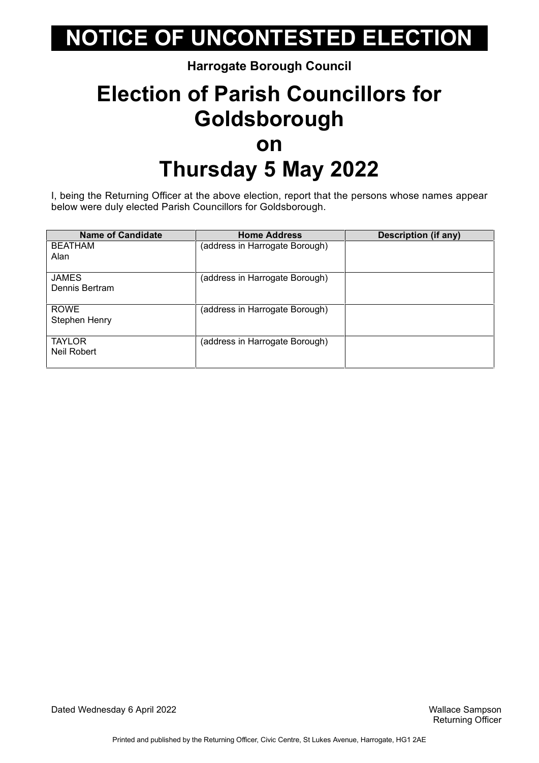# NOTICE OF UNCONTESTED ELECTION

**Harrogate Borough Council**

# Election of Parish Councillors for Goldsborough on Thursday 5 May 2022

I, being the Returning Officer at the above election, report that the persons whose names appear below were duly elected Parish Councillors for Goldsborough.

| Name of Candidate | Home Address | Description (if any) |
|---|---|---|
| BEATHAM Alan | (address in Harrogate Borough) | |
| JAMES Dennis Bertram | (address in Harrogate Borough) | |
| ROWE Stephen Henry | (address in Harrogate Borough) | |
| TAYLOR Neil Robert | (address in Harrogate Borough) | |

Dated Wednesday 6 April 2022

Wallace Sampson
Returning Officer

Printed and published by the Returning Officer, Civic Centre, St Lukes Avenue, Harrogate, HG1 2AE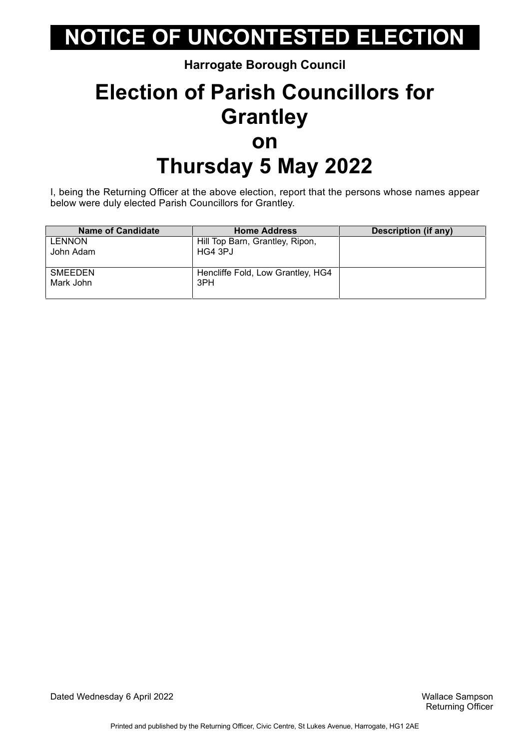# NOTICE OF UNCONTESTED ELECTION

**Harrogate Borough Council**

## Election of Parish Councillors for Grantley on Thursday 5 May 2022

I, being the Returning Officer at the above election, report that the persons whose names appear below were duly elected Parish Councillors for Grantley.

| Name of Candidate | Home Address | Description (if any) |
|---|---|---|
| LENNON John Adam | Hill Top Barn, Grantley, Ripon, HG4 3PJ | |
| SMEEDEN Mark John | Hencliffe Fold, Low Grantley, HG4 3PH | |

Dated Wednesday 6 April 2022

Wallace Sampson
Returning Officer

Printed and published by the Returning Officer, Civic Centre, St Lukes Avenue, Harrogate, HG1 2AE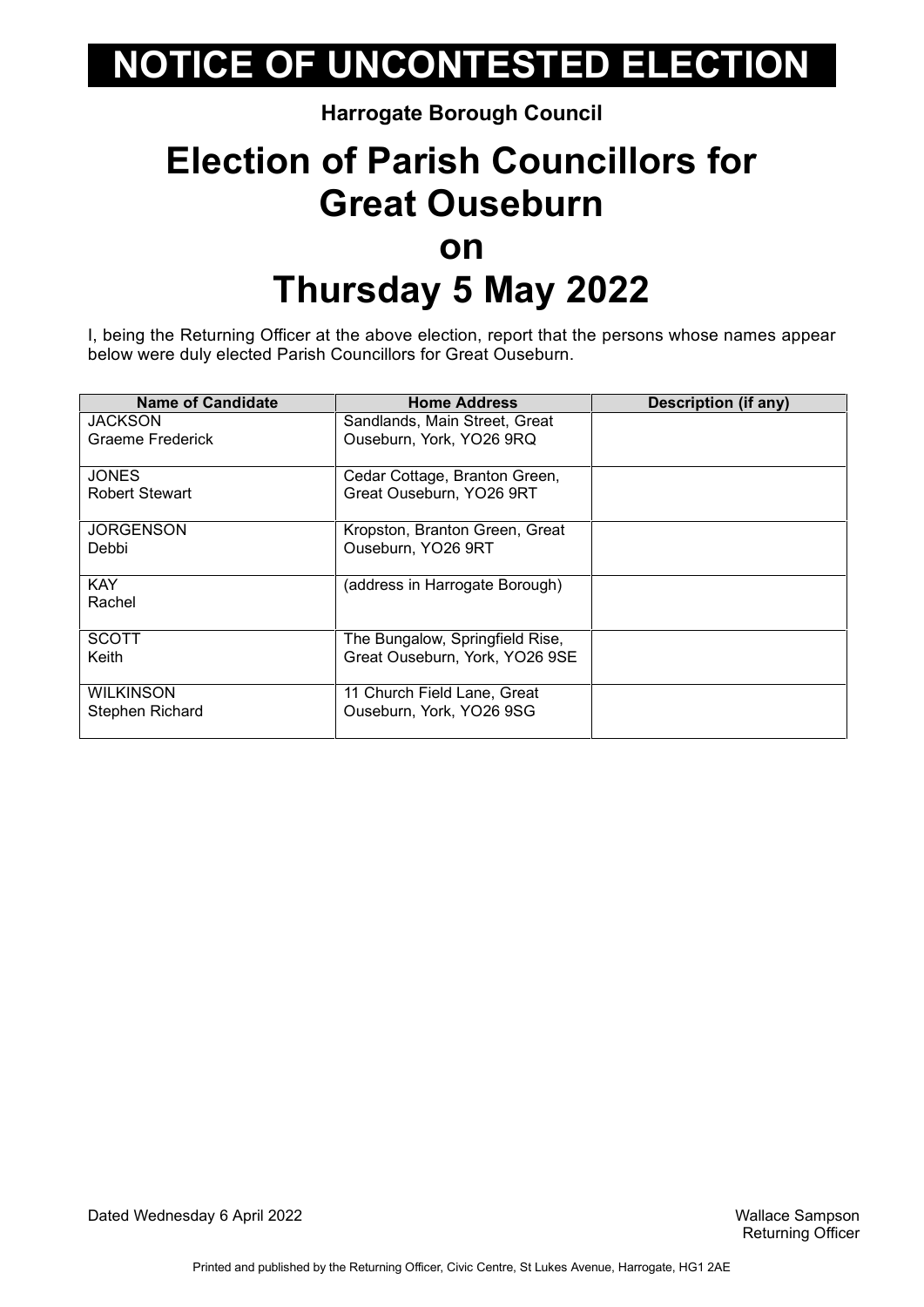# NOTICE OF UNCONTESTED ELECTION

**Harrogate Borough Council**

## Election of Parish Councillors for Great Ouseburn on Thursday 5 May 2022

I, being the Returning Officer at the above election, report that the persons whose names appear below were duly elected Parish Councillors for Great Ouseburn.

| Name of Candidate | Home Address | Description (if any) |
|---|---|---|
| JACKSON Graeme Frederick | Sandlands, Main Street, Great Ouseburn, York, YO26 9RQ | |
| JONES Robert Stewart | Cedar Cottage, Branton Green, Great Ouseburn, YO26 9RT | |
| JORGENSON Debbi | Kropston, Branton Green, Great Ouseburn, YO26 9RT | |
| KAY Rachel | (address in Harrogate Borough) | |
| SCOTT Keith | The Bungalow, Springfield Rise, Great Ouseburn, York, YO26 9SE | |
| WILKINSON Stephen Richard | 11 Church Field Lane, Great Ouseburn, York, YO26 9SG | |

Dated Wednesday 6 April 2022

Wallace Sampson
Returning Officer

Printed and published by the Returning Officer, Civic Centre, St Lukes Avenue, Harrogate, HG1 2AE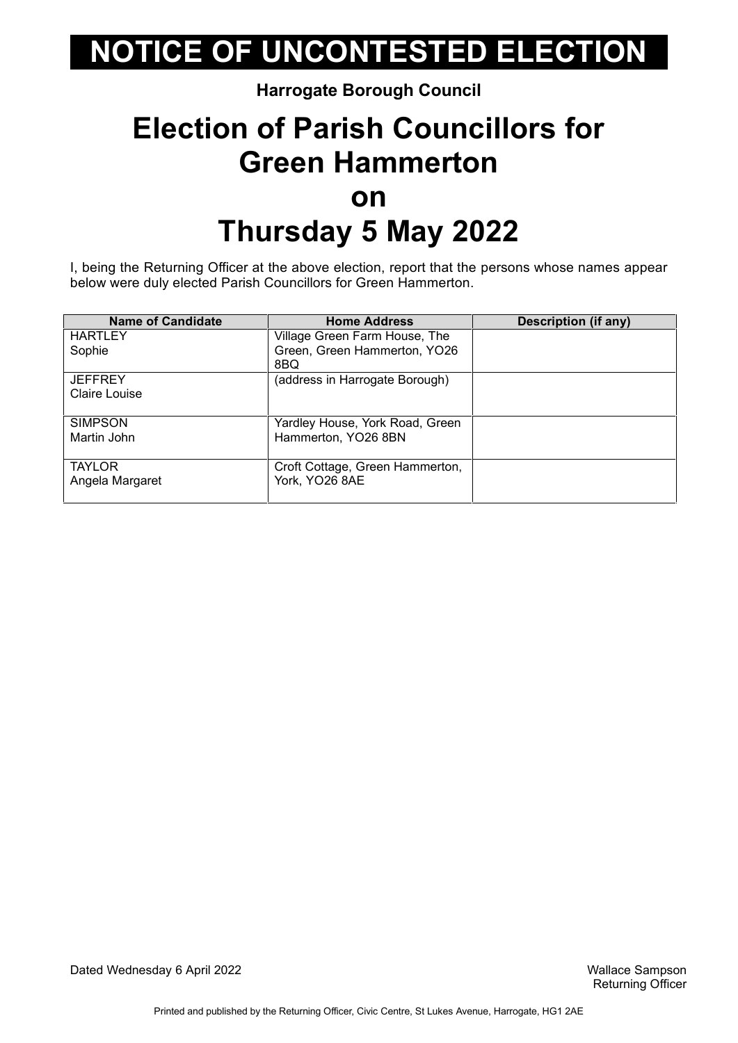# NOTICE OF UNCONTESTED ELECTION

**Harrogate Borough Council**

# Election of Parish Councillors for Green Hammerton on Thursday 5 May 2022

I, being the Returning Officer at the above election, report that the persons whose names appear below were duly elected Parish Councillors for Green Hammerton.

| Name of Candidate | Home Address | Description (if any) |
|---|---|---|
| HARTLEY<br>Sophie | Village Green Farm House, The Green, Green Hammerton, YO26 8BQ | |
| JEFFREY<br>Claire Louise | (address in Harrogate Borough) | |
| SIMPSON<br>Martin John | Yardley House, York Road, Green Hammerton, YO26 8BN | |
| TAYLOR<br>Angela Margaret | Croft Cottage, Green Hammerton, York, YO26 8AE | |

Dated Wednesday 6 April 2022

Wallace Sampson
Returning Officer

Printed and published by the Returning Officer, Civic Centre, St Lukes Avenue, Harrogate, HG1 2AE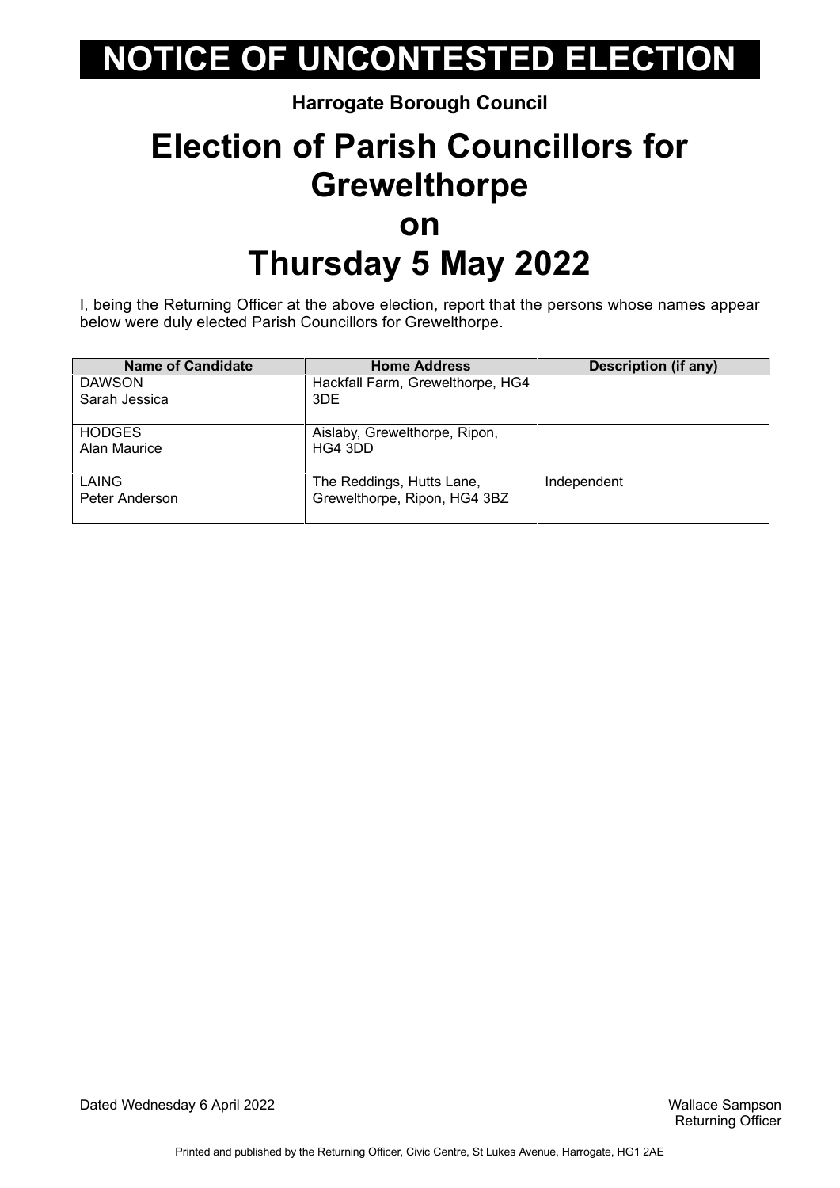# NOTICE OF UNCONTESTED ELECTION

**Harrogate Borough Council**

# Election of Parish Councillors for Grewelthorpe on Thursday 5 May 2022

I, being the Returning Officer at the above election, report that the persons whose names appear below were duly elected Parish Councillors for Grewelthorpe.

| Name of Candidate | Home Address | Description (if any) |
|---|---|---|
| DAWSON<br>Sarah Jessica | Hackfall Farm, Grewelthorpe, HG4 3DE | |
| HODGES<br>Alan Maurice | Aislaby, Grewelthorpe, Ripon, HG4 3DD | |
| LAING<br>Peter Anderson | The Reddings, Hutts Lane, Grewelthorpe, Ripon, HG4 3BZ | Independent |

Dated Wednesday 6 April 2022

Wallace Sampson
Returning Officer

Printed and published by the Returning Officer, Civic Centre, St Lukes Avenue, Harrogate, HG1 2AE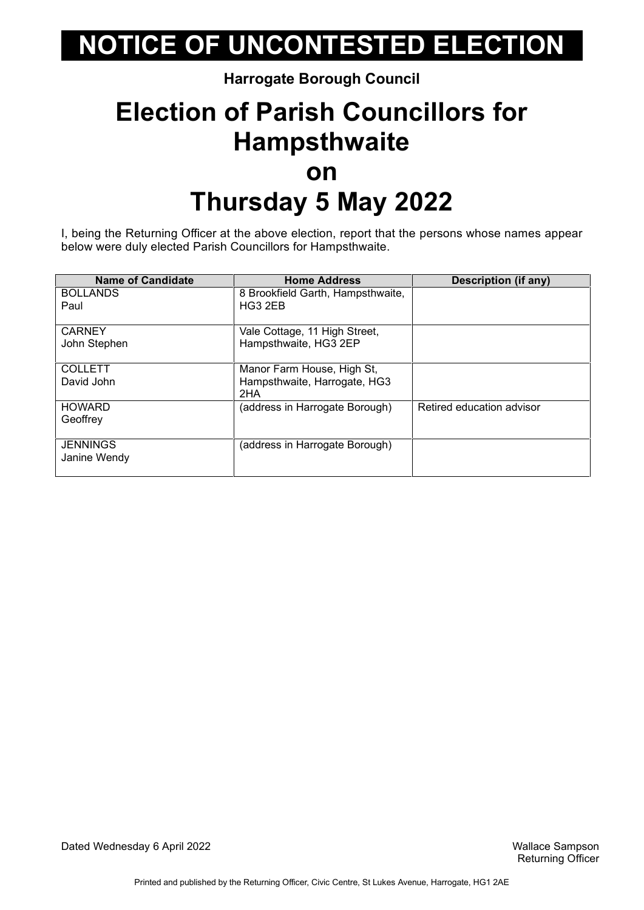# NOTICE OF UNCONTESTED ELECTION

**Harrogate Borough Council**

## Election of Parish Councillors for Hampsthwaite on Thursday 5 May 2022

I, being the Returning Officer at the above election, report that the persons whose names appear below were duly elected Parish Councillors for Hampsthwaite.

| Name of Candidate | Home Address | Description (if any) |
|---|---|---|
| BOLLANDS Paul | 8 Brookfield Garth, Hampsthwaite, HG3 2EB | |
| CARNEY John Stephen | Vale Cottage, 11 High Street, Hampsthwaite, HG3 2EP | |
| COLLETT David John | Manor Farm House, High St, Hampsthwaite, Harrogate, HG3 2HA | |
| HOWARD Geoffrey | (address in Harrogate Borough) | Retired education advisor |
| JENNINGS Janine Wendy | (address in Harrogate Borough) | |

Dated Wednesday 6 April 2022

Wallace Sampson
Returning Officer

Printed and published by the Returning Officer, Civic Centre, St Lukes Avenue, Harrogate, HG1 2AE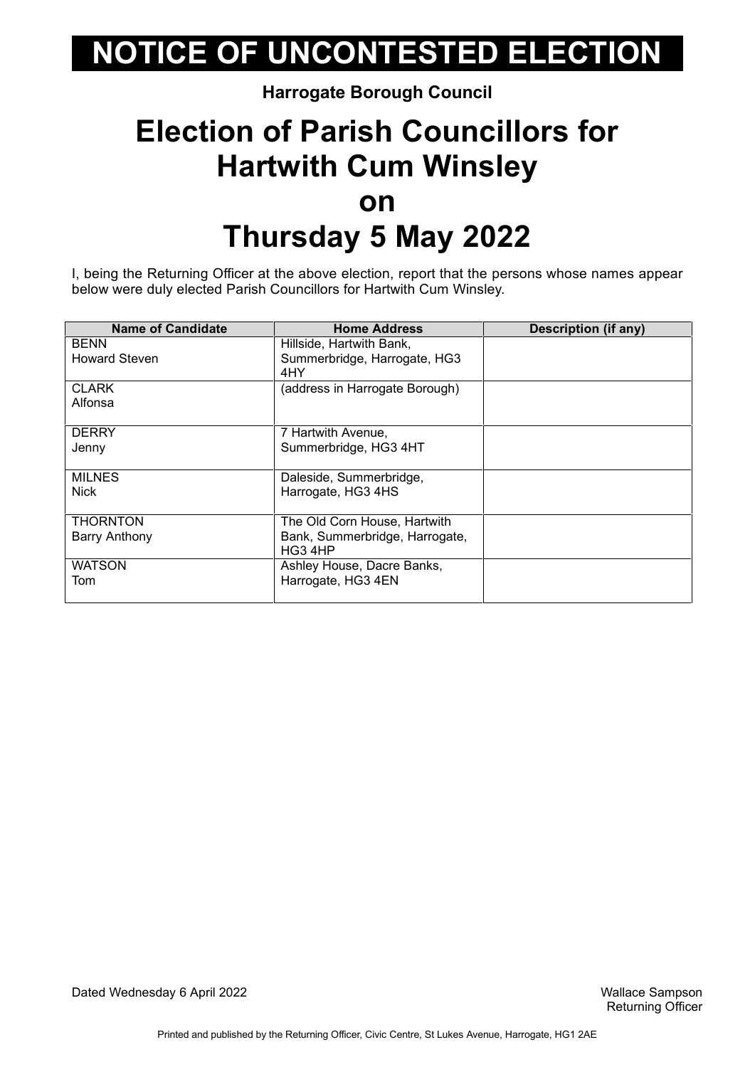# NOTICE OF UNCONTESTED ELECTION

**Harrogate Borough Council**

# Election of Parish Councillors for Hartwith Cum Winsley on Thursday 5 May 2022

I, being the Returning Officer at the above election, report that the persons whose names appear below were duly elected Parish Councillors for Hartwith Cum Winsley.

| Name of Candidate | Home Address | Description (if any) |
|---|---|---|
| BENN Howard Steven | Hillside, Hartwith Bank, Summerbridge, Harrogate, HG3 4HY | |
| CLARK Alfonsa | (address in Harrogate Borough) | |
| DERRY Jenny | 7 Hartwith Avenue, Summerbridge, HG3 4HT | |
| MILNES Nick | Daleside, Summerbridge, Harrogate, HG3 4HS | |
| THORNTON Barry Anthony | The Old Corn House, Hartwith Bank, Summerbridge, Harrogate, HG3 4HP | |
| WATSON Tom | Ashley House, Dacre Banks, Harrogate, HG3 4EN | |

Dated Wednesday 6 April 2022

Wallace Sampson
Returning Officer

Printed and published by the Returning Officer, Civic Centre, St Lukes Avenue, Harrogate, HG1 2AE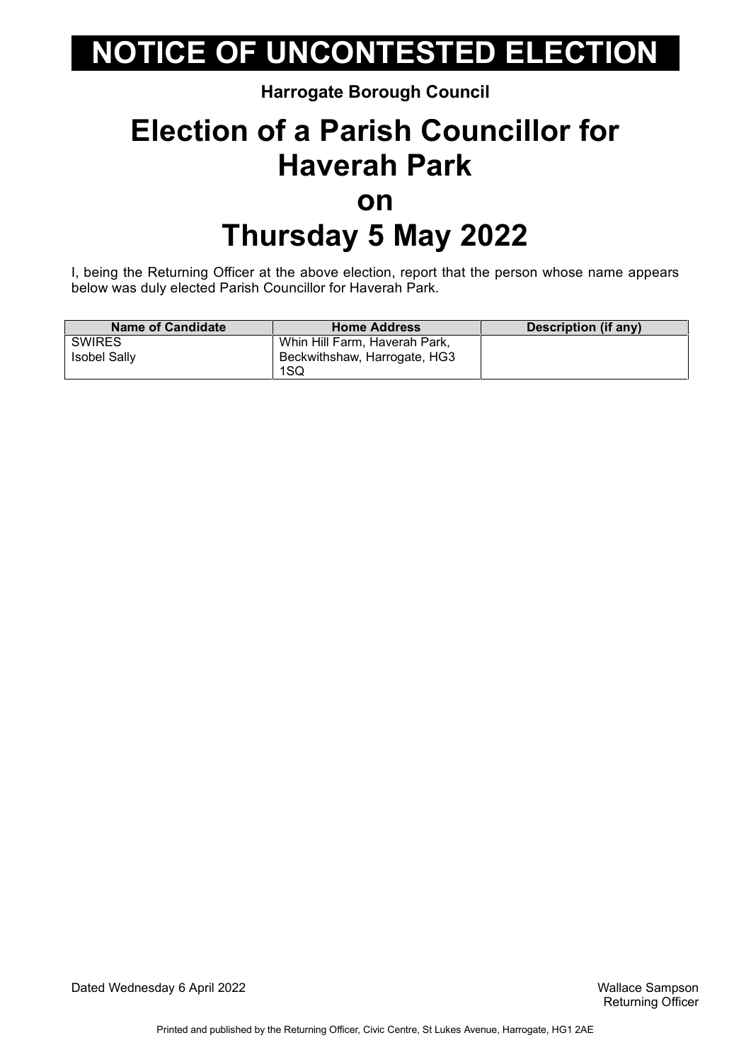# NOTICE OF UNCONTESTED ELECTION

**Harrogate Borough Council**

## Election of a Parish Councillor for Haverah Park on Thursday 5 May 2022

I, being the Returning Officer at the above election, report that the person whose name appears below was duly elected Parish Councillor for Haverah Park.

| Name of Candidate | Home Address | Description (if any) |
|---|---|---|
| SWIRES Isobel Sally | Whin Hill Farm, Haverah Park, Beckwithshaw, Harrogate, HG3 1SQ | |

Dated Wednesday 6 April 2022

Wallace Sampson
Returning Officer

Printed and published by the Returning Officer, Civic Centre, St Lukes Avenue, Harrogate, HG1 2AE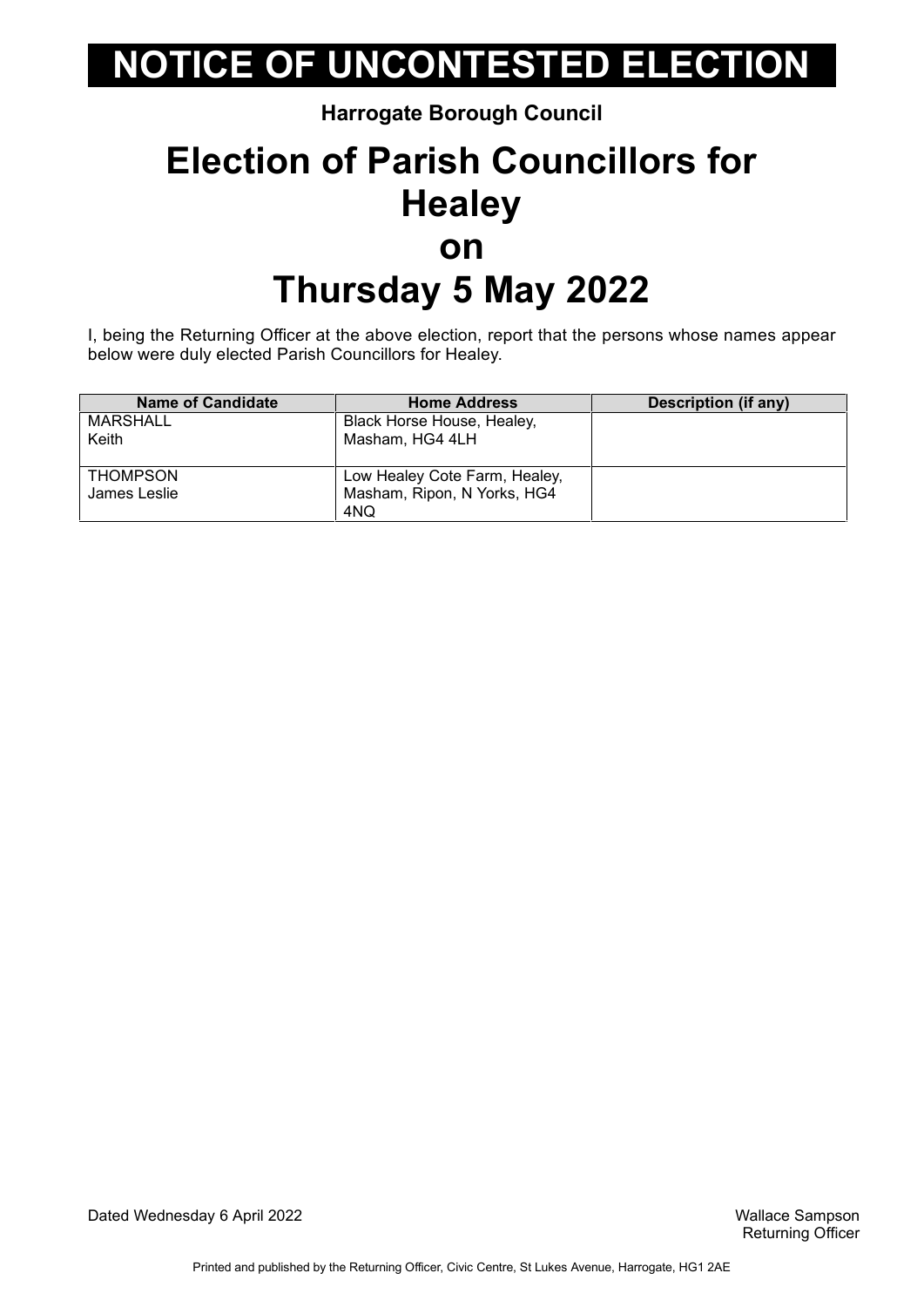# NOTICE OF UNCONTESTED ELECTION

**Harrogate Borough Council**

## Election of Parish Councillors for Healey on Thursday 5 May 2022

I, being the Returning Officer at the above election, report that the persons whose names appear below were duly elected Parish Councillors for Healey.

| Name of Candidate | Home Address | Description (if any) |
| --- | --- | --- |
| MARSHALL Keith | Black Horse House, Healey, Masham, HG4 4LH | |
| THOMPSON James Leslie | Low Healey Cote Farm, Healey, Masham, Ripon, N Yorks, HG4 4NQ | |

Dated Wednesday 6 April 2022

Wallace Sampson
Returning Officer

Printed and published by the Returning Officer, Civic Centre, St Lukes Avenue, Harrogate, HG1 2AE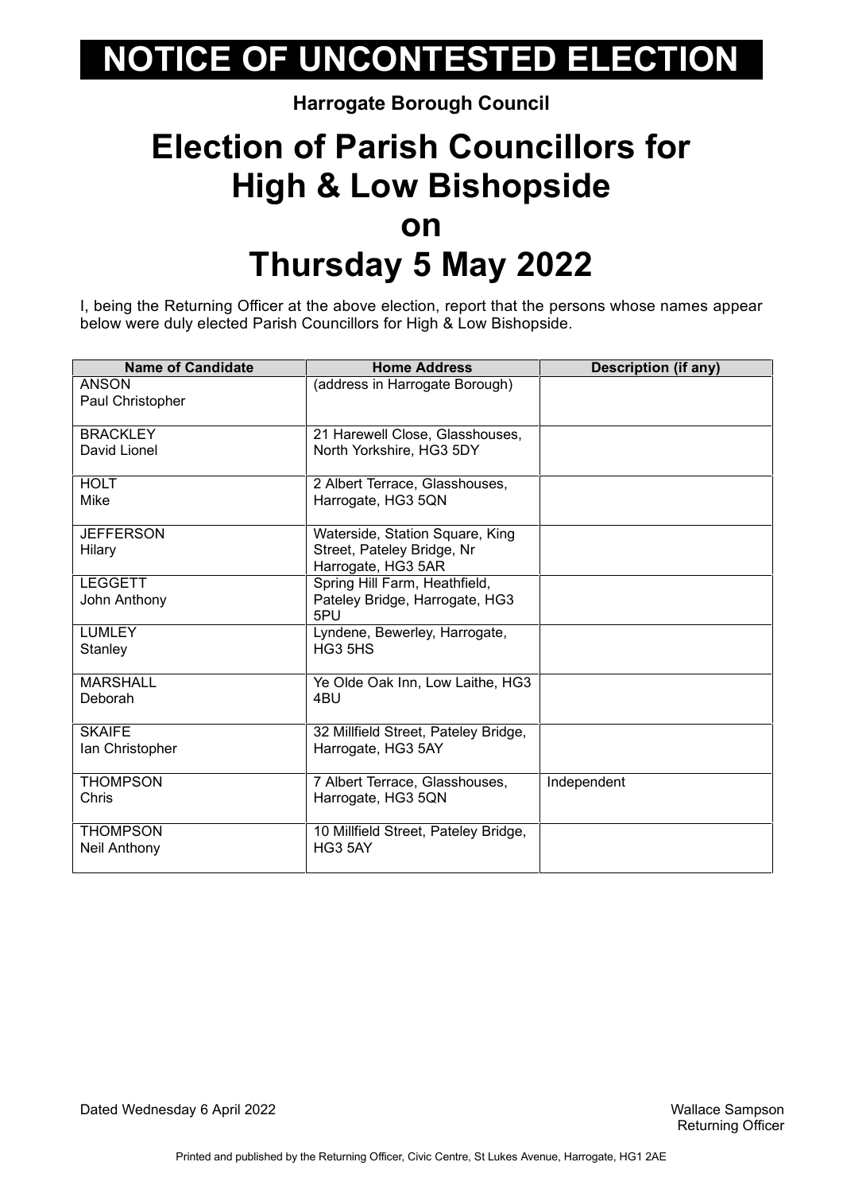# NOTICE OF UNCONTESTED ELECTION

**Harrogate Borough Council**

# Election of Parish Councillors for High & Low Bishopside on Thursday 5 May 2022

I, being the Returning Officer at the above election, report that the persons whose names appear below were duly elected Parish Councillors for High & Low Bishopside.

| Name of Candidate | Home Address | Description (if any) |
|---|---|---|
| ANSON<br>Paul Christopher | (address in Harrogate Borough) | |
| BRACKLEY<br>David Lionel | 21 Harewell Close, Glasshouses, North Yorkshire, HG3 5DY | |
| HOLT<br>Mike | 2 Albert Terrace, Glasshouses, Harrogate, HG3 5QN | |
| JEFFERSON<br>Hilary | Waterside, Station Square, King Street, Pateley Bridge, Nr Harrogate, HG3 5AR | |
| LEGGETT<br>John Anthony | Spring Hill Farm, Heathfield, Pateley Bridge, Harrogate, HG3 5PU | |
| LUMLEY<br>Stanley | Lyndene, Bewerley, Harrogate, HG3 5HS | |
| MARSHALL<br>Deborah | Ye Olde Oak Inn, Low Laithe, HG3 4BU | |
| SKAIFE<br>Ian Christopher | 32 Millfield Street, Pateley Bridge, Harrogate, HG3 5AY | |
| THOMPSON<br>Chris | 7 Albert Terrace, Glasshouses, Harrogate, HG3 5QN | Independent |
| THOMPSON<br>Neil Anthony | 10 Millfield Street, Pateley Bridge, HG3 5AY | |

Dated Wednesday 6 April 2022

Wallace Sampson
Returning Officer

Printed and published by the Returning Officer, Civic Centre, St Lukes Avenue, Harrogate, HG1 2AE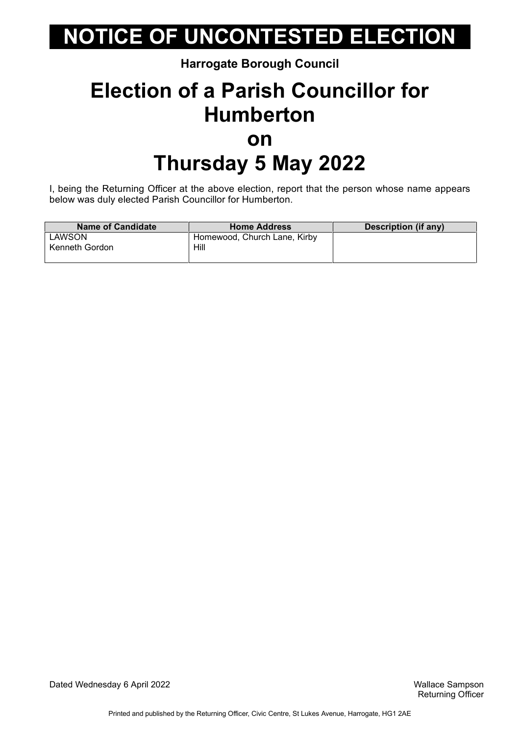# NOTICE OF UNCONTESTED ELECTION

**Harrogate Borough Council**

# Election of a Parish Councillor for Humberton on Thursday 5 May 2022

I, being the Returning Officer at the above election, report that the person whose name appears below was duly elected Parish Councillor for Humberton.

| Name of Candidate | Home Address | Description (if any) |
|---|---|---|
| LAWSON Kenneth Gordon | Homewood, Church Lane, Kirby Hill | |

Dated Wednesday 6 April 2022

Wallace Sampson
Returning Officer

Printed and published by the Returning Officer, Civic Centre, St Lukes Avenue, Harrogate, HG1 2AE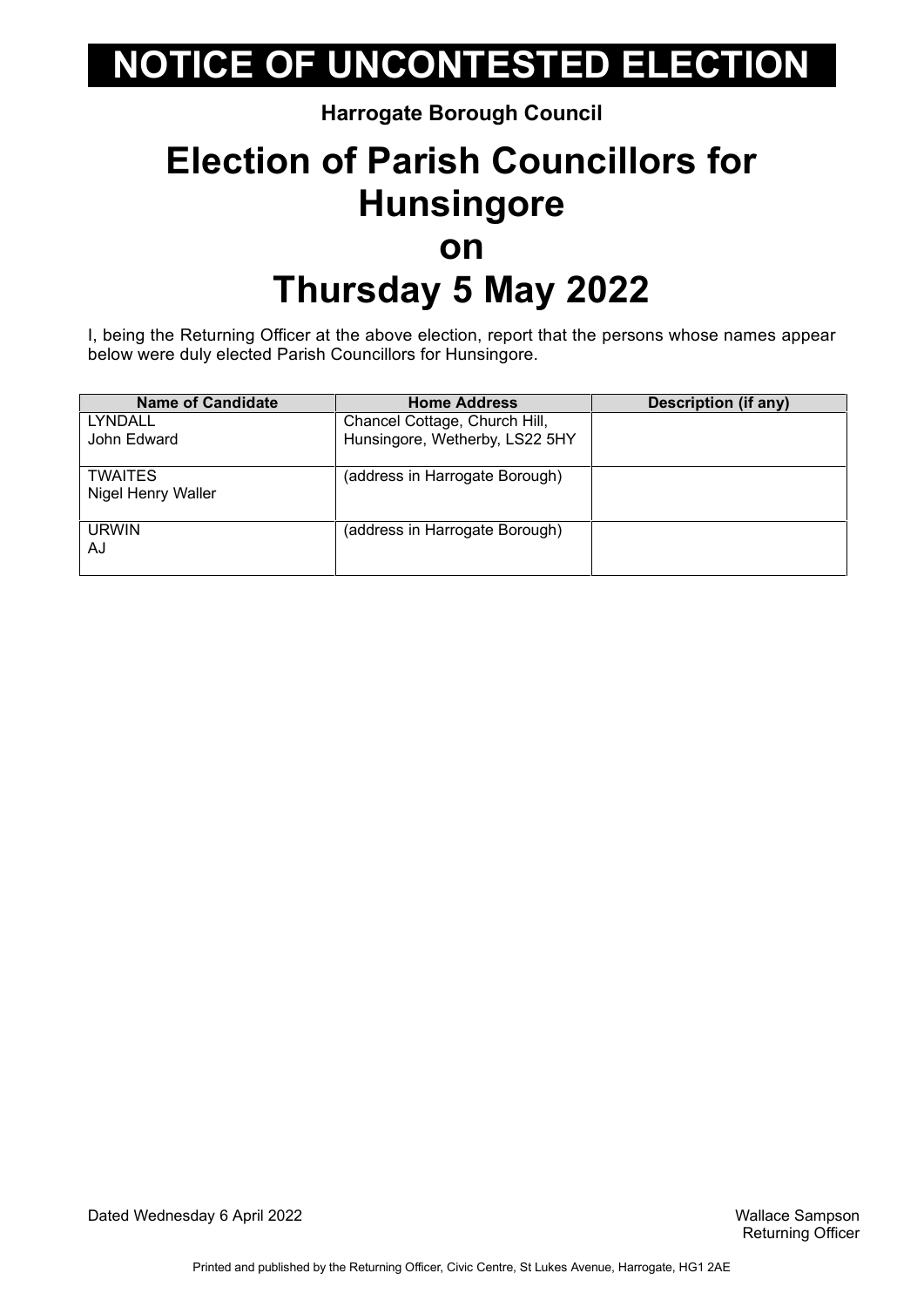# NOTICE OF UNCONTESTED ELECTION

**Harrogate Borough Council**

# Election of Parish Councillors for Hunsingore on Thursday 5 May 2022

I, being the Returning Officer at the above election, report that the persons whose names appear below were duly elected Parish Councillors for Hunsingore.

| Name of Candidate | Home Address | Description (if any) |
|---|---|---|
| LYNDALL<br>John Edward | Chancel Cottage, Church Hill, Hunsingore, Wetherby, LS22 5HY | |
| TWAITES<br>Nigel Henry Waller | (address in Harrogate Borough) | |
| URWIN<br>AJ | (address in Harrogate Borough) | |

Dated Wednesday 6 April 2022

Wallace Sampson
Returning Officer

Printed and published by the Returning Officer, Civic Centre, St Lukes Avenue, Harrogate, HG1 2AE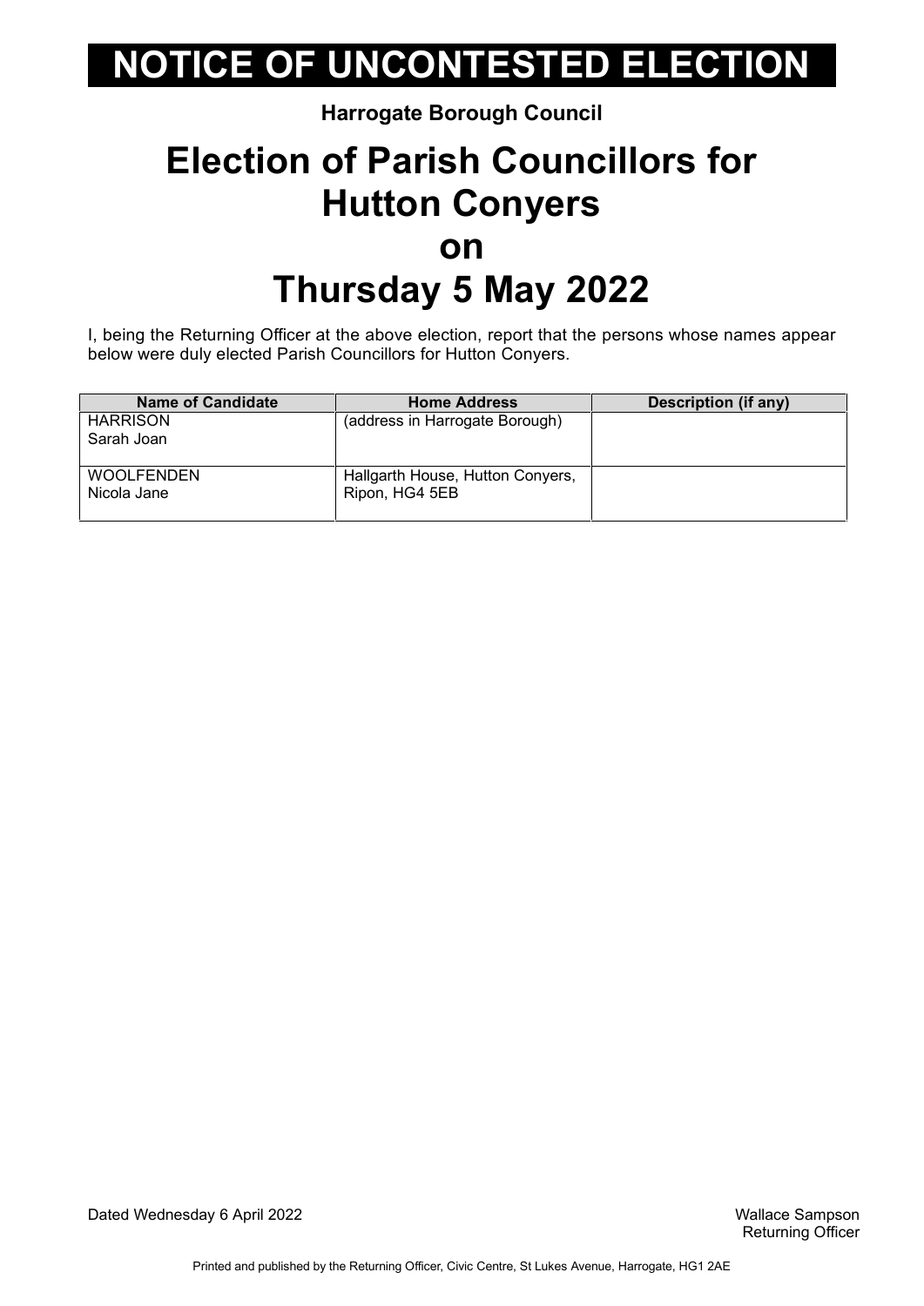# NOTICE OF UNCONTESTED ELECTION

**Harrogate Borough Council**

## Election of Parish Councillors for Hutton Conyers on Thursday 5 May 2022

I, being the Returning Officer at the above election, report that the persons whose names appear below were duly elected Parish Councillors for Hutton Conyers.

| Name of Candidate | Home Address | Description (if any) |
|---|---|---|
| HARRISON Sarah Joan | (address in Harrogate Borough) | |
| WOOLFENDEN Nicola Jane | Hallgarth House, Hutton Conyers, Ripon, HG4 5EB | |

Dated Wednesday 6 April 2022

Wallace Sampson
Returning Officer

Printed and published by the Returning Officer, Civic Centre, St Lukes Avenue, Harrogate, HG1 2AE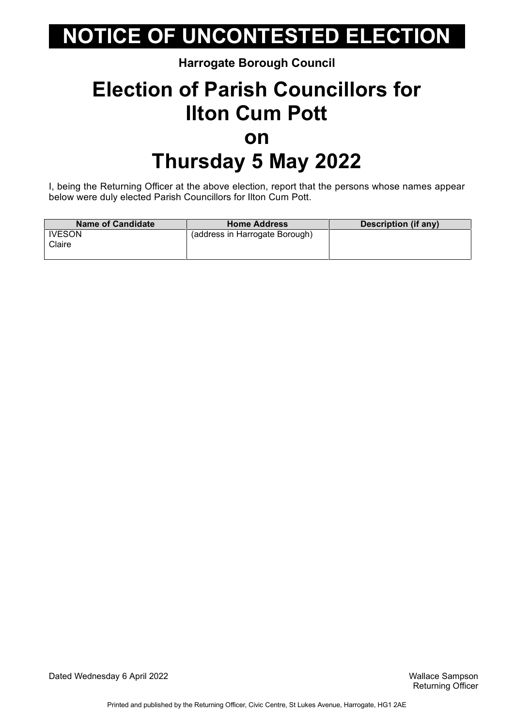# NOTICE OF UNCONTESTED ELECTION

**Harrogate Borough Council**

## Election of Parish Councillors for Ilton Cum Pott on Thursday 5 May 2022

I, being the Returning Officer at the above election, report that the persons whose names appear below were duly elected Parish Councillors for Ilton Cum Pott.

| Name of Candidate | Home Address | Description (if any) |
|---|---|---|
| IVESON Claire | (address in Harrogate Borough) | |

Dated Wednesday 6 April 2022

Wallace Sampson
Returning Officer

Printed and published by the Returning Officer, Civic Centre, St Lukes Avenue, Harrogate, HG1 2AE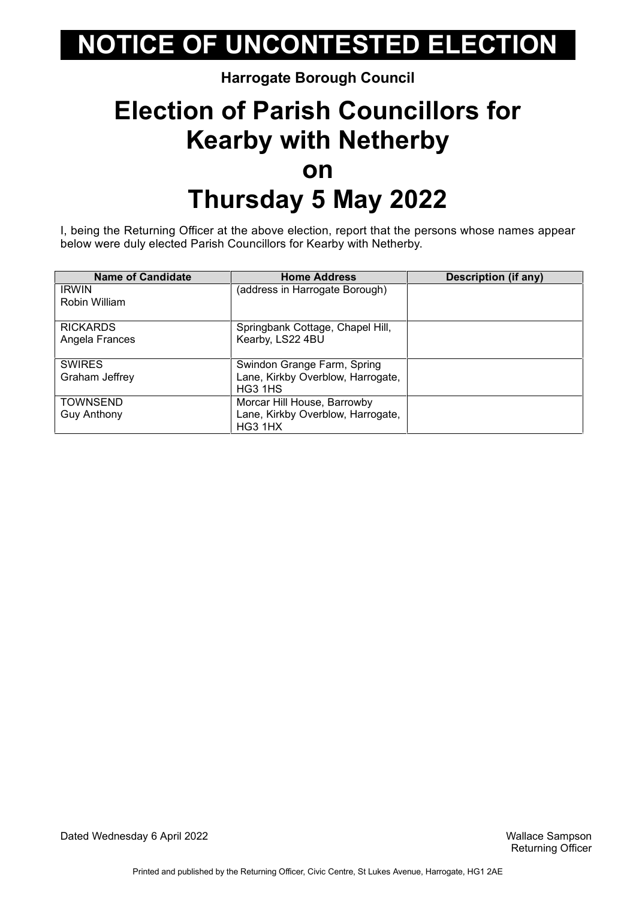# NOTICE OF UNCONTESTED ELECTION

**Harrogate Borough Council**

## Election of Parish Councillors for Kearby with Netherby on Thursday 5 May 2022

I, being the Returning Officer at the above election, report that the persons whose names appear below were duly elected Parish Councillors for Kearby with Netherby.

| Name of Candidate | Home Address | Description (if any) |
|---|---|---|
| IRWIN<br>Robin William | (address in Harrogate Borough) | |
| RICKARDS<br>Angela Frances | Springbank Cottage, Chapel Hill, Kearby, LS22 4BU | |
| SWIRES<br>Graham Jeffrey | Swindon Grange Farm, Spring Lane, Kirkby Overblow, Harrogate, HG3 1HS | |
| TOWNSEND<br>Guy Anthony | Morcar Hill House, Barrowby Lane, Kirkby Overblow, Harrogate, HG3 1HX | |

Dated Wednesday 6 April 2022

Wallace Sampson
Returning Officer

Printed and published by the Returning Officer, Civic Centre, St Lukes Avenue, Harrogate, HG1 2AE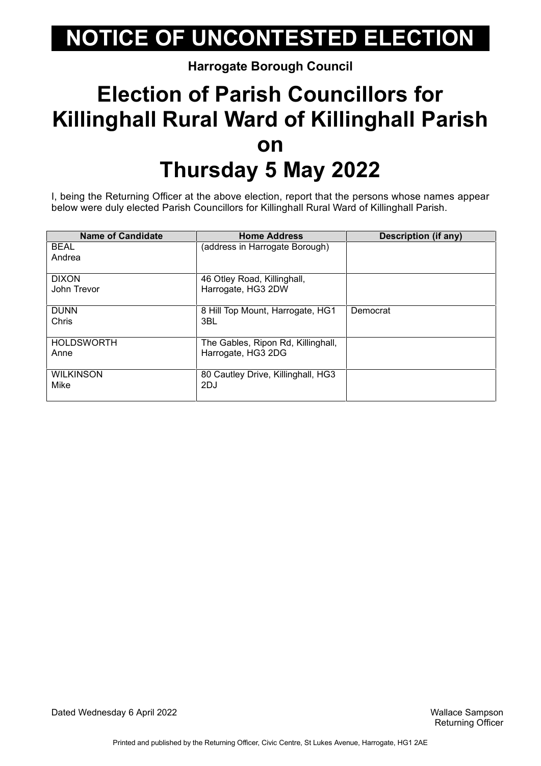# NOTICE OF UNCONTESTED ELECTION

**Harrogate Borough Council**

# Election of Parish Councillors for Killinghall Rural Ward of Killinghall Parish on Thursday 5 May 2022

I, being the Returning Officer at the above election, report that the persons whose names appear below were duly elected Parish Councillors for Killinghall Rural Ward of Killinghall Parish.

| Name of Candidate | Home Address | Description (if any) |
|---|---|---|
| BEAL Andrea | (address in Harrogate Borough) | |
| DIXON John Trevor | 46 Otley Road, Killinghall, Harrogate, HG3 2DW | |
| DUNN Chris | 8 Hill Top Mount, Harrogate, HG1 3BL | Democrat |
| HOLDSWORTH Anne | The Gables, Ripon Rd, Killinghall, Harrogate, HG3 2DG | |
| WILKINSON Mike | 80 Cautley Drive, Killinghall, HG3 2DJ | |

Dated Wednesday 6 April 2022

Wallace Sampson
Returning Officer

Printed and published by the Returning Officer, Civic Centre, St Lukes Avenue, Harrogate, HG1 2AE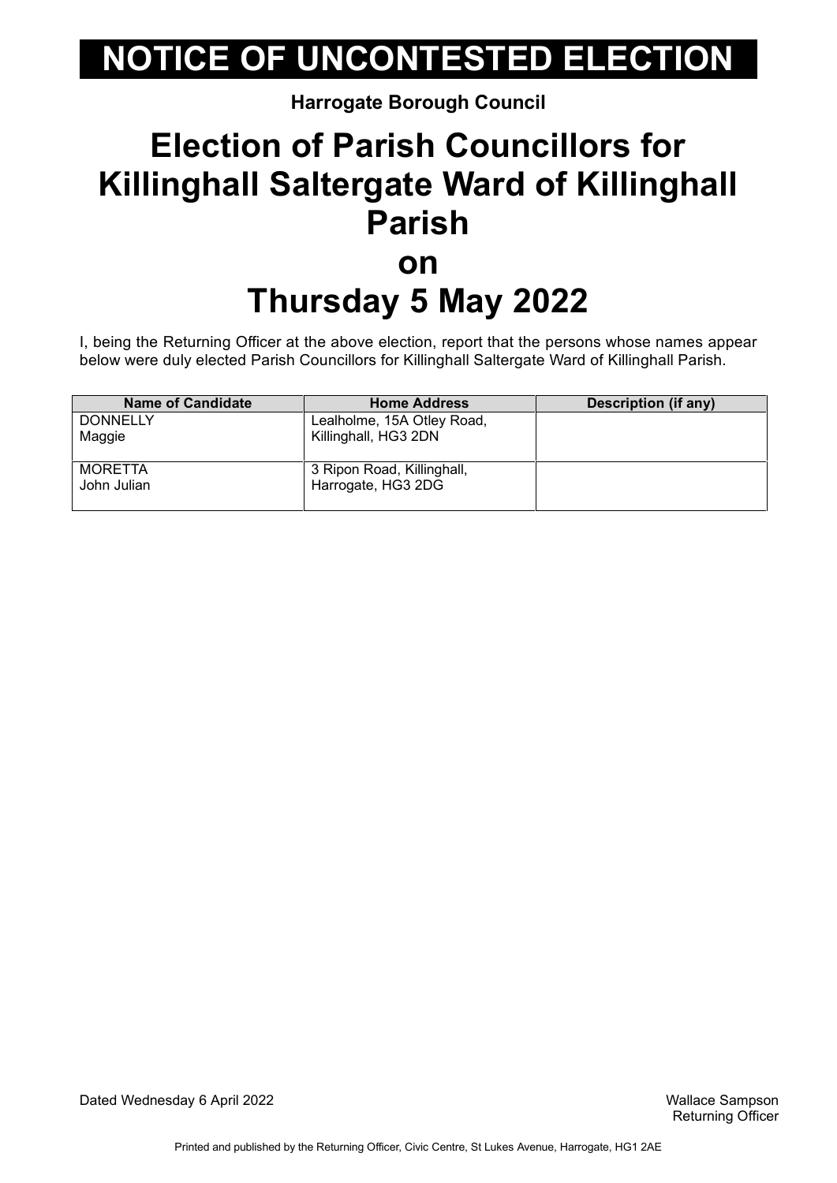# NOTICE OF UNCONTESTED ELECTION

**Harrogate Borough Council**

## Election of Parish Councillors for Killinghall Saltergate Ward of Killinghall Parish on Thursday 5 May 2022

I, being the Returning Officer at the above election, report that the persons whose names appear below were duly elected Parish Councillors for Killinghall Saltergate Ward of Killinghall Parish.

| Name of Candidate | Home Address | Description (if any) |
|---|---|---|
| DONNELLY Maggie | Lealholme, 15A Otley Road, Killinghall, HG3 2DN | |
| MORETTA John Julian | 3 Ripon Road, Killinghall, Harrogate, HG3 2DG | |

Dated Wednesday 6 April 2022

Wallace Sampson
Returning Officer

Printed and published by the Returning Officer, Civic Centre, St Lukes Avenue, Harrogate, HG1 2AE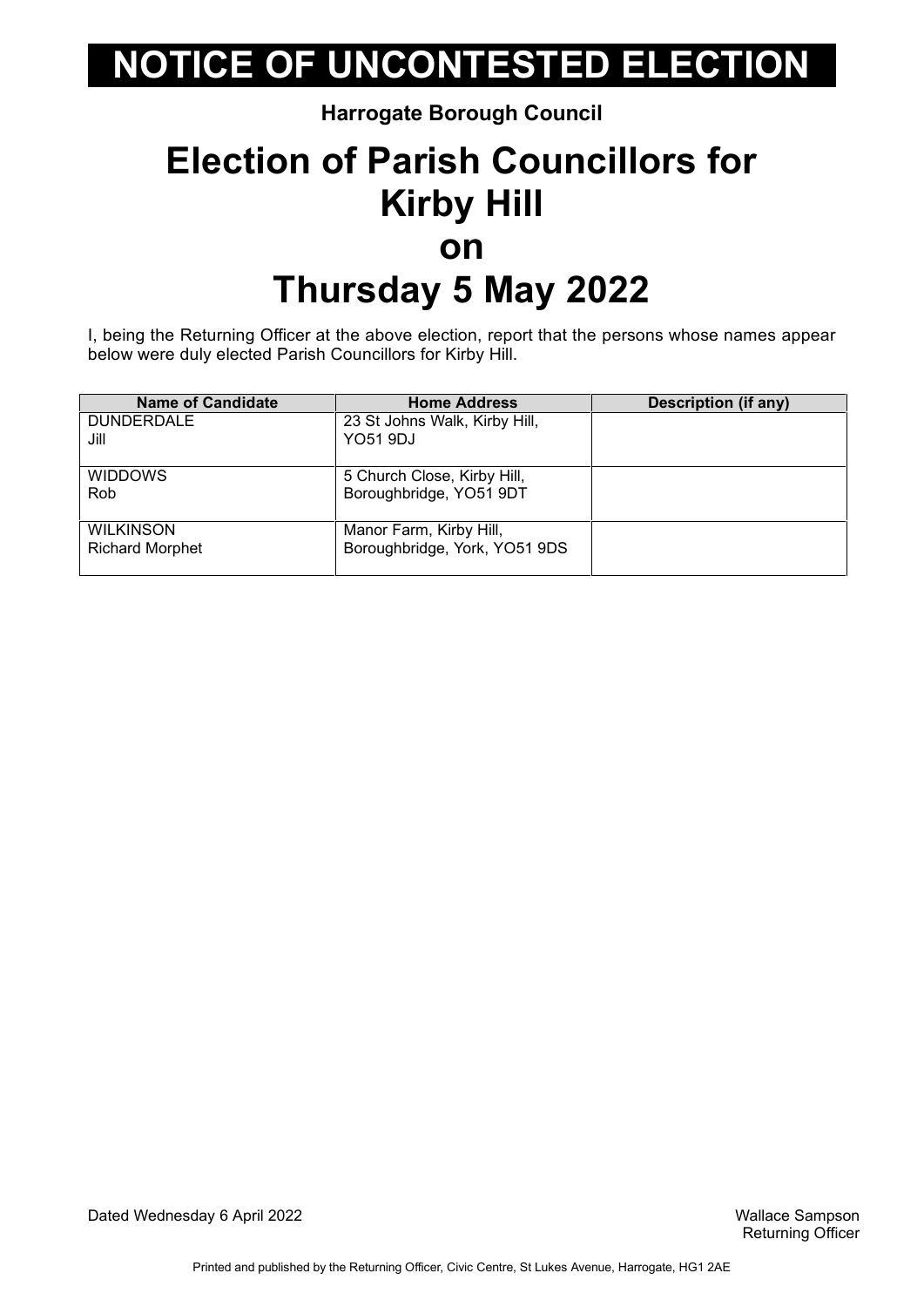# NOTICE OF UNCONTESTED ELECTION

**Harrogate Borough Council**

## Election of Parish Councillors for Kirby Hill on Thursday 5 May 2022

I, being the Returning Officer at the above election, report that the persons whose names appear below were duly elected Parish Councillors for Kirby Hill.

| Name of Candidate | Home Address | Description (if any) |
|---|---|---|
| DUNDERDALE Jill | 23 St Johns Walk, Kirby Hill, YO51 9DJ | |
| WIDDOWS Rob | 5 Church Close, Kirby Hill, Boroughbridge, YO51 9DT | |
| WILKINSON Richard Morphet | Manor Farm, Kirby Hill, Boroughbridge, York, YO51 9DS | |

Dated Wednesday 6 April 2022

Wallace Sampson
Returning Officer

Printed and published by the Returning Officer, Civic Centre, St Lukes Avenue, Harrogate, HG1 2AE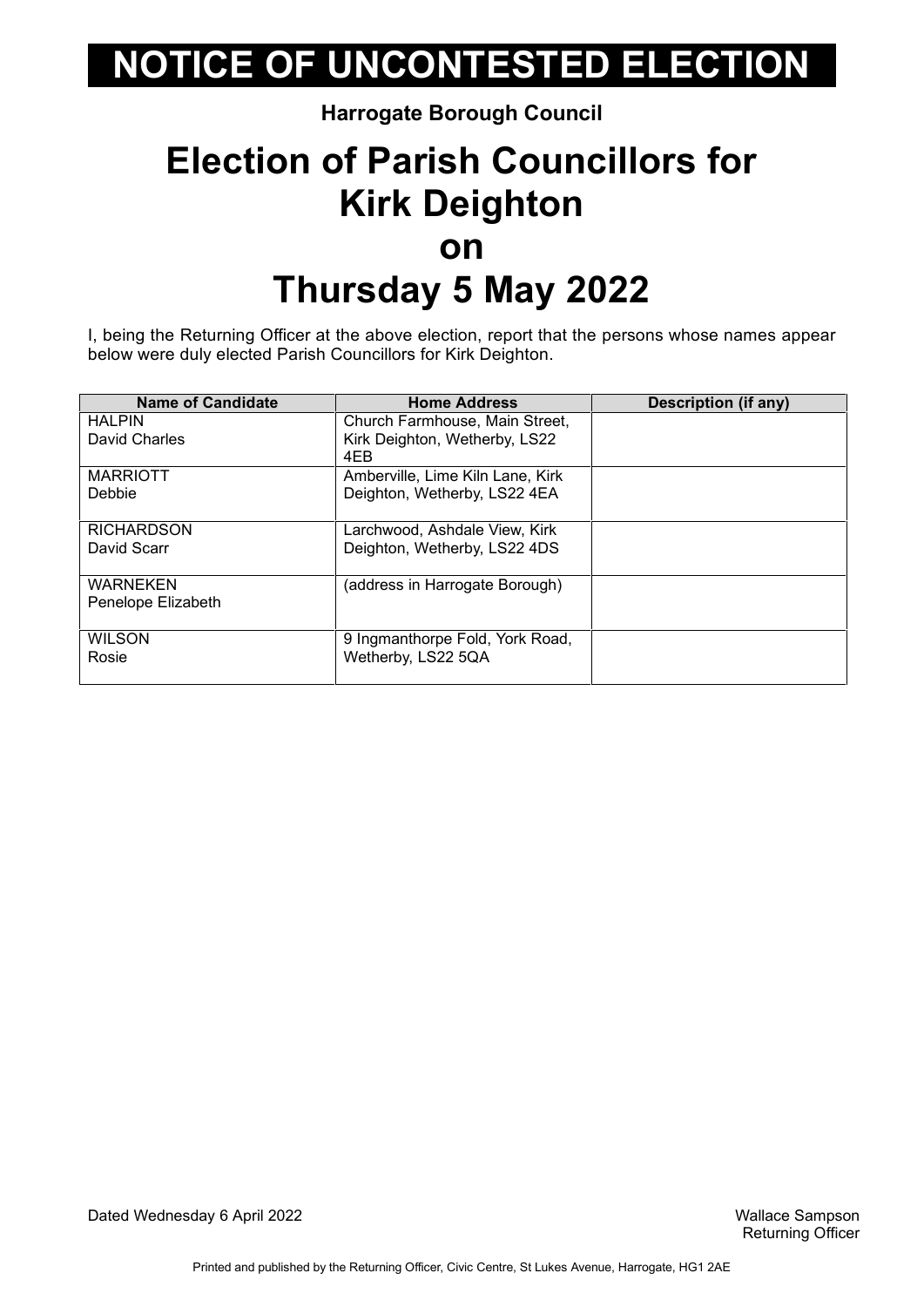# NOTICE OF UNCONTESTED ELECTION

**Harrogate Borough Council**

## Election of Parish Councillors for Kirk Deighton on Thursday 5 May 2022

I, being the Returning Officer at the above election, report that the persons whose names appear below were duly elected Parish Councillors for Kirk Deighton.

| Name of Candidate | Home Address | Description (if any) |
|---|---|---|
| HALPIN<br>David Charles | Church Farmhouse, Main Street, Kirk Deighton, Wetherby, LS22 4EB | |
| MARRIOTT<br>Debbie | Amberville, Lime Kiln Lane, Kirk Deighton, Wetherby, LS22 4EA | |
| RICHARDSON<br>David Scarr | Larchwood, Ashdale View, Kirk Deighton, Wetherby, LS22 4DS | |
| WARNEKEN<br>Penelope Elizabeth | (address in Harrogate Borough) | |
| WILSON<br>Rosie | 9 Ingmanthorpe Fold, York Road, Wetherby, LS22 5QA | |

Dated Wednesday 6 April 2022

Wallace Sampson
Returning Officer

Printed and published by the Returning Officer, Civic Centre, St Lukes Avenue, Harrogate, HG1 2AE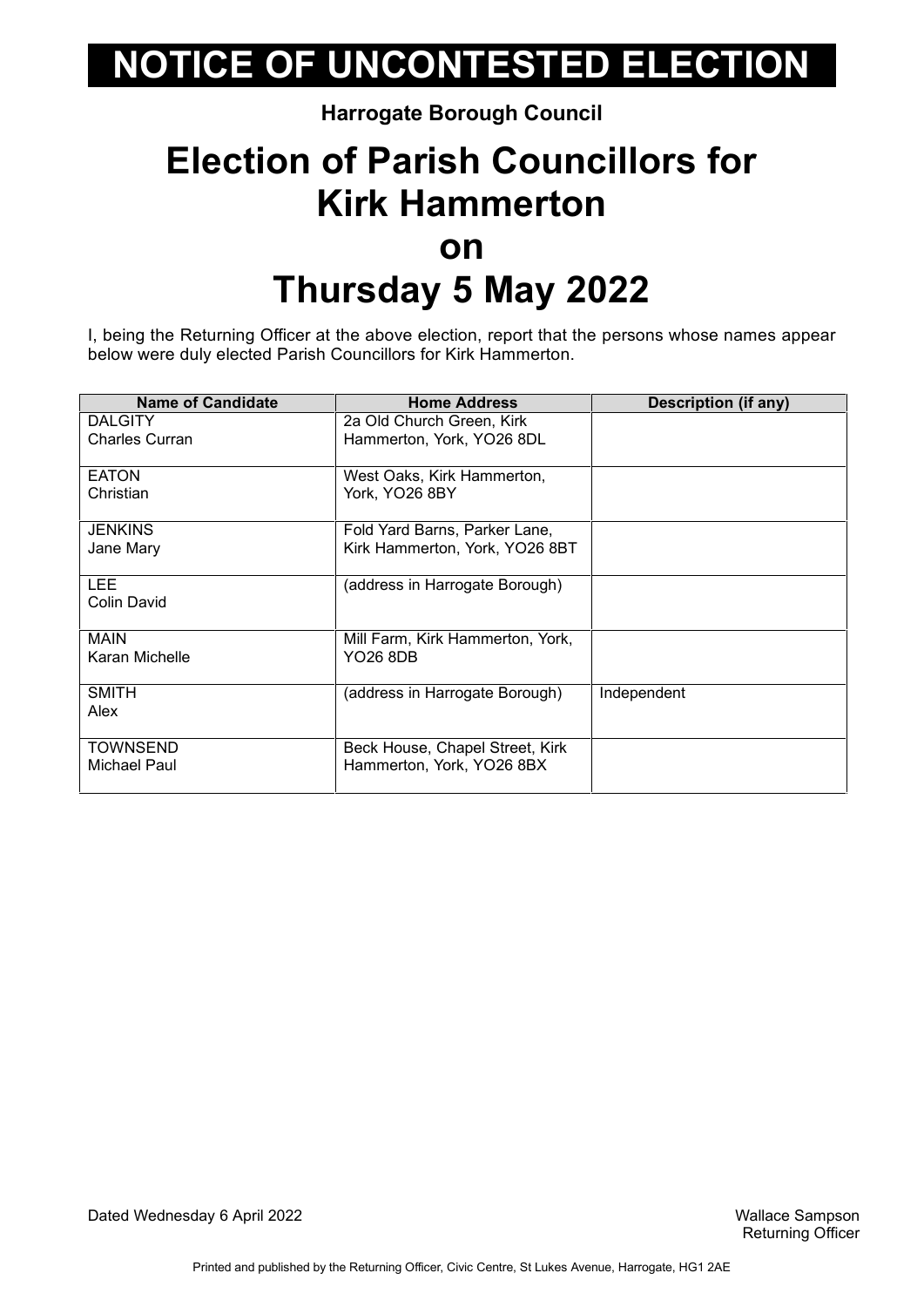# NOTICE OF UNCONTESTED ELECTION

**Harrogate Borough Council**

# Election of Parish Councillors for Kirk Hammerton on Thursday 5 May 2022

I, being the Returning Officer at the above election, report that the persons whose names appear below were duly elected Parish Councillors for Kirk Hammerton.

| Name of Candidate | Home Address | Description (if any) |
|---|---|---|
| DALGITY Charles Curran | 2a Old Church Green, Kirk Hammerton, York, YO26 8DL | |
| EATON Christian | West Oaks, Kirk Hammerton, York, YO26 8BY | |
| JENKINS Jane Mary | Fold Yard Barns, Parker Lane, Kirk Hammerton, York, YO26 8BT | |
| LEE Colin David | (address in Harrogate Borough) | |
| MAIN Karan Michelle | Mill Farm, Kirk Hammerton, York, YO26 8DB | |
| SMITH Alex | (address in Harrogate Borough) | Independent |
| TOWNSEND Michael Paul | Beck House, Chapel Street, Kirk Hammerton, York, YO26 8BX | |

Dated Wednesday 6 April 2022

Wallace Sampson
Returning Officer

Printed and published by the Returning Officer, Civic Centre, St Lukes Avenue, Harrogate, HG1 2AE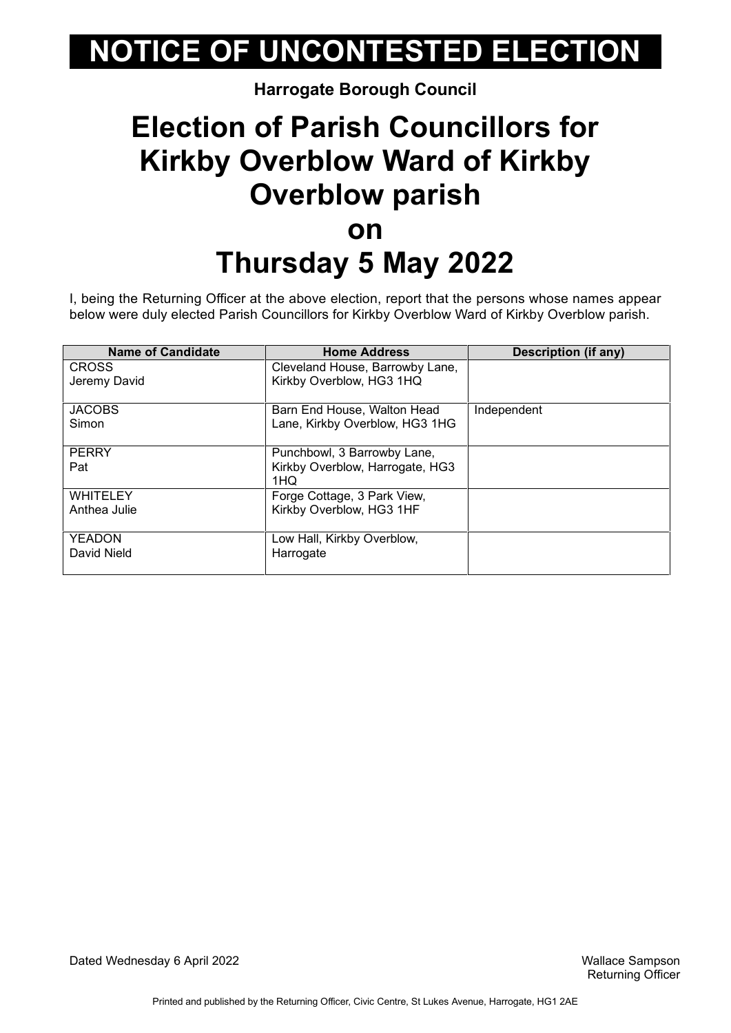# NOTICE OF UNCONTESTED ELECTION

**Harrogate Borough Council**

## Election of Parish Councillors for Kirkby Overblow Ward of Kirkby Overblow parish on Thursday 5 May 2022

I, being the Returning Officer at the above election, report that the persons whose names appear below were duly elected Parish Councillors for Kirkby Overblow Ward of Kirkby Overblow parish.

| Name of Candidate | Home Address | Description (if any) |
| --- | --- | --- |
| CROSS<br>Jeremy David | Cleveland House, Barrowby Lane, Kirkby Overblow, HG3 1HQ | |
| JACOBS<br>Simon | Barn End House, Walton Head Lane, Kirkby Overblow, HG3 1HG | Independent |
| PERRY<br>Pat | Punchbowl, 3 Barrowby Lane, Kirkby Overblow, Harrogate, HG3 1HQ | |
| WHITELEY<br>Anthea Julie | Forge Cottage, 3 Park View, Kirkby Overblow, HG3 1HF | |
| YEADON<br>David Nield | Low Hall, Kirkby Overblow, Harrogate | |

Dated Wednesday 6 April 2022

Wallace Sampson
Returning Officer

Printed and published by the Returning Officer, Civic Centre, St Lukes Avenue, Harrogate, HG1 2AE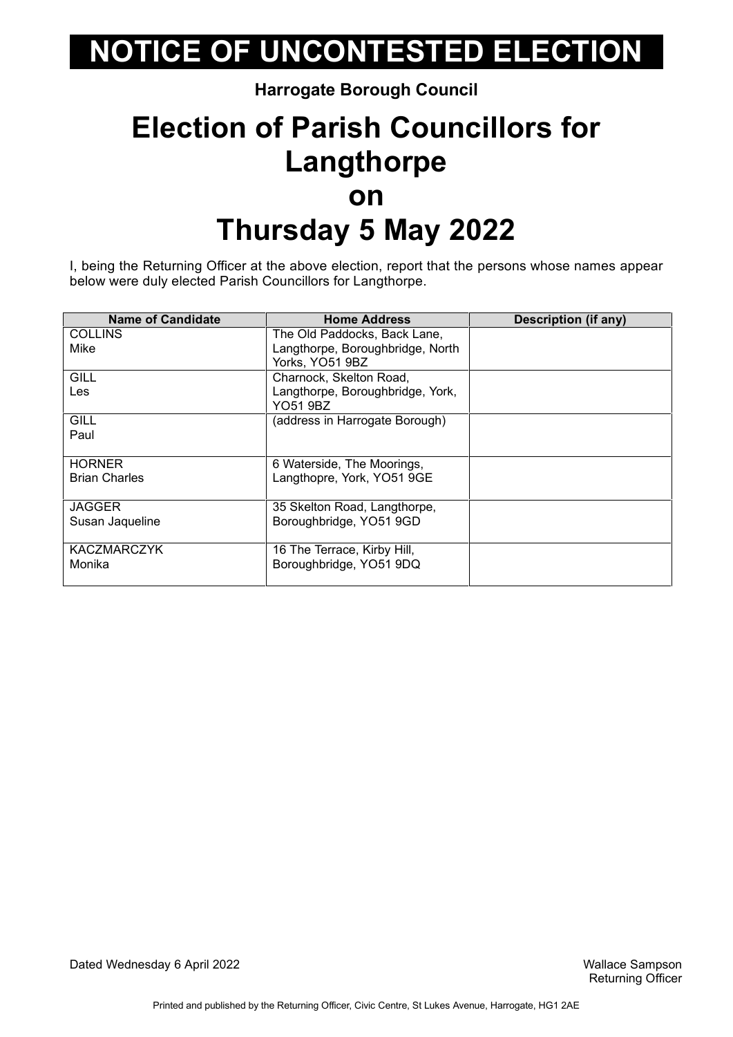# NOTICE OF UNCONTESTED ELECTION

**Harrogate Borough Council**

# Election of Parish Councillors for Langthorpe on Thursday 5 May 2022

I, being the Returning Officer at the above election, report that the persons whose names appear below were duly elected Parish Councillors for Langthorpe.

| Name of Candidate | Home Address | Description (if any) |
|---|---|---|
| COLLINS<br>Mike | The Old Paddocks, Back Lane, Langthorpe, Boroughbridge, North Yorks, YO51 9BZ | |
| GILL<br>Les | Charnock, Skelton Road, Langthorpe, Boroughbridge, York, YO51 9BZ | |
| GILL<br>Paul | (address in Harrogate Borough) | |
| HORNER<br>Brian Charles | 6 Waterside, The Moorings, Langthopre, York, YO51 9GE | |
| JAGGER<br>Susan Jaqueline | 35 Skelton Road, Langthorpe, Boroughbridge, YO51 9GD | |
| KACZMARCZYK<br>Monika | 16 The Terrace, Kirby Hill, Boroughbridge, YO51 9DQ | |

Dated Wednesday 6 April 2022

Wallace Sampson
Returning Officer

Printed and published by the Returning Officer, Civic Centre, St Lukes Avenue, Harrogate, HG1 2AE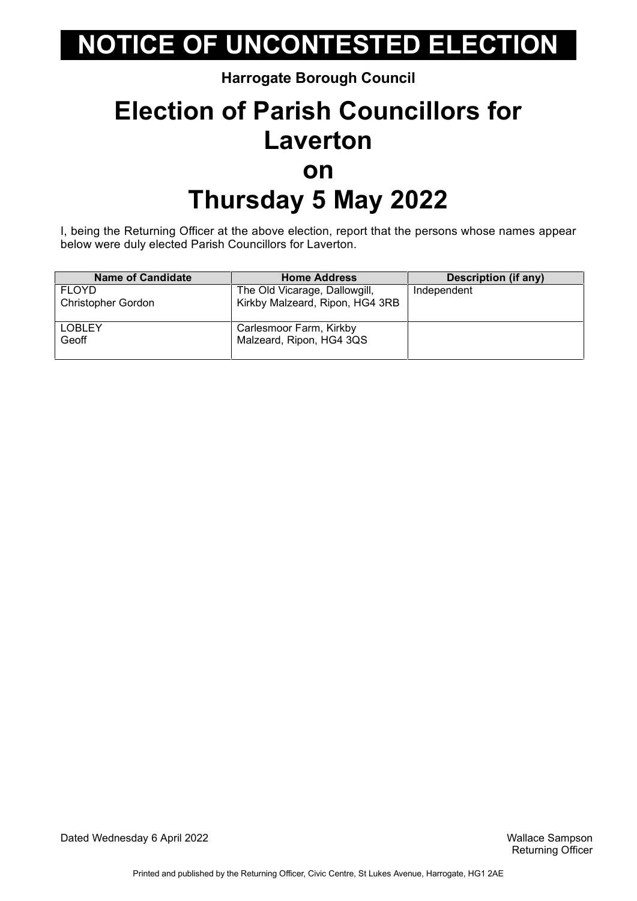# NOTICE OF UNCONTESTED ELECTION

**Harrogate Borough Council**

# Election of Parish Councillors for Laverton on Thursday 5 May 2022

I, being the Returning Officer at the above election, report that the persons whose names appear below were duly elected Parish Councillors for Laverton.

| Name of Candidate | Home Address | Description (if any) |
|---|---|---|
| FLOYD Christopher Gordon | The Old Vicarage, Dallowgill, Kirkby Malzeard, Ripon, HG4 3RB | Independent |
| LOBLEY Geoff | Carlesmoor Farm, Kirkby Malzeard, Ripon, HG4 3QS | |

Dated Wednesday 6 April 2022

Wallace Sampson
Returning Officer

Printed and published by the Returning Officer, Civic Centre, St Lukes Avenue, Harrogate, HG1 2AE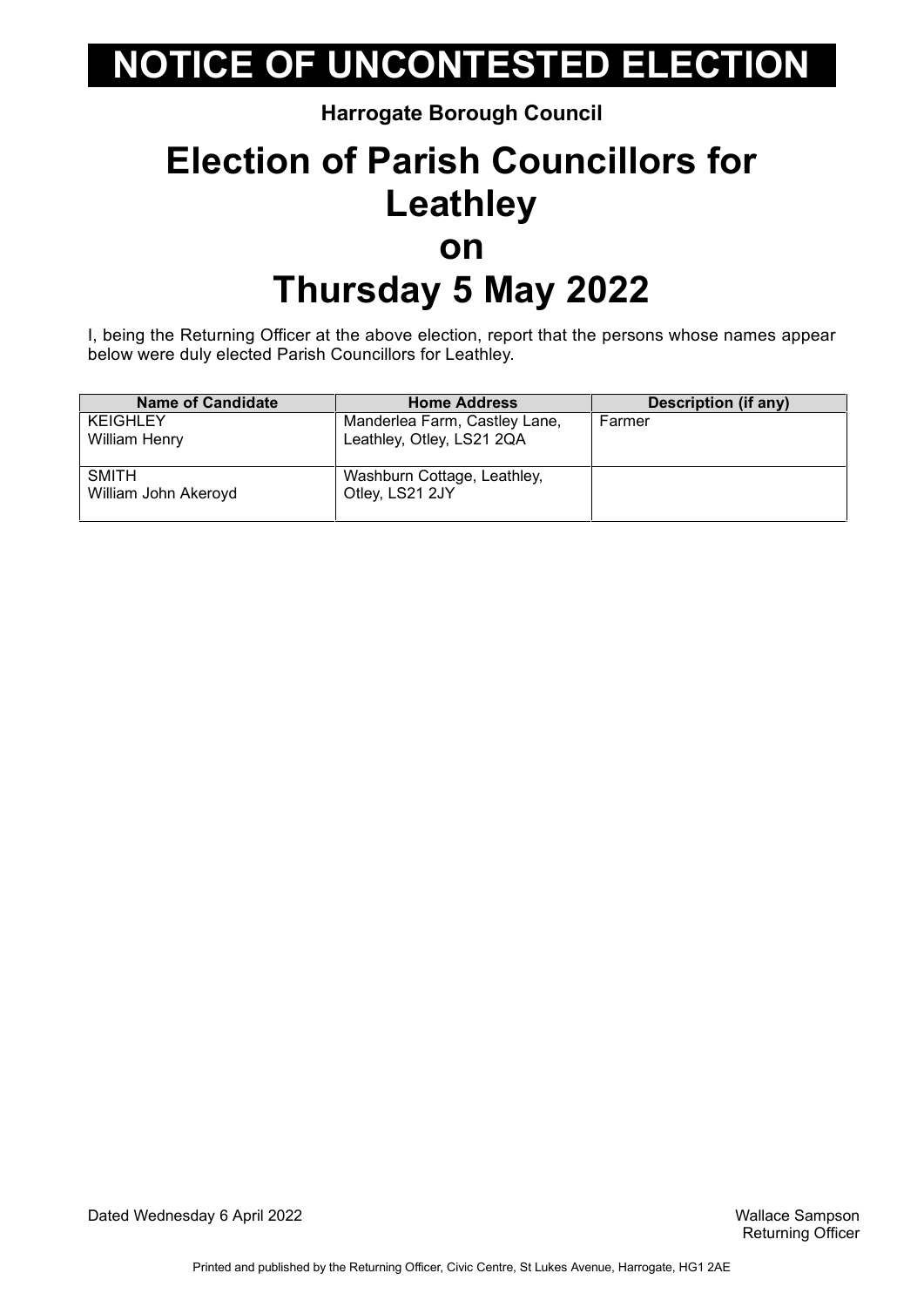# NOTICE OF UNCONTESTED ELECTION

**Harrogate Borough Council**

## Election of Parish Councillors for Leathley on Thursday 5 May 2022

I, being the Returning Officer at the above election, report that the persons whose names appear below were duly elected Parish Councillors for Leathley.

| Name of Candidate | Home Address | Description (if any) |
|---|---|---|
| KEIGHLEY William Henry | Manderlea Farm, Castley Lane, Leathley, Otley, LS21 2QA | Farmer |
| SMITH William John Akeroyd | Washburn Cottage, Leathley, Otley, LS21 2JY | |

Dated Wednesday 6 April 2022

Wallace Sampson
Returning Officer

Printed and published by the Returning Officer, Civic Centre, St Lukes Avenue, Harrogate, HG1 2AE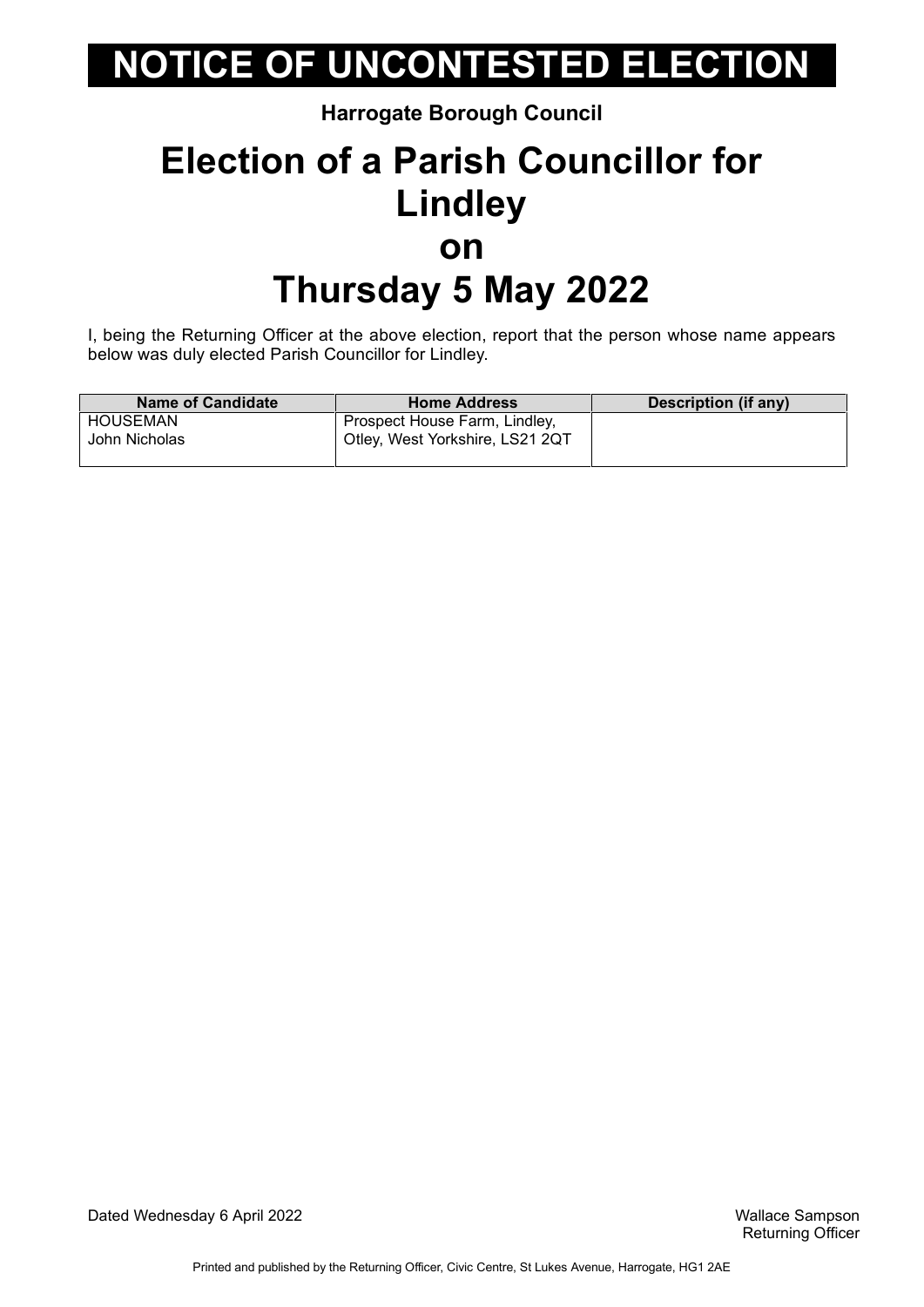# NOTICE OF UNCONTESTED ELECTION

**Harrogate Borough Council**

# Election of a Parish Councillor for Lindley on Thursday 5 May 2022

I, being the Returning Officer at the above election, report that the person whose name appears below was duly elected Parish Councillor for Lindley.

| Name of Candidate | Home Address | Description (if any) |
|---|---|---|
| HOUSEMAN John Nicholas | Prospect House Farm, Lindley, Otley, West Yorkshire, LS21 2QT | |

Dated Wednesday 6 April 2022

Wallace Sampson
Returning Officer

Printed and published by the Returning Officer, Civic Centre, St Lukes Avenue, Harrogate, HG1 2AE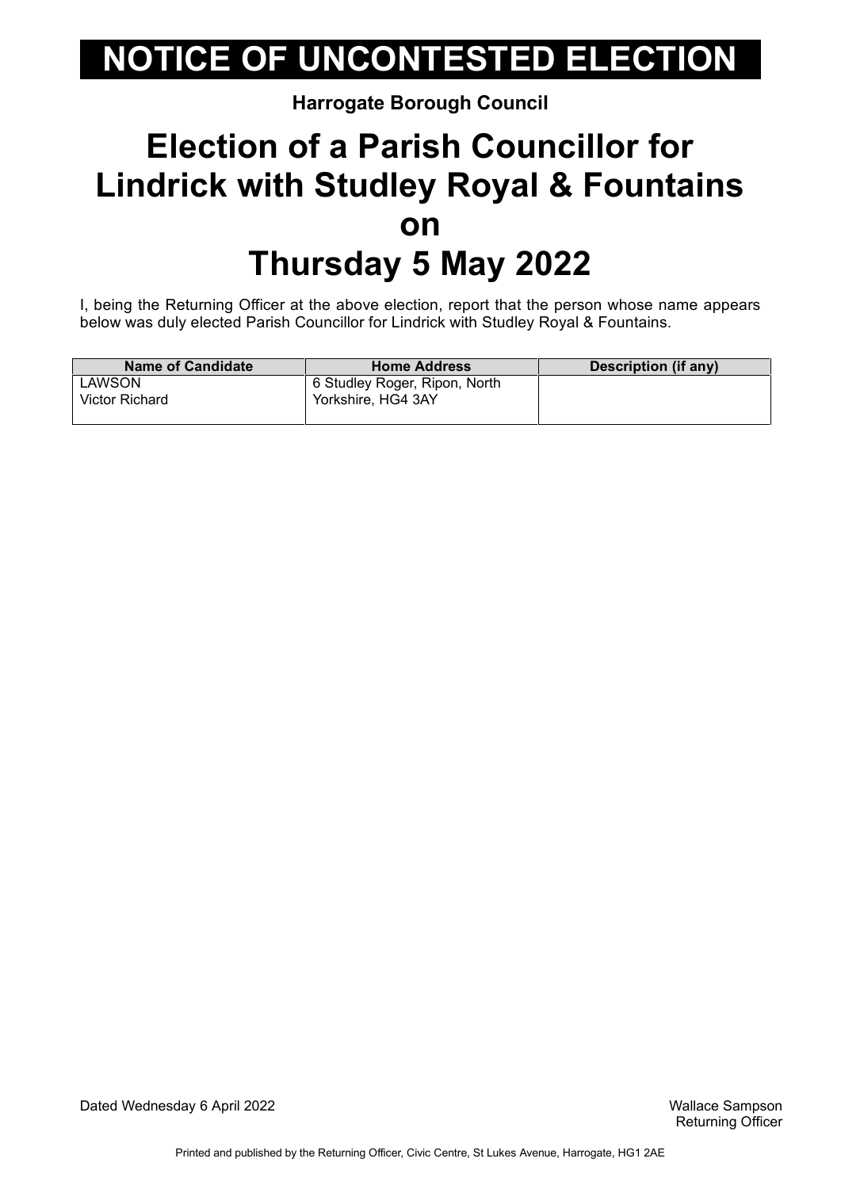# NOTICE OF UNCONTESTED ELECTION

**Harrogate Borough Council**

# Election of a Parish Councillor for Lindrick with Studley Royal & Fountains on Thursday 5 May 2022

I, being the Returning Officer at the above election, report that the person whose name appears below was duly elected Parish Councillor for Lindrick with Studley Royal & Fountains.

| Name of Candidate | Home Address | Description (if any) |
|---|---|---|
| LAWSON<br>Victor Richard | 6 Studley Roger, Ripon, North Yorkshire, HG4 3AY | |

Dated Wednesday 6 April 2022

Wallace Sampson
Returning Officer

Printed and published by the Returning Officer, Civic Centre, St Lukes Avenue, Harrogate, HG1 2AE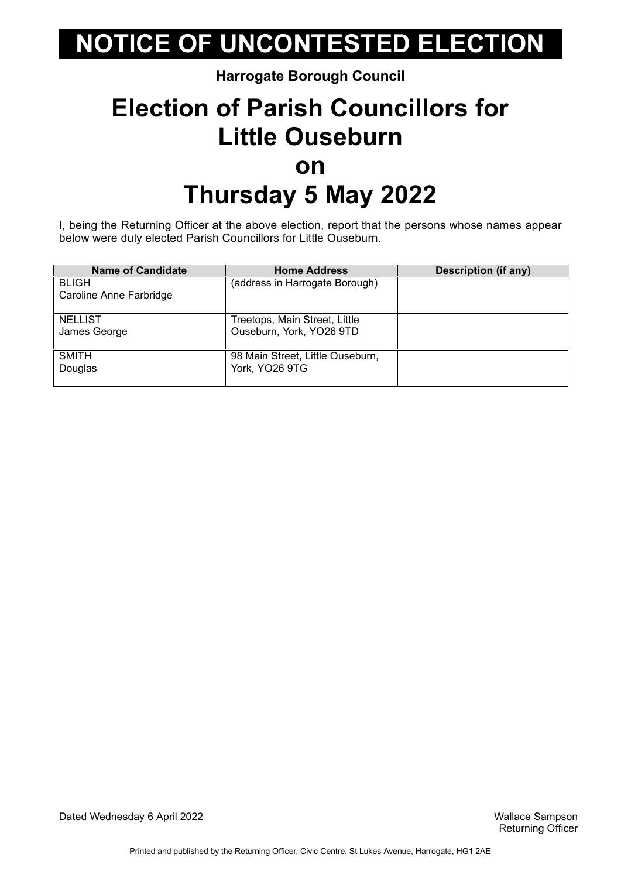# NOTICE OF UNCONTESTED ELECTION

**Harrogate Borough Council**

# Election of Parish Councillors for Little Ouseburn on Thursday 5 May 2022

I, being the Returning Officer at the above election, report that the persons whose names appear below were duly elected Parish Councillors for Little Ouseburn.

| Name of Candidate | Home Address | Description (if any) |
|---|---|---|
| BLIGH<br>Caroline Anne Farbridge | (address in Harrogate Borough) | |
| NELLIST<br>James George | Treetops, Main Street, Little Ouseburn, York, YO26 9TD | |
| SMITH<br>Douglas | 98 Main Street, Little Ouseburn, York, YO26 9TG | |

Dated Wednesday 6 April 2022

Wallace Sampson
Returning Officer

Printed and published by the Returning Officer, Civic Centre, St Lukes Avenue, Harrogate, HG1 2AE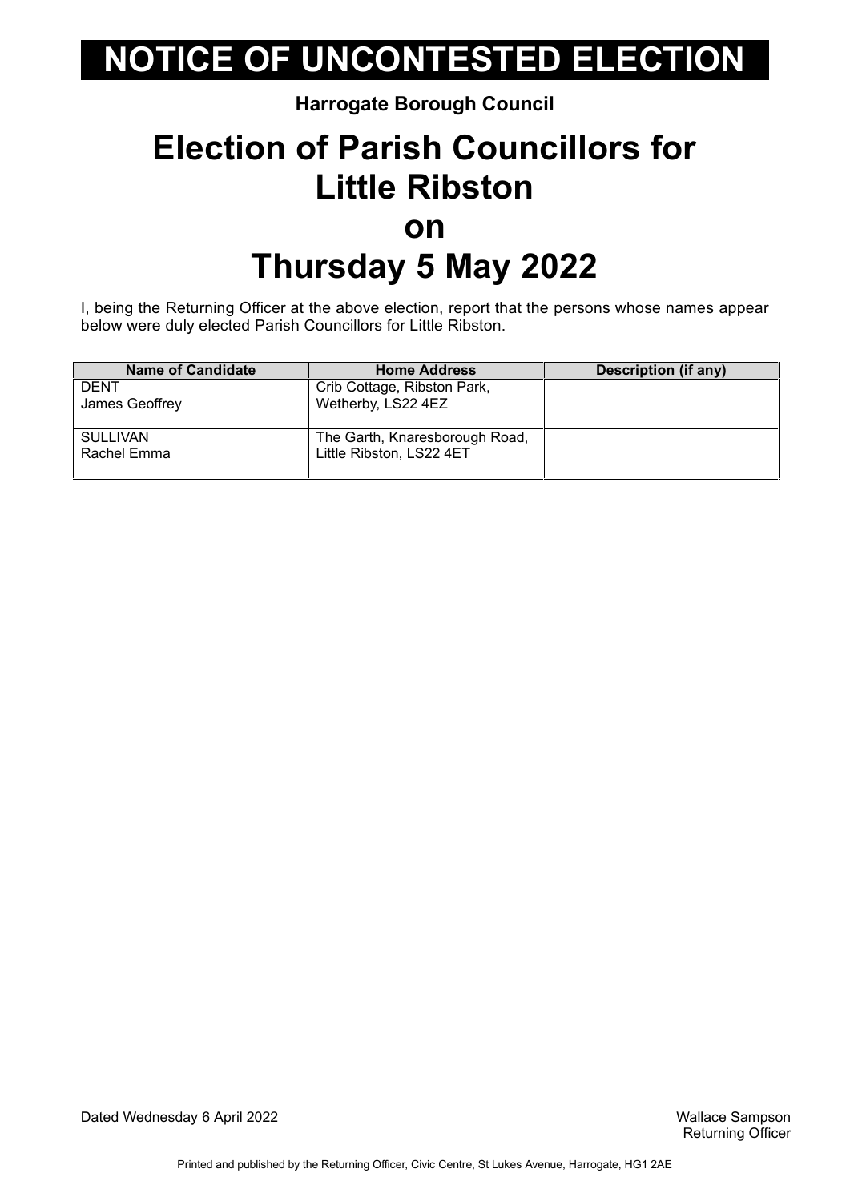# NOTICE OF UNCONTESTED ELECTION

**Harrogate Borough Council**

# Election of Parish Councillors for Little Ribston on Thursday 5 May 2022

I, being the Returning Officer at the above election, report that the persons whose names appear below were duly elected Parish Councillors for Little Ribston.

| Name of Candidate | Home Address | Description (if any) |
| --- | --- | --- |
| DENT<br>James Geoffrey | Crib Cottage, Ribston Park, Wetherby, LS22 4EZ | |
| SULLIVAN<br>Rachel Emma | The Garth, Knaresborough Road, Little Ribston, LS22 4ET | |

Dated Wednesday 6 April 2022

Wallace Sampson
Returning Officer

Printed and published by the Returning Officer, Civic Centre, St Lukes Avenue, Harrogate, HG1 2AE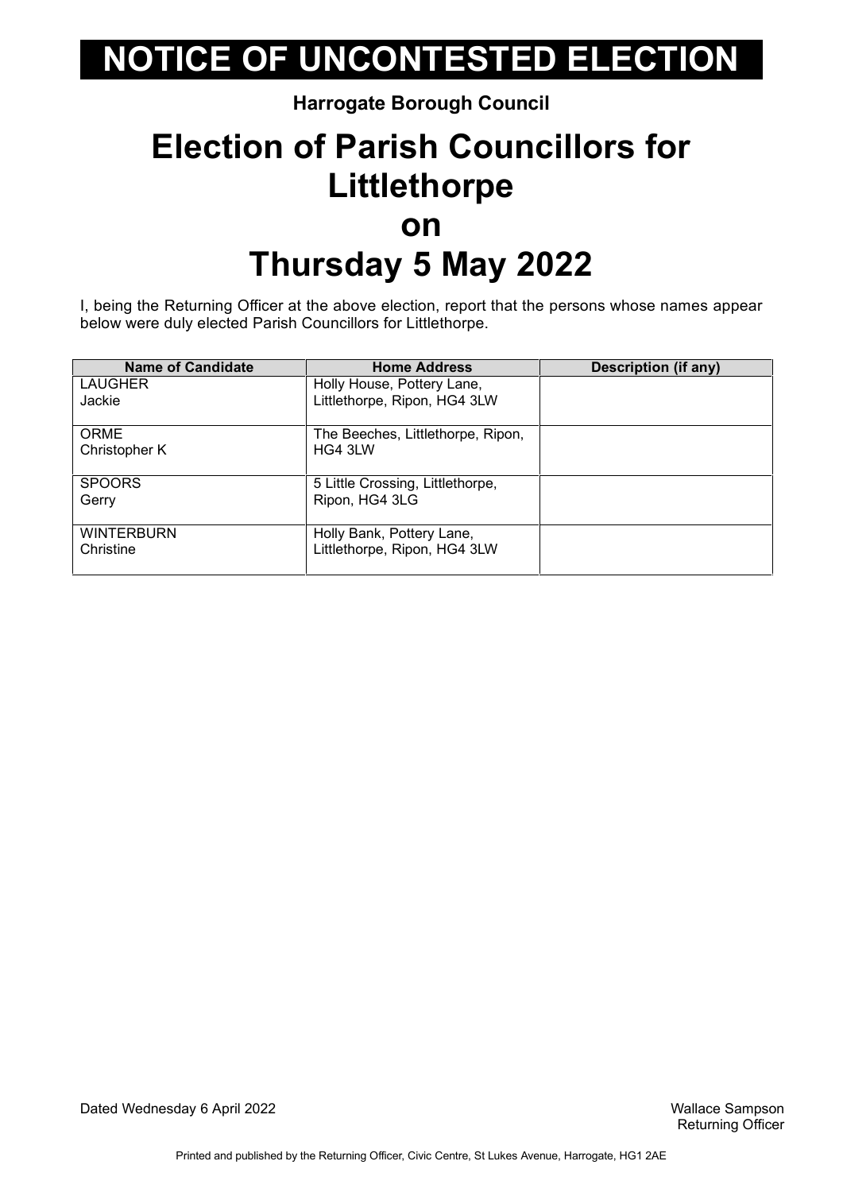# NOTICE OF UNCONTESTED ELECTION

**Harrogate Borough Council**

# Election of Parish Councillors for Littlethorpe on Thursday 5 May 2022

I, being the Returning Officer at the above election, report that the persons whose names appear below were duly elected Parish Councillors for Littlethorpe.

| Name of Candidate | Home Address | Description (if any) |
|---|---|---|
| LAUGHER Jackie | Holly House, Pottery Lane, Littlethorpe, Ripon, HG4 3LW | |
| ORME Christopher K | The Beeches, Littlethorpe, Ripon, HG4 3LW | |
| SPOORS Gerry | 5 Little Crossing, Littlethorpe, Ripon, HG4 3LG | |
| WINTERBURN Christine | Holly Bank, Pottery Lane, Littlethorpe, Ripon, HG4 3LW | |

Dated Wednesday 6 April 2022

Wallace Sampson
Returning Officer

Printed and published by the Returning Officer, Civic Centre, St Lukes Avenue, Harrogate, HG1 2AE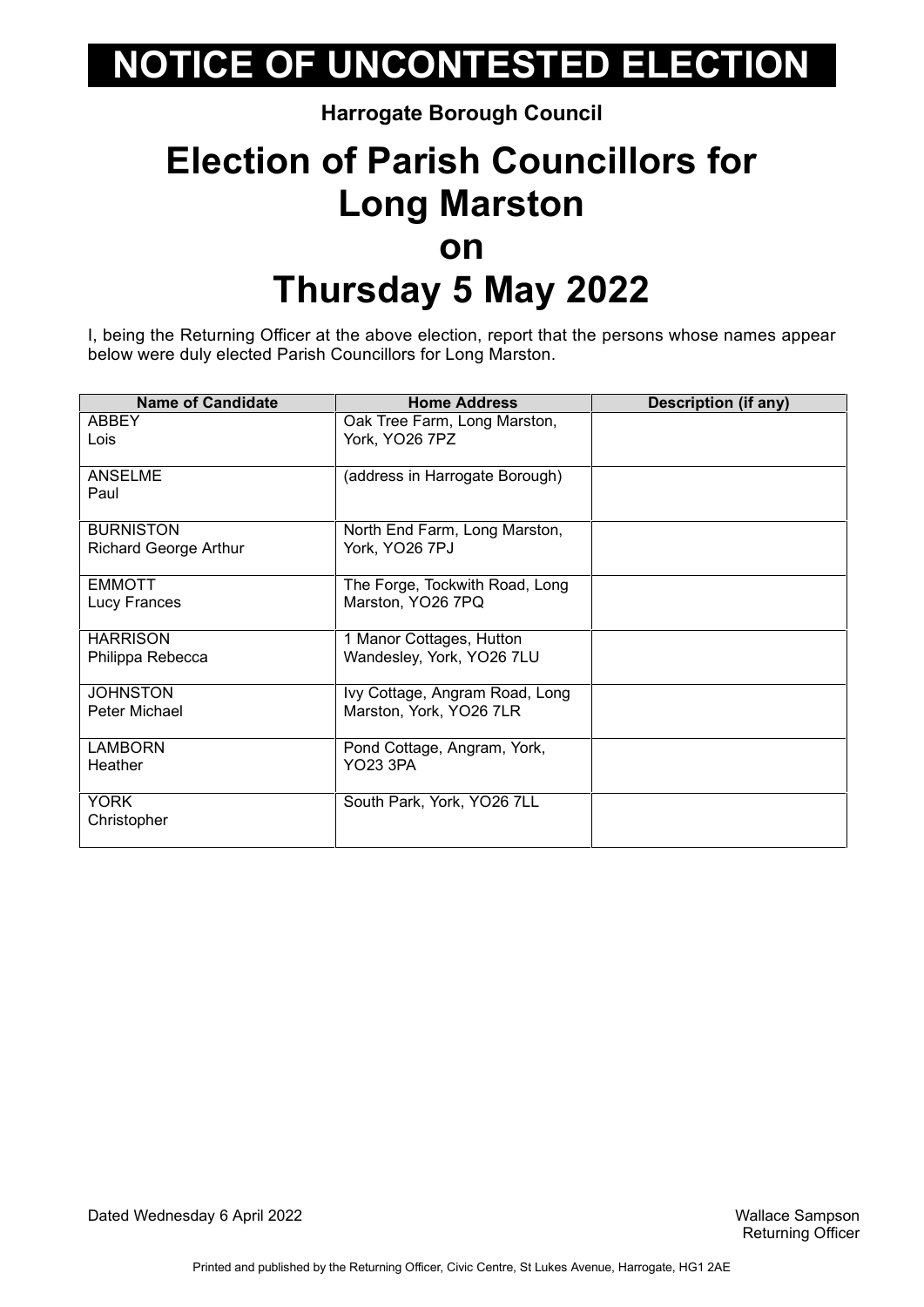# NOTICE OF UNCONTESTED ELECTION

**Harrogate Borough Council**

## Election of Parish Councillors for Long Marston on Thursday 5 May 2022

I, being the Returning Officer at the above election, report that the persons whose names appear below were duly elected Parish Councillors for Long Marston.

| Name of Candidate | Home Address | Description (if any) |
|---|---|---|
| ABBEY Lois | Oak Tree Farm, Long Marston, York, YO26 7PZ | |
| ANSELME Paul | (address in Harrogate Borough) | |
| BURNISTON Richard George Arthur | North End Farm, Long Marston, York, YO26 7PJ | |
| EMMOTT Lucy Frances | The Forge, Tockwith Road, Long Marston, YO26 7PQ | |
| HARRISON Philippa Rebecca | 1 Manor Cottages, Hutton Wandesley, York, YO26 7LU | |
| JOHNSTON Peter Michael | Ivy Cottage, Angram Road, Long Marston, York, YO26 7LR | |
| LAMBORN Heather | Pond Cottage, Angram, York, YO23 3PA | |
| YORK Christopher | South Park, York, YO26 7LL | |

Dated Wednesday 6 April 2022

Wallace Sampson
Returning Officer

Printed and published by the Returning Officer, Civic Centre, St Lukes Avenue, Harrogate, HG1 2AE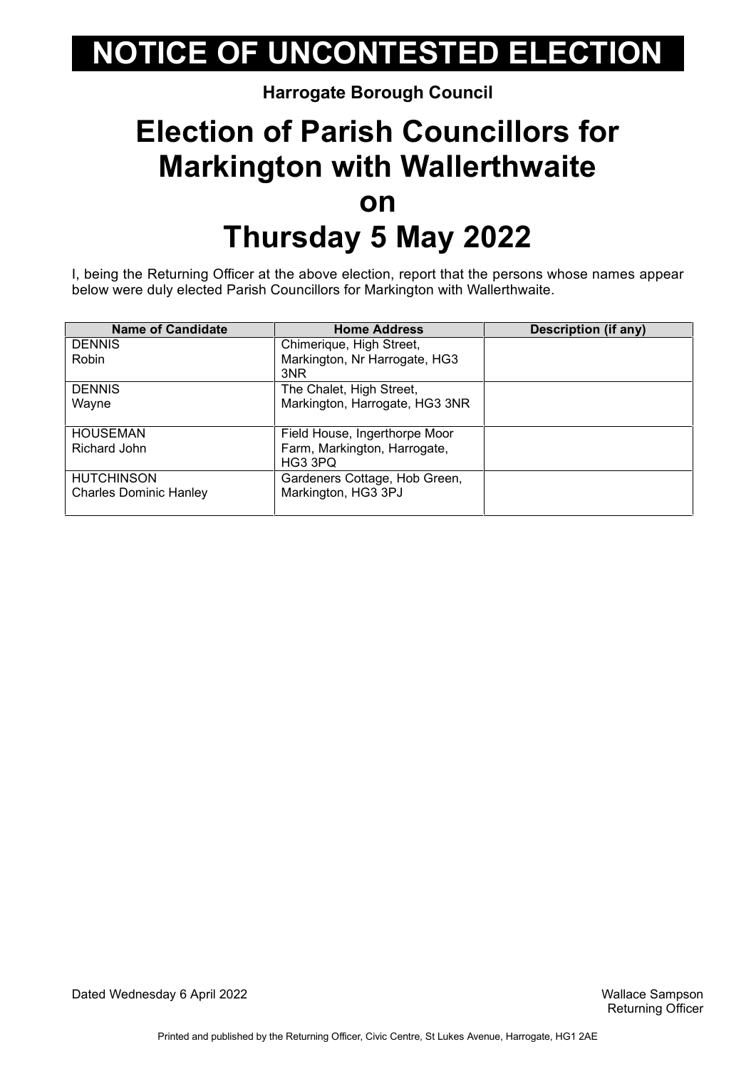# NOTICE OF UNCONTESTED ELECTION

**Harrogate Borough Council**

# Election of Parish Councillors for Markington with Wallerthwaite on Thursday 5 May 2022

I, being the Returning Officer at the above election, report that the persons whose names appear below were duly elected Parish Councillors for Markington with Wallerthwaite.

| Name of Candidate | Home Address | Description (if any) |
|---|---|---|
| DENNIS Robin | Chimerique, High Street, Markington, Nr Harrogate, HG3 3NR | |
| DENNIS Wayne | The Chalet, High Street, Markington, Harrogate, HG3 3NR | |
| HOUSEMAN Richard John | Field House, Ingerthorpe Moor Farm, Markington, Harrogate, HG3 3PQ | |
| HUTCHINSON Charles Dominic Hanley | Gardeners Cottage, Hob Green, Markington, HG3 3PJ | |

Dated Wednesday 6 April 2022

Wallace Sampson
Returning Officer

Printed and published by the Returning Officer, Civic Centre, St Lukes Avenue, Harrogate, HG1 2AE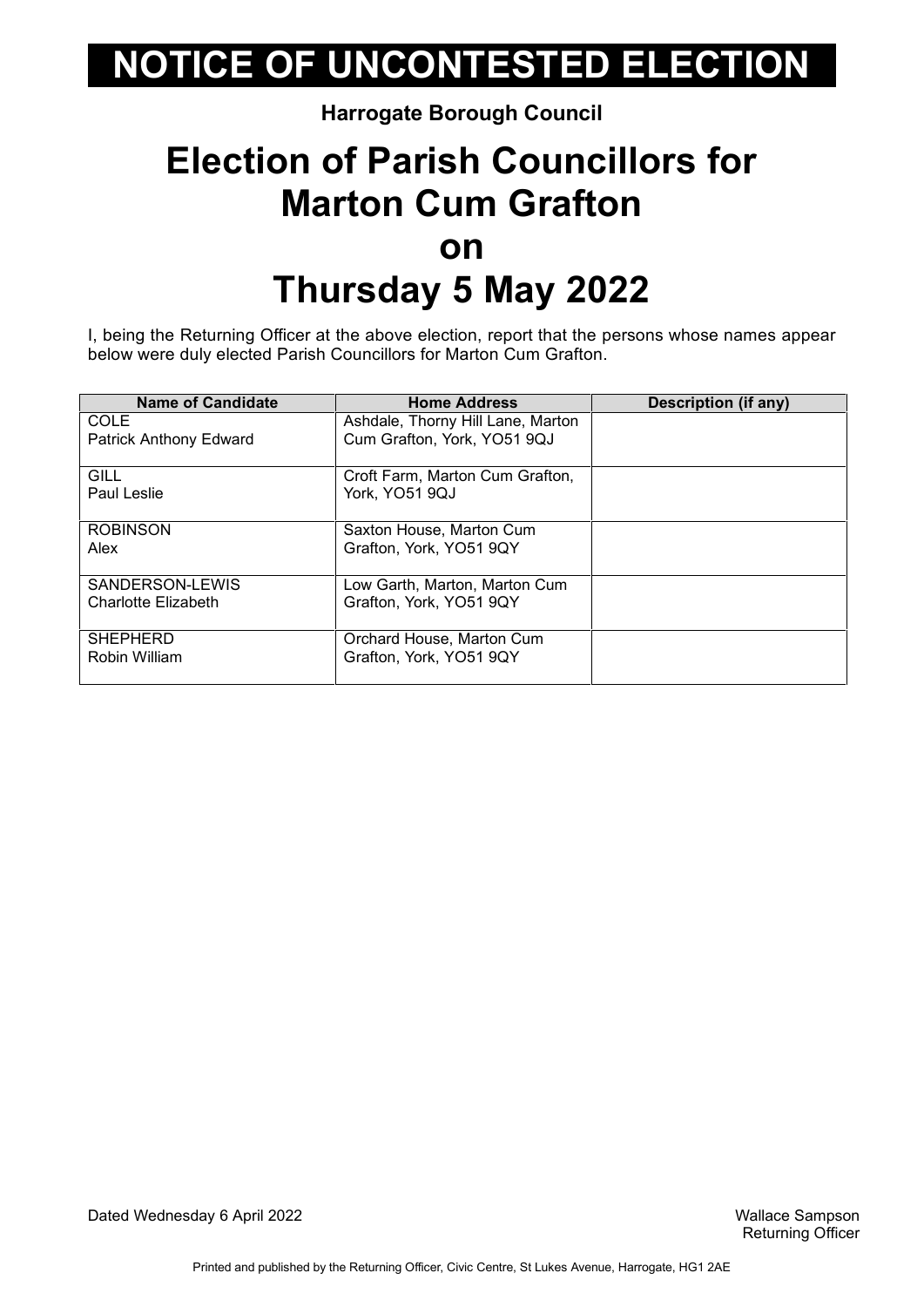# NOTICE OF UNCONTESTED ELECTION

**Harrogate Borough Council**

## Election of Parish Councillors for Marton Cum Grafton on Thursday 5 May 2022

I, being the Returning Officer at the above election, report that the persons whose names appear below were duly elected Parish Councillors for Marton Cum Grafton.

| Name of Candidate | Home Address | Description (if any) |
|---|---|---|
| COLE<br>Patrick Anthony Edward | Ashdale, Thorny Hill Lane, Marton Cum Grafton, York, YO51 9QJ | |
| GILL<br>Paul Leslie | Croft Farm, Marton Cum Grafton, York, YO51 9QJ | |
| ROBINSON<br>Alex | Saxton House, Marton Cum Grafton, York, YO51 9QY | |
| SANDERSON-LEWIS<br>Charlotte Elizabeth | Low Garth, Marton, Marton Cum Grafton, York, YO51 9QY | |
| SHEPHERD<br>Robin William | Orchard House, Marton Cum Grafton, York, YO51 9QY | |

Dated Wednesday 6 April 2022

Wallace Sampson
Returning Officer

Printed and published by the Returning Officer, Civic Centre, St Lukes Avenue, Harrogate, HG1 2AE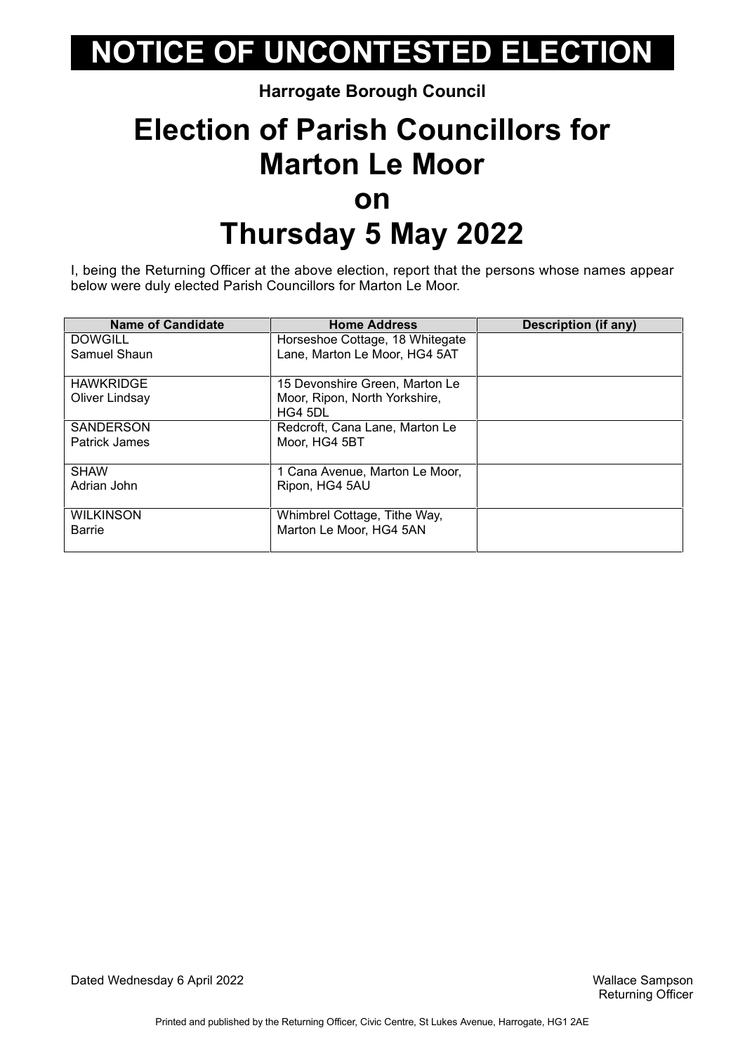# NOTICE OF UNCONTESTED ELECTION

**Harrogate Borough Council**

## Election of Parish Councillors for Marton Le Moor on Thursday 5 May 2022

I, being the Returning Officer at the above election, report that the persons whose names appear below were duly elected Parish Councillors for Marton Le Moor.

| Name of Candidate | Home Address | Description (if any) |
|---|---|---|
| DOWGILL Samuel Shaun | Horseshoe Cottage, 18 Whitegate Lane, Marton Le Moor, HG4 5AT | |
| HAWKRIDGE Oliver Lindsay | 15 Devonshire Green, Marton Le Moor, Ripon, North Yorkshire, HG4 5DL | |
| SANDERSON Patrick James | Redcroft, Cana Lane, Marton Le Moor, HG4 5BT | |
| SHAW Adrian John | 1 Cana Avenue, Marton Le Moor, Ripon, HG4 5AU | |
| WILKINSON Barrie | Whimbrel Cottage, Tithe Way, Marton Le Moor, HG4 5AN | |

Dated Wednesday 6 April 2022

Wallace Sampson
Returning Officer

Printed and published by the Returning Officer, Civic Centre, St Lukes Avenue, Harrogate, HG1 2AE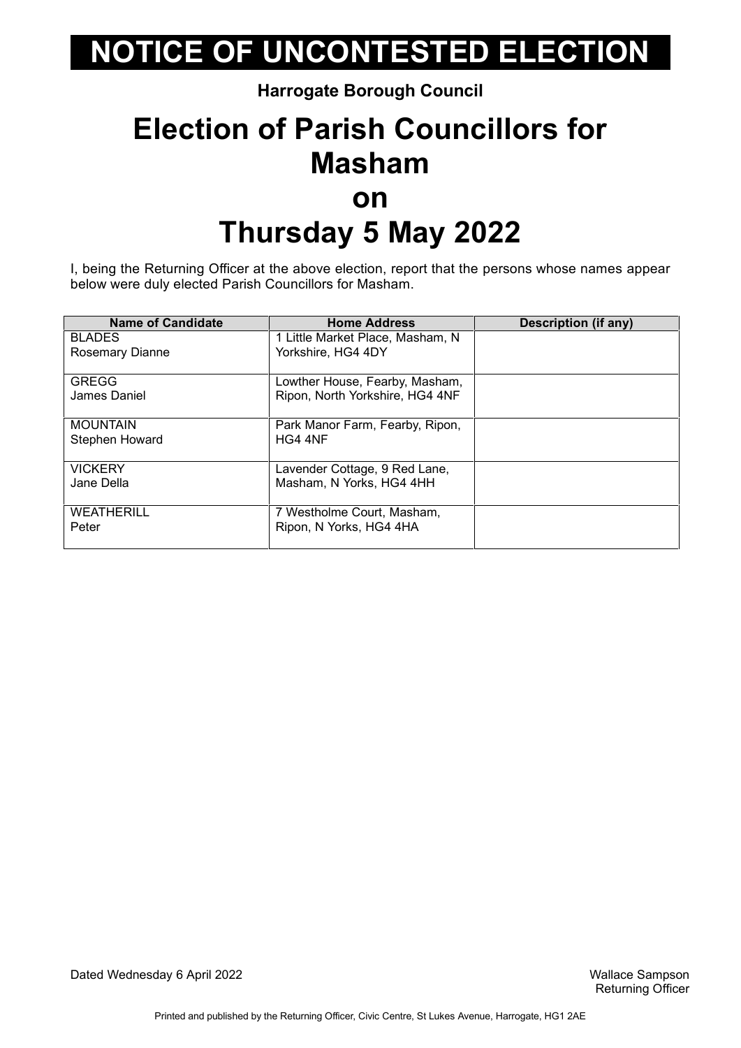# NOTICE OF UNCONTESTED ELECTION

**Harrogate Borough Council**

## Election of Parish Councillors for Masham on Thursday 5 May 2022

I, being the Returning Officer at the above election, report that the persons whose names appear below were duly elected Parish Councillors for Masham.

| Name of Candidate | Home Address | Description (if any) |
|---|---|---|
| BLADES<br>Rosemary Dianne | 1 Little Market Place, Masham, N Yorkshire, HG4 4DY | |
| GREGG<br>James Daniel | Lowther House, Fearby, Masham, Ripon, North Yorkshire, HG4 4NF | |
| MOUNTAIN<br>Stephen Howard | Park Manor Farm, Fearby, Ripon, HG4 4NF | |
| VICKERY<br>Jane Della | Lavender Cottage, 9 Red Lane, Masham, N Yorks, HG4 4HH | |
| WEATHERILL<br>Peter | 7 Westholme Court, Masham, Ripon, N Yorks, HG4 4HA | |

Dated Wednesday 6 April 2022

Wallace Sampson
Returning Officer

Printed and published by the Returning Officer, Civic Centre, St Lukes Avenue, Harrogate, HG1 2AE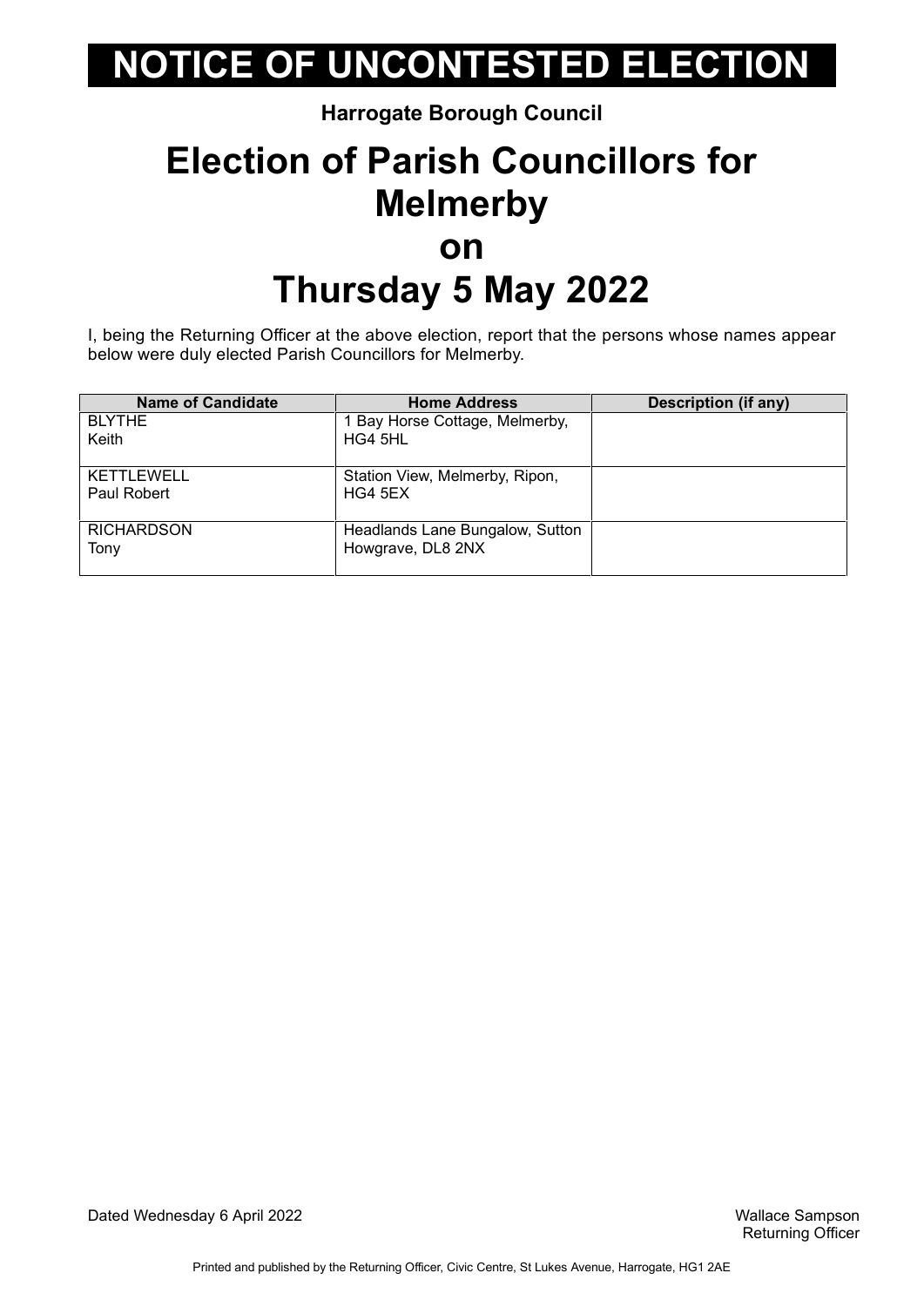# NOTICE OF UNCONTESTED ELECTION

**Harrogate Borough Council**

# Election of Parish Councillors for Melmerby on Thursday 5 May 2022

I, being the Returning Officer at the above election, report that the persons whose names appear below were duly elected Parish Councillors for Melmerby.

| Name of Candidate | Home Address | Description (if any) |
|---|---|---|
| BLYTHE Keith | 1 Bay Horse Cottage, Melmerby, HG4 5HL | |
| KETTLEWELL Paul Robert | Station View, Melmerby, Ripon, HG4 5EX | |
| RICHARDSON Tony | Headlands Lane Bungalow, Sutton Howgrave, DL8 2NX | |

Dated Wednesday 6 April 2022

Wallace Sampson
Returning Officer

Printed and published by the Returning Officer, Civic Centre, St Lukes Avenue, Harrogate, HG1 2AE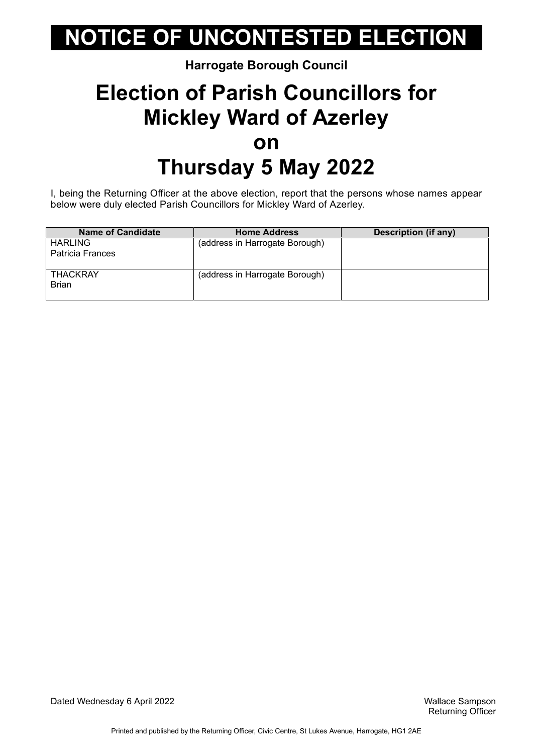# NOTICE OF UNCONTESTED ELECTION

**Harrogate Borough Council**

## Election of Parish Councillors for Mickley Ward of Azerley on Thursday 5 May 2022

I, being the Returning Officer at the above election, report that the persons whose names appear below were duly elected Parish Councillors for Mickley Ward of Azerley.

| Name of Candidate | Home Address | Description (if any) |
|---|---|---|
| HARLING<br>Patricia Frances | (address in Harrogate Borough) | |
| THACKRAY<br>Brian | (address in Harrogate Borough) | |

Dated Wednesday 6 April 2022

Wallace Sampson
Returning Officer

Printed and published by the Returning Officer, Civic Centre, St Lukes Avenue, Harrogate, HG1 2AE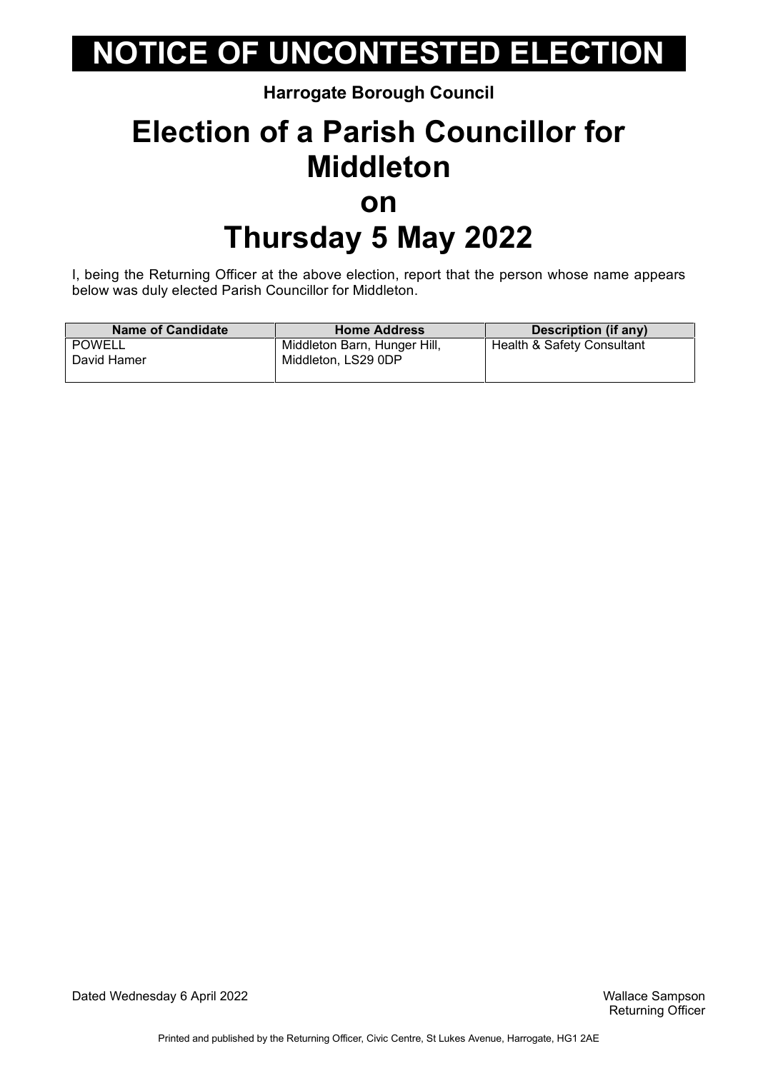# NOTICE OF UNCONTESTED ELECTION

**Harrogate Borough Council**

# Election of a Parish Councillor for Middleton on Thursday 5 May 2022

I, being the Returning Officer at the above election, report that the person whose name appears below was duly elected Parish Councillor for Middleton.

| Name of Candidate | Home Address | Description (if any) |
|---|---|---|
| POWELL<br>David Hamer | Middleton Barn, Hunger Hill, Middleton, LS29 0DP | Health & Safety Consultant |

Dated Wednesday 6 April 2022

Wallace Sampson
Returning Officer

Printed and published by the Returning Officer, Civic Centre, St Lukes Avenue, Harrogate, HG1 2AE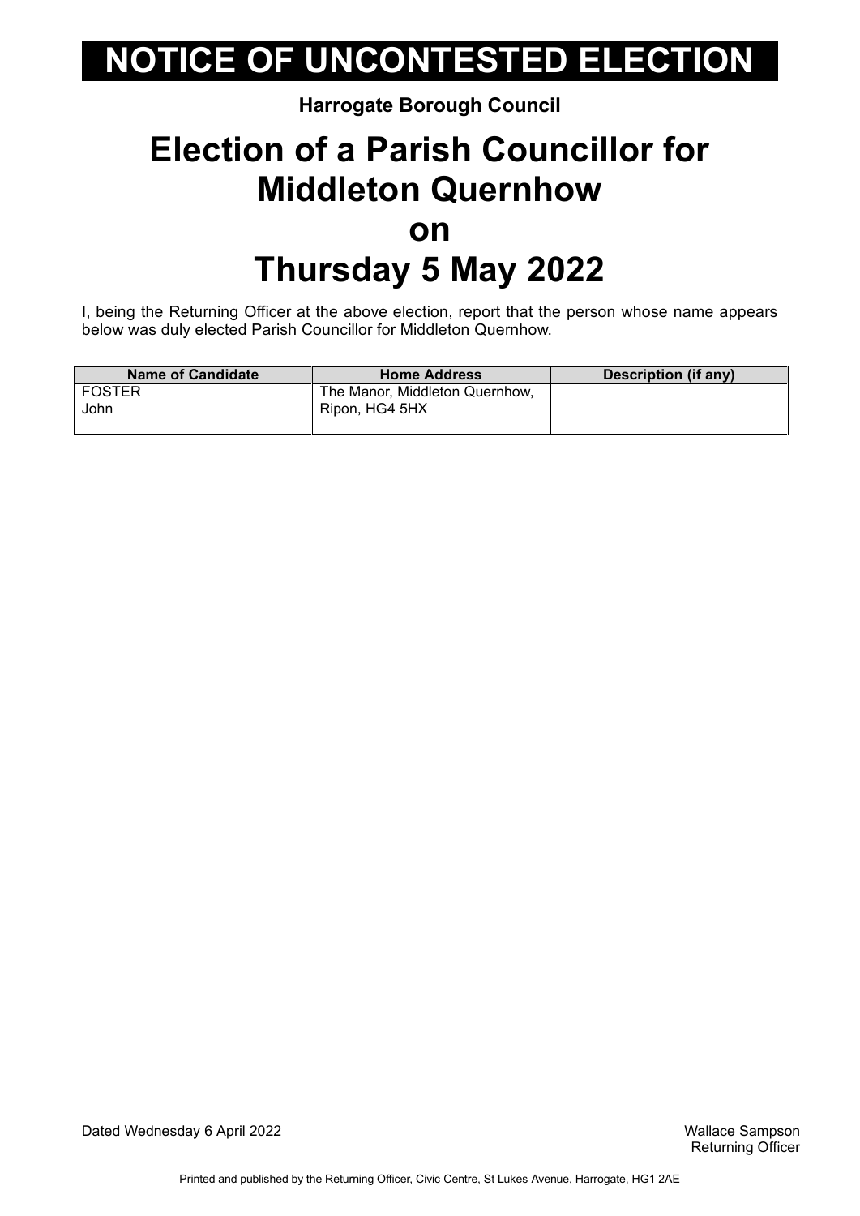# NOTICE OF UNCONTESTED ELECTION

**Harrogate Borough Council**

## Election of a Parish Councillor for Middleton Quernhow on Thursday 5 May 2022

I, being the Returning Officer at the above election, report that the person whose name appears below was duly elected Parish Councillor for Middleton Quernhow.

| Name of Candidate | Home Address | Description (if any) |
| --- | --- | --- |
| FOSTER John | The Manor, Middleton Quernhow, Ripon, HG4 5HX | |

Dated Wednesday 6 April 2022

Wallace Sampson
Returning Officer

Printed and published by the Returning Officer, Civic Centre, St Lukes Avenue, Harrogate, HG1 2AE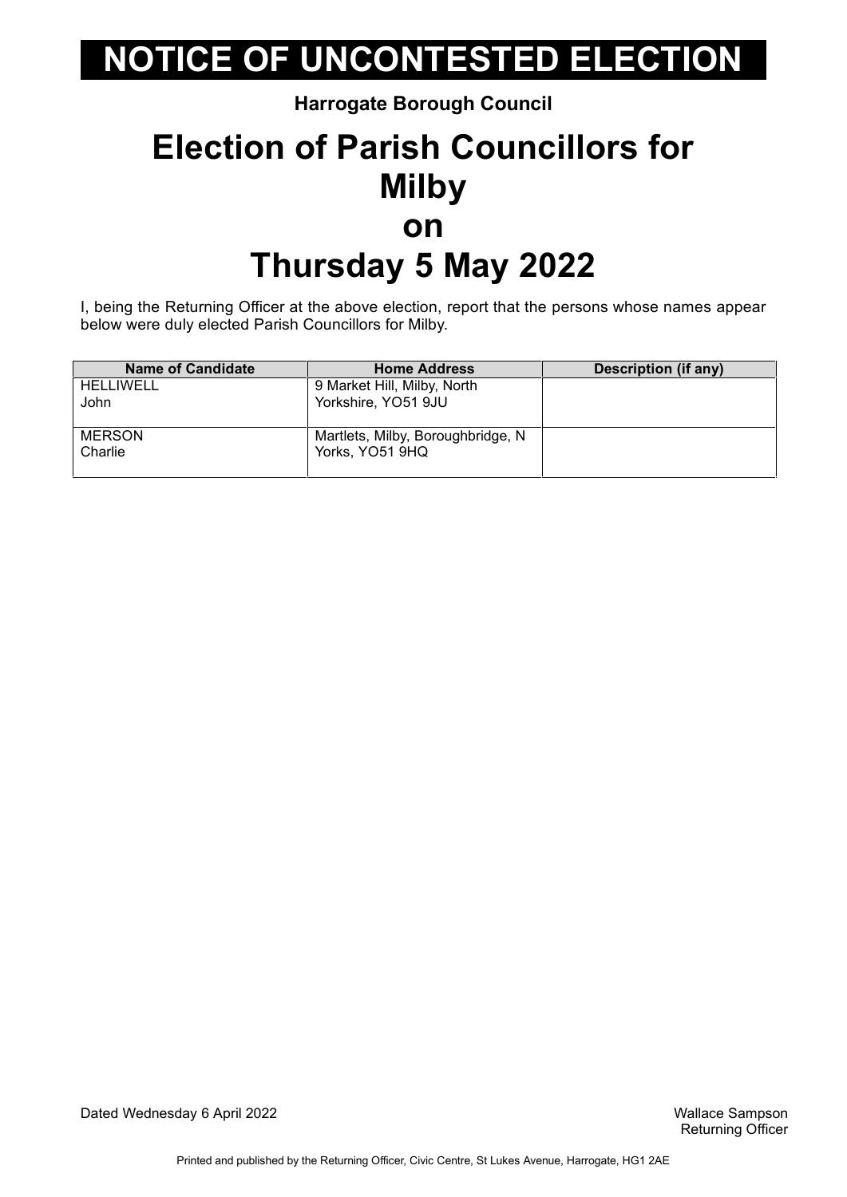# NOTICE OF UNCONTESTED ELECTION

**Harrogate Borough Council**

## Election of Parish Councillors for Milby on Thursday 5 May 2022

I, being the Returning Officer at the above election, report that the persons whose names appear below were duly elected Parish Councillors for Milby.

| Name of Candidate | Home Address | Description (if any) |
|---|---|---|
| HELLIWELL<br>John | 9 Market Hill, Milby, North Yorkshire, YO51 9JU | |
| MERSON<br>Charlie | Martlets, Milby, Boroughbridge, N Yorks, YO51 9HQ | |

Dated Wednesday 6 April 2022

Wallace Sampson
Returning Officer

Printed and published by the Returning Officer, Civic Centre, St Lukes Avenue, Harrogate, HG1 2AE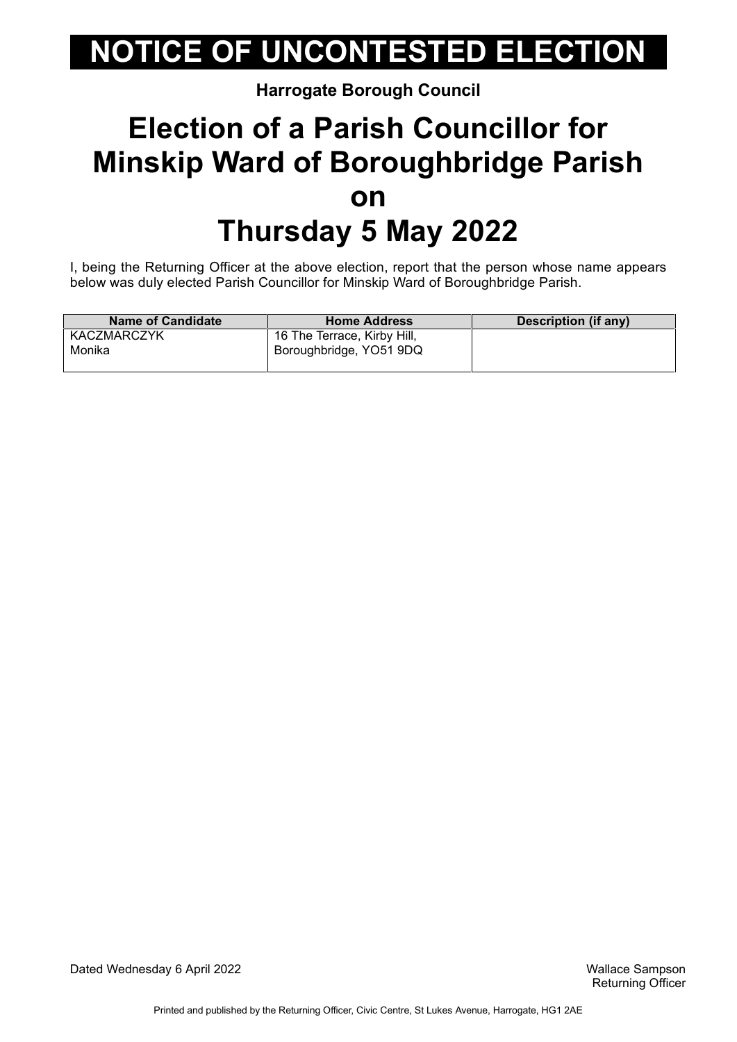# NOTICE OF UNCONTESTED ELECTION

**Harrogate Borough Council**

# Election of a Parish Councillor for Minskip Ward of Boroughbridge Parish on Thursday 5 May 2022

I, being the Returning Officer at the above election, report that the person whose name appears below was duly elected Parish Councillor for Minskip Ward of Boroughbridge Parish.

| Name of Candidate | Home Address | Description (if any) |
|---|---|---|
| KACZMARCZYK Monika | 16 The Terrace, Kirby Hill, Boroughbridge, YO51 9DQ | |

Dated Wednesday 6 April 2022

Wallace Sampson
Returning Officer

Printed and published by the Returning Officer, Civic Centre, St Lukes Avenue, Harrogate, HG1 2AE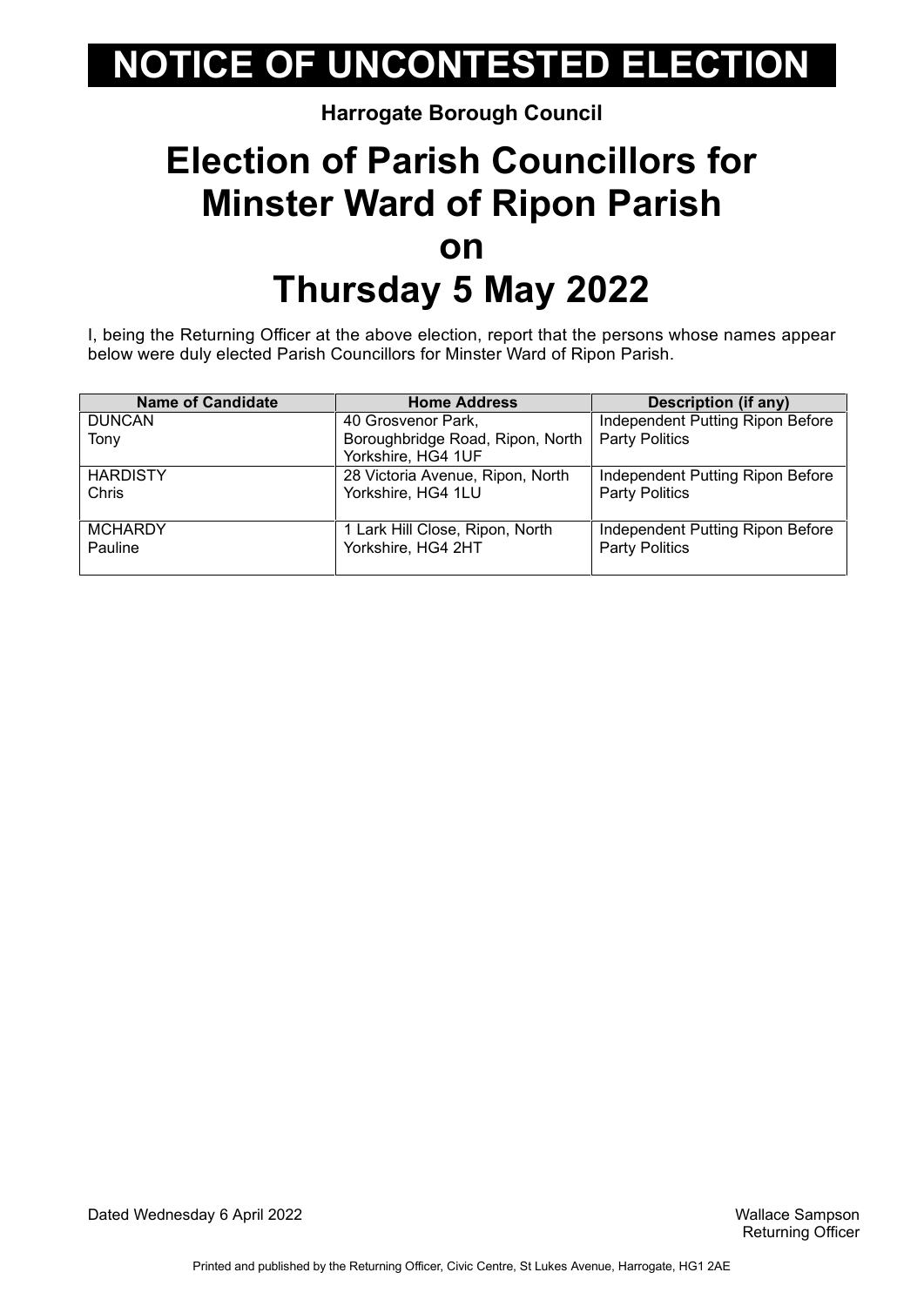# NOTICE OF UNCONTESTED ELECTION

**Harrogate Borough Council**

## Election of Parish Councillors for Minster Ward of Ripon Parish on Thursday 5 May 2022

I, being the Returning Officer at the above election, report that the persons whose names appear below were duly elected Parish Councillors for Minster Ward of Ripon Parish.

| Name of Candidate | Home Address | Description (if any) |
|---|---|---|
| DUNCAN Tony | 40 Grosvenor Park, Boroughbridge Road, Ripon, North Yorkshire, HG4 1UF | Independent Putting Ripon Before Party Politics |
| HARDISTY Chris | 28 Victoria Avenue, Ripon, North Yorkshire, HG4 1LU | Independent Putting Ripon Before Party Politics |
| MCHARDY Pauline | 1 Lark Hill Close, Ripon, North Yorkshire, HG4 2HT | Independent Putting Ripon Before Party Politics |

Dated Wednesday 6 April 2022

Wallace Sampson
Returning Officer

Printed and published by the Returning Officer, Civic Centre, St Lukes Avenue, Harrogate, HG1 2AE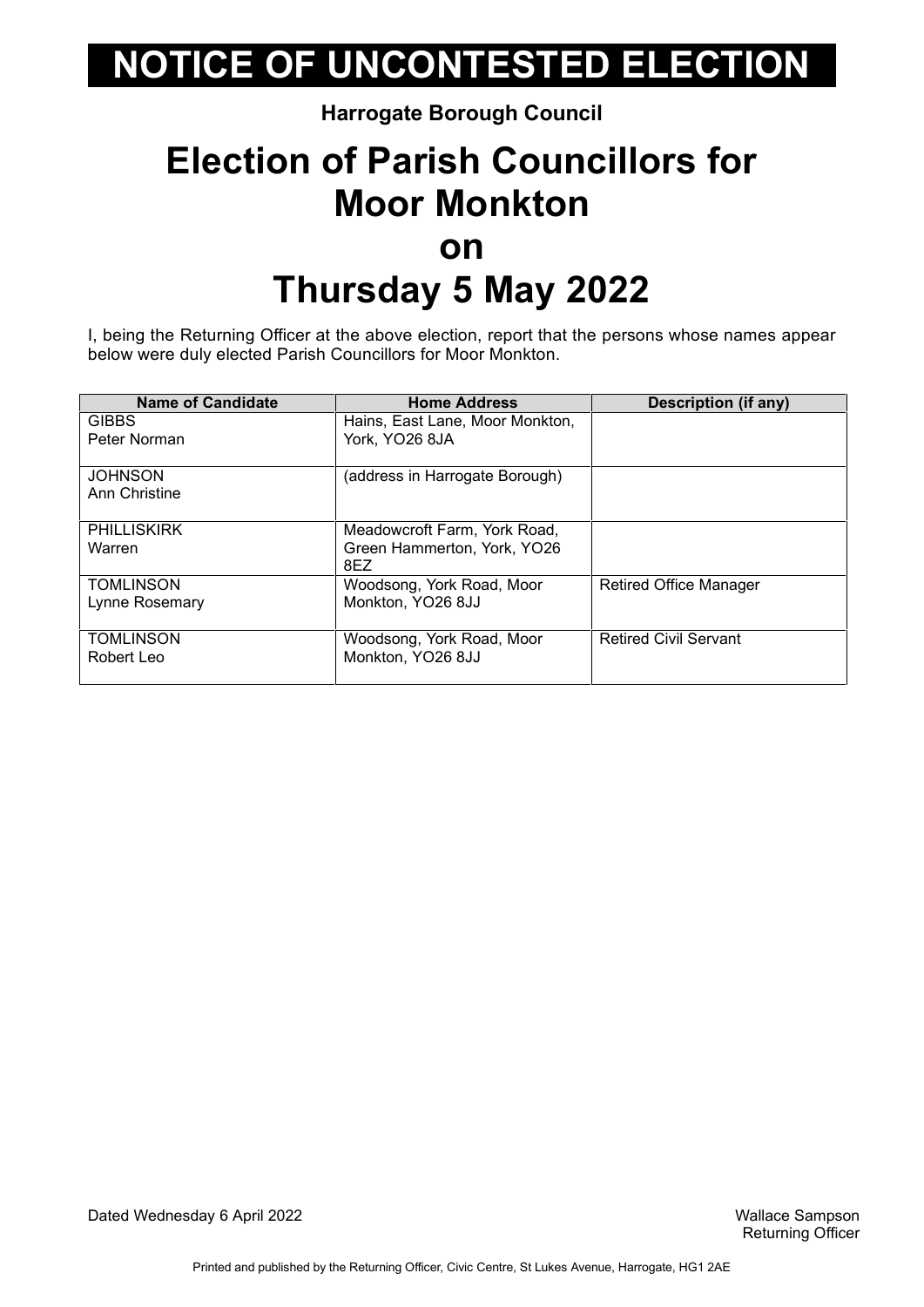# NOTICE OF UNCONTESTED ELECTION

**Harrogate Borough Council**

# Election of Parish Councillors for Moor Monkton on Thursday 5 May 2022

I, being the Returning Officer at the above election, report that the persons whose names appear below were duly elected Parish Councillors for Moor Monkton.

| Name of Candidate | Home Address | Description (if any) |
|---|---|---|
| GIBBS Peter Norman | Hains, East Lane, Moor Monkton, York, YO26 8JA | |
| JOHNSON Ann Christine | (address in Harrogate Borough) | |
| PHILLISKIRK Warren | Meadowcroft Farm, York Road, Green Hammerton, York, YO26 8EZ | |
| TOMLINSON Lynne Rosemary | Woodsong, York Road, Moor Monkton, YO26 8JJ | Retired Office Manager |
| TOMLINSON Robert Leo | Woodsong, York Road, Moor Monkton, YO26 8JJ | Retired Civil Servant |

Dated Wednesday 6 April 2022

Wallace Sampson
Returning Officer

Printed and published by the Returning Officer, Civic Centre, St Lukes Avenue, Harrogate, HG1 2AE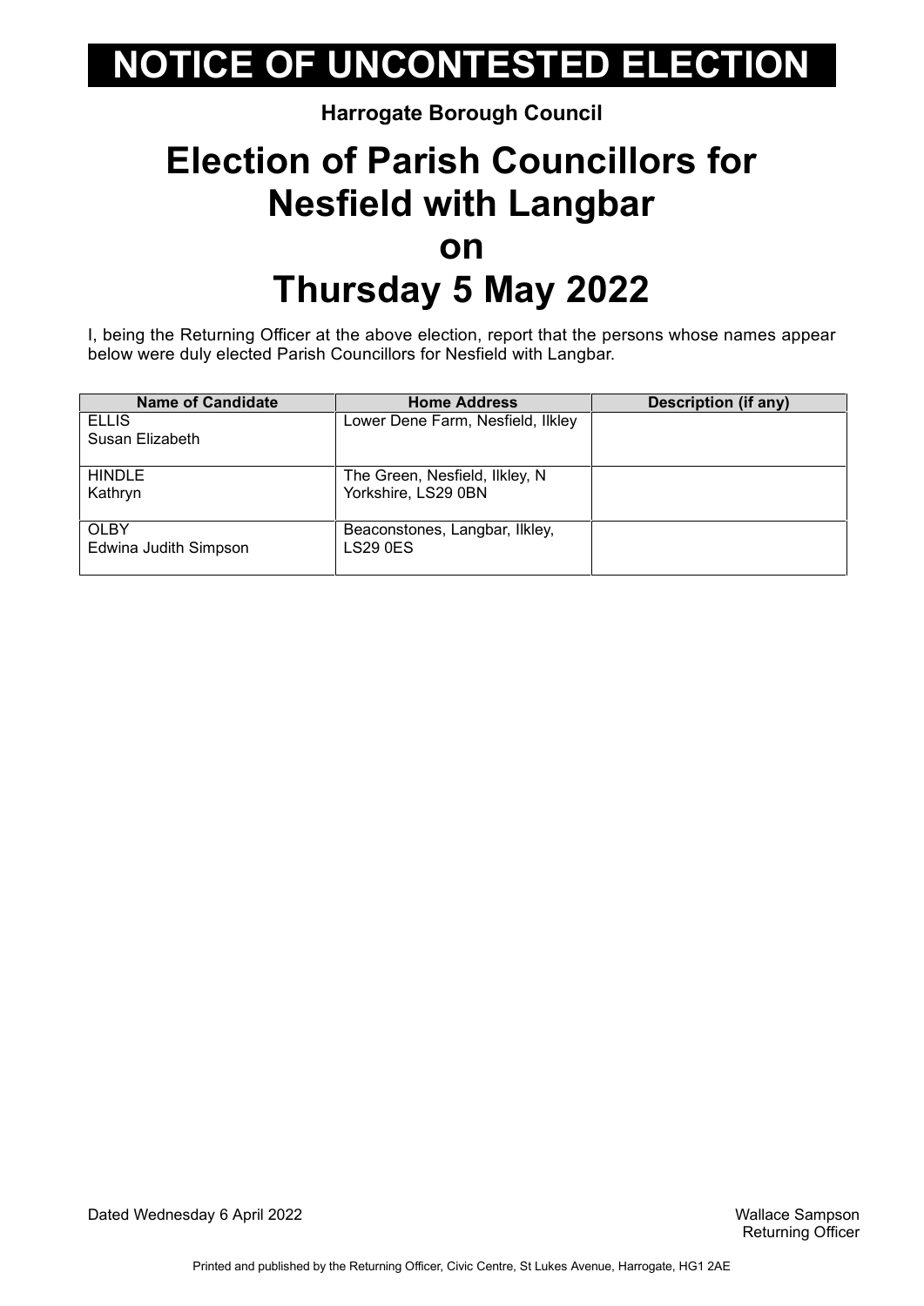# NOTICE OF UNCONTESTED ELECTION

**Harrogate Borough Council**

## Election of Parish Councillors for Nesfield with Langbar on Thursday 5 May 2022

I, being the Returning Officer at the above election, report that the persons whose names appear below were duly elected Parish Councillors for Nesfield with Langbar.

| Name of Candidate | Home Address | Description (if any) |
|---|---|---|
| ELLIS<br>Susan Elizabeth | Lower Dene Farm, Nesfield, Ilkley | |
| HINDLE<br>Kathryn | The Green, Nesfield, Ilkley, N Yorkshire, LS29 0BN | |
| OLBY<br>Edwina Judith Simpson | Beaconstones, Langbar, Ilkley, LS29 0ES | |

Dated Wednesday 6 April 2022

Wallace Sampson
Returning Officer

Printed and published by the Returning Officer, Civic Centre, St Lukes Avenue, Harrogate, HG1 2AE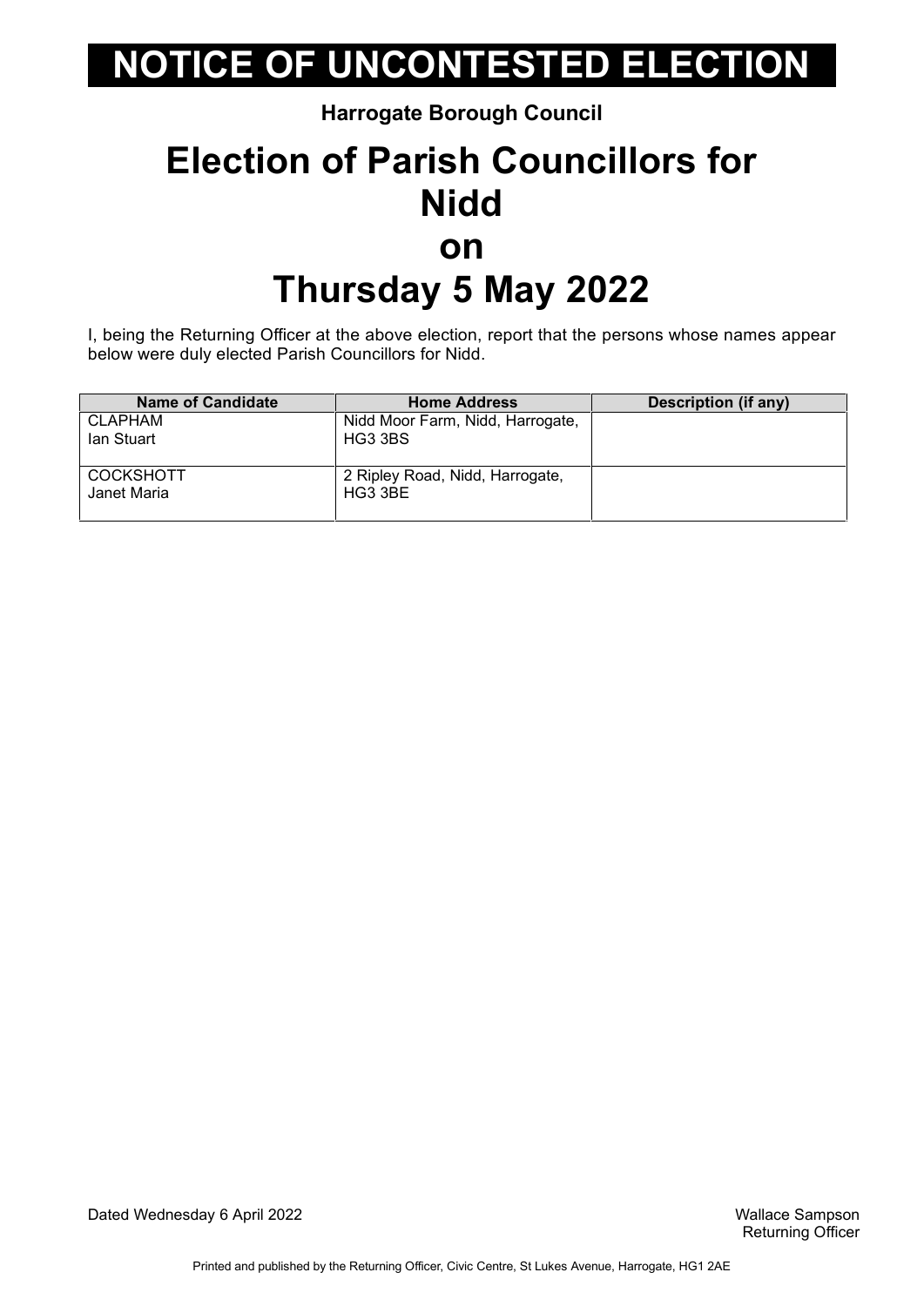# NOTICE OF UNCONTESTED ELECTION

**Harrogate Borough Council**

# Election of Parish Councillors for Nidd on Thursday 5 May 2022

I, being the Returning Officer at the above election, report that the persons whose names appear below were duly elected Parish Councillors for Nidd.

| Name of Candidate | Home Address | Description (if any) |
|---|---|---|
| CLAPHAM Ian Stuart | Nidd Moor Farm, Nidd, Harrogate, HG3 3BS | |
| COCKSHOTT Janet Maria | 2 Ripley Road, Nidd, Harrogate, HG3 3BE | |

Dated Wednesday 6 April 2022

Wallace Sampson
Returning Officer

Printed and published by the Returning Officer, Civic Centre, St Lukes Avenue, Harrogate, HG1 2AE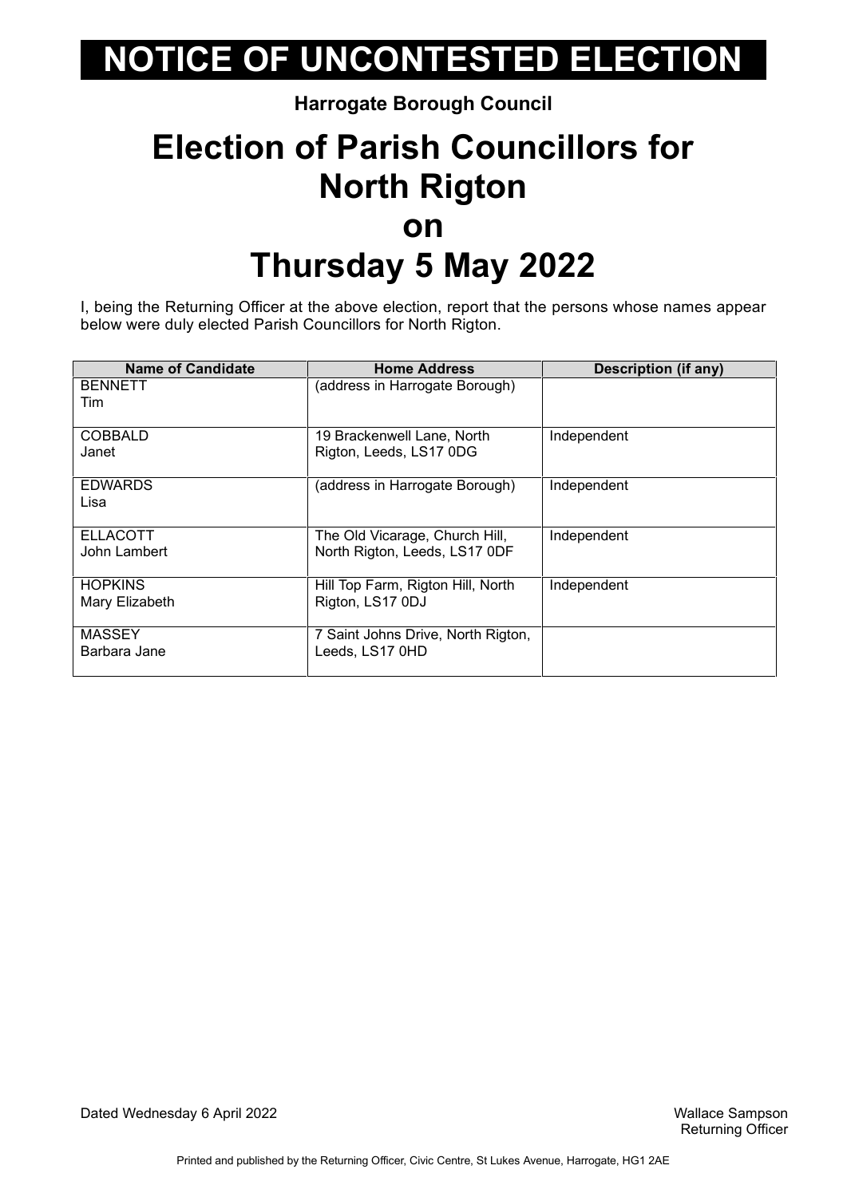# NOTICE OF UNCONTESTED ELECTION

**Harrogate Borough Council**

# Election of Parish Councillors for North Rigton on Thursday 5 May 2022

I, being the Returning Officer at the above election, report that the persons whose names appear below were duly elected Parish Councillors for North Rigton.

| Name of Candidate | Home Address | Description (if any) |
|---|---|---|
| BENNETT<br>Tim | (address in Harrogate Borough) | |
| COBBALD<br>Janet | 19 Brackenwell Lane, North Rigton, Leeds, LS17 0DG | Independent |
| EDWARDS<br>Lisa | (address in Harrogate Borough) | Independent |
| ELLACOTT<br>John Lambert | The Old Vicarage, Church Hill, North Rigton, Leeds, LS17 0DF | Independent |
| HOPKINS<br>Mary Elizabeth | Hill Top Farm, Rigton Hill, North Rigton, LS17 0DJ | Independent |
| MASSEY<br>Barbara Jane | 7 Saint Johns Drive, North Rigton, Leeds, LS17 0HD | |

Dated Wednesday 6 April 2022

Wallace Sampson
Returning Officer

Printed and published by the Returning Officer, Civic Centre, St Lukes Avenue, Harrogate, HG1 2AE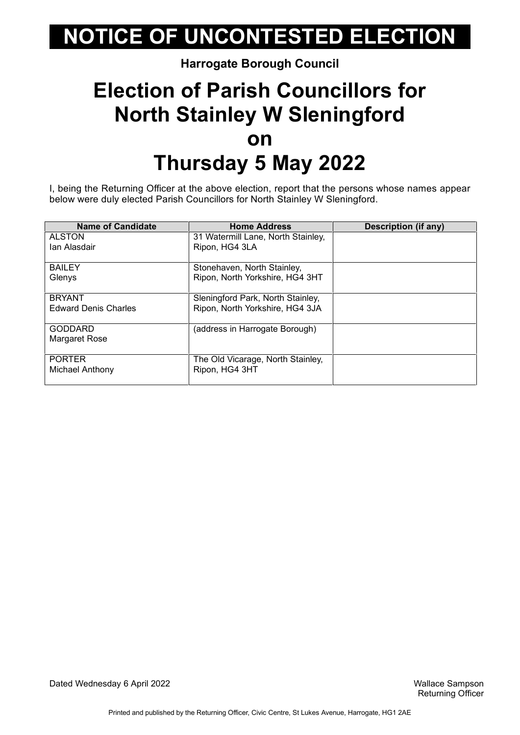# NOTICE OF UNCONTESTED ELECTION

**Harrogate Borough Council**

## Election of Parish Councillors for North Stainley W Sleningford on Thursday 5 May 2022

I, being the Returning Officer at the above election, report that the persons whose names appear below were duly elected Parish Councillors for North Stainley W Sleningford.

| Name of Candidate | Home Address | Description (if any) |
|---|---|---|
| ALSTON<br>Ian Alasdair | 31 Watermill Lane, North Stainley, Ripon, HG4 3LA | |
| BAILEY<br>Glenys | Stonehaven, North Stainley, Ripon, North Yorkshire, HG4 3HT | |
| BRYANT<br>Edward Denis Charles | Sleningford Park, North Stainley, Ripon, North Yorkshire, HG4 3JA | |
| GODDARD<br>Margaret Rose | (address in Harrogate Borough) | |
| PORTER<br>Michael Anthony | The Old Vicarage, North Stainley, Ripon, HG4 3HT | |

Dated Wednesday 6 April 2022

Wallace Sampson
Returning Officer

Printed and published by the Returning Officer, Civic Centre, St Lukes Avenue, Harrogate, HG1 2AE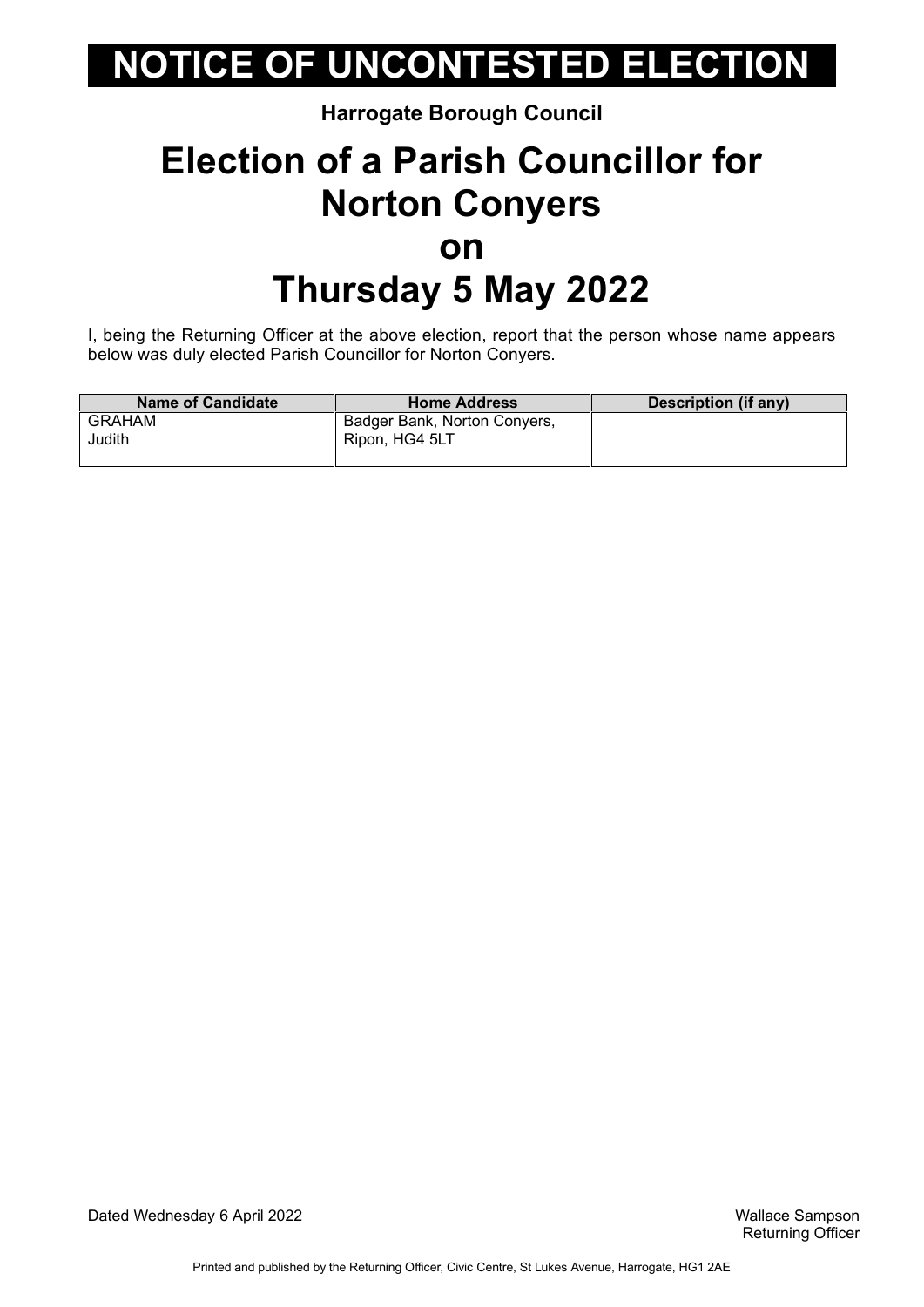# NOTICE OF UNCONTESTED ELECTION

**Harrogate Borough Council**

## Election of a Parish Councillor for Norton Conyers on Thursday 5 May 2022

I, being the Returning Officer at the above election, report that the person whose name appears below was duly elected Parish Councillor for Norton Conyers.

| Name of Candidate | Home Address | Description (if any) |
|---|---|---|
| GRAHAM Judith | Badger Bank, Norton Conyers, Ripon, HG4 5LT | |

Dated Wednesday 6 April 2022

Wallace Sampson
Returning Officer

Printed and published by the Returning Officer, Civic Centre, St Lukes Avenue, Harrogate, HG1 2AE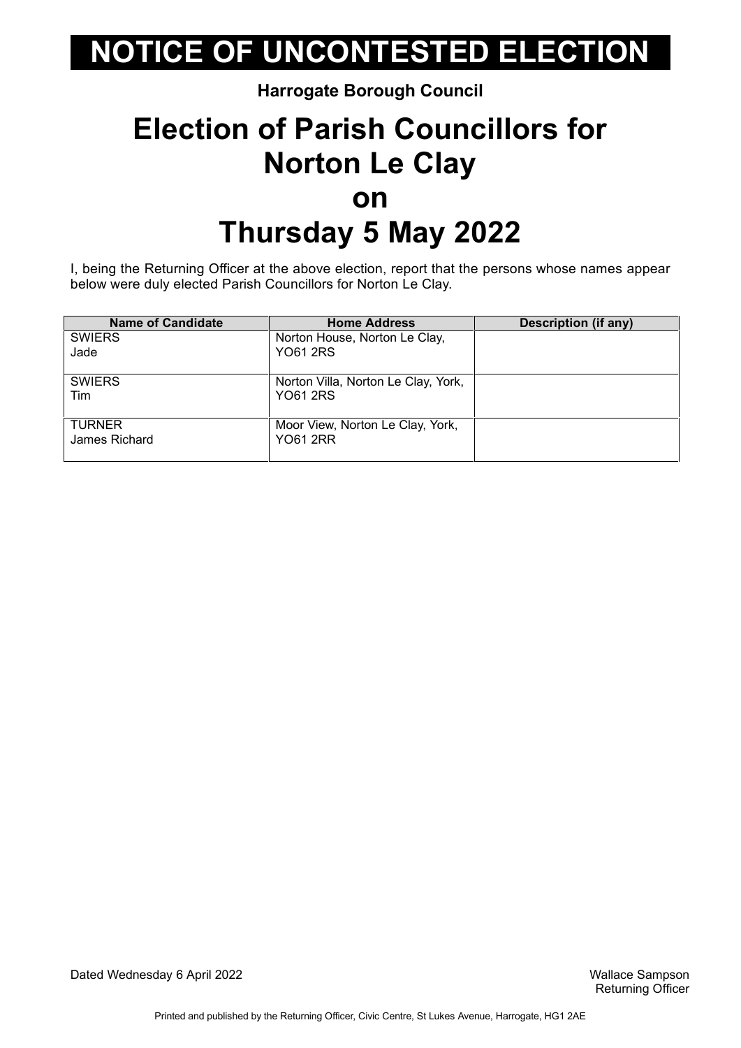# NOTICE OF UNCONTESTED ELECTION

**Harrogate Borough Council**

# Election of Parish Councillors for Norton Le Clay on Thursday 5 May 2022

I, being the Returning Officer at the above election, report that the persons whose names appear below were duly elected Parish Councillors for Norton Le Clay.

| Name of Candidate | Home Address | Description (if any) |
|---|---|---|
| SWIERS Jade | Norton House, Norton Le Clay, YO61 2RS | |
| SWIERS Tim | Norton Villa, Norton Le Clay, York, YO61 2RS | |
| TURNER James Richard | Moor View, Norton Le Clay, York, YO61 2RR | |

Dated Wednesday 6 April 2022

Wallace Sampson
Returning Officer

Printed and published by the Returning Officer, Civic Centre, St Lukes Avenue, Harrogate, HG1 2AE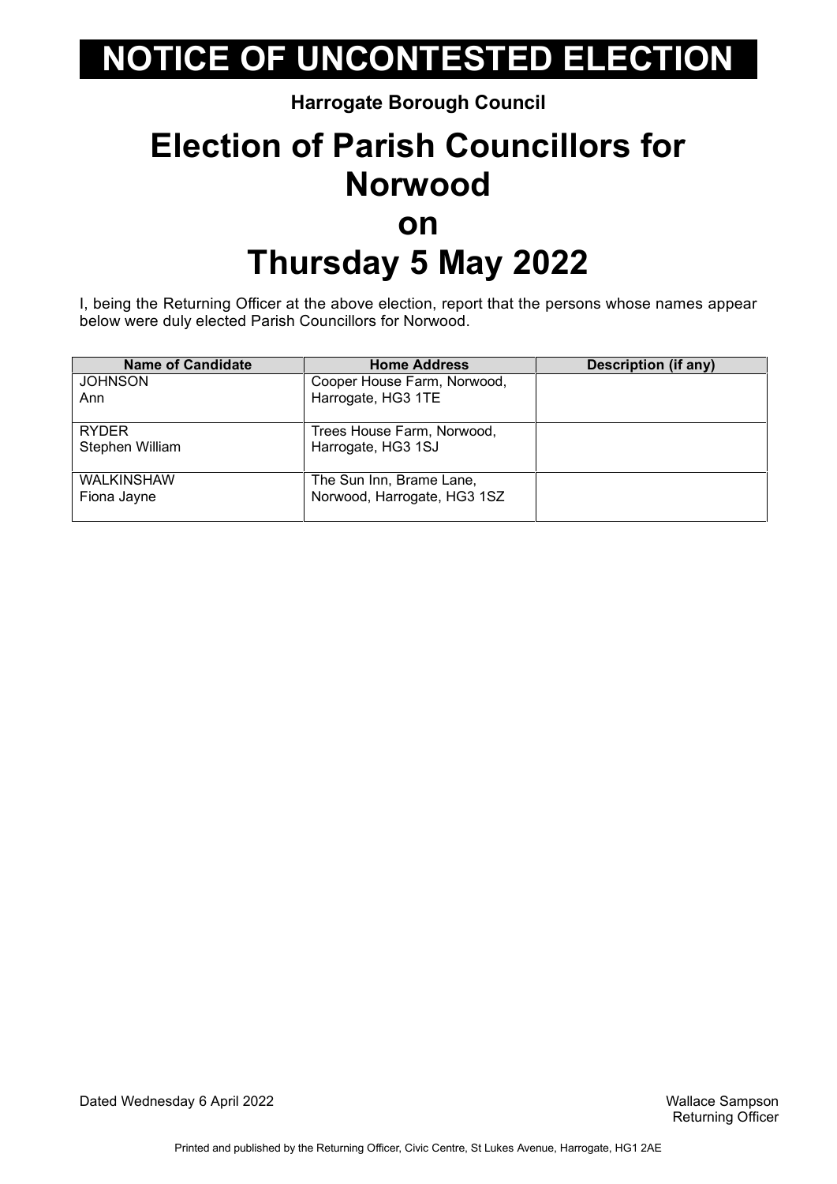# NOTICE OF UNCONTESTED ELECTION

**Harrogate Borough Council**

## Election of Parish Councillors for Norwood on Thursday 5 May 2022

I, being the Returning Officer at the above election, report that the persons whose names appear below were duly elected Parish Councillors for Norwood.

| Name of Candidate | Home Address | Description (if any) |
|---|---|---|
| JOHNSON Ann | Cooper House Farm, Norwood, Harrogate, HG3 1TE | |
| RYDER Stephen William | Trees House Farm, Norwood, Harrogate, HG3 1SJ | |
| WALKINSHAW Fiona Jayne | The Sun Inn, Brame Lane, Norwood, Harrogate, HG3 1SZ | |

Dated Wednesday 6 April 2022

Wallace Sampson
Returning Officer

Printed and published by the Returning Officer, Civic Centre, St Lukes Avenue, Harrogate, HG1 2AE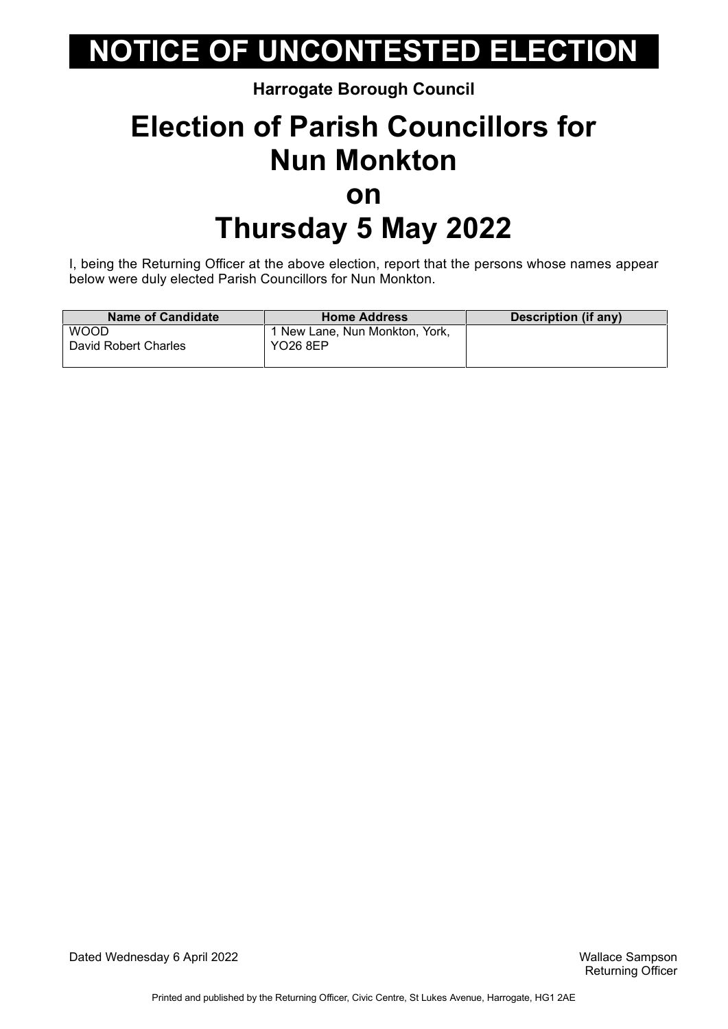# NOTICE OF UNCONTESTED ELECTION

**Harrogate Borough Council**

# Election of Parish Councillors for Nun Monkton on Thursday 5 May 2022

I, being the Returning Officer at the above election, report that the persons whose names appear below were duly elected Parish Councillors for Nun Monkton.

| Name of Candidate | Home Address | Description (if any) |
|---|---|---|
| WOOD<br>David Robert Charles | 1 New Lane, Nun Monkton, York, YO26 8EP | |

Dated Wednesday 6 April 2022

Wallace Sampson
Returning Officer

Printed and published by the Returning Officer, Civic Centre, St Lukes Avenue, Harrogate, HG1 2AE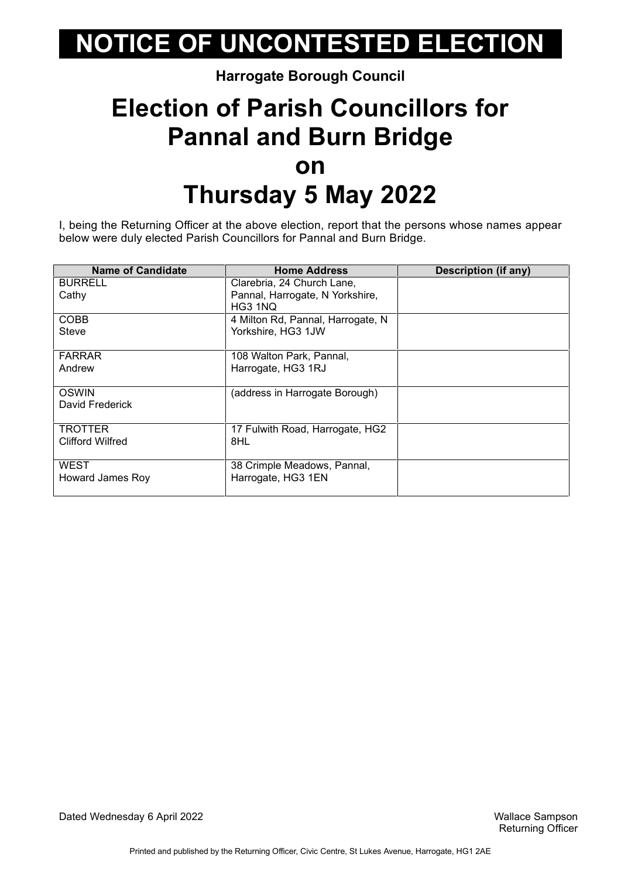# NOTICE OF UNCONTESTED ELECTION

**Harrogate Borough Council**

# Election of Parish Councillors for Pannal and Burn Bridge on Thursday 5 May 2022

I, being the Returning Officer at the above election, report that the persons whose names appear below were duly elected Parish Councillors for Pannal and Burn Bridge.

| Name of Candidate | Home Address | Description (if any) |
|---|---|---|
| BURRELL Cathy | Clarebria, 24 Church Lane, Pannal, Harrogate, N Yorkshire, HG3 1NQ | |
| COBB Steve | 4 Milton Rd, Pannal, Harrogate, N Yorkshire, HG3 1JW | |
| FARRAR Andrew | 108 Walton Park, Pannal, Harrogate, HG3 1RJ | |
| OSWIN David Frederick | (address in Harrogate Borough) | |
| TROTTER Clifford Wilfred | 17 Fulwith Road, Harrogate, HG2 8HL | |
| WEST Howard James Roy | 38 Crimple Meadows, Pannal, Harrogate, HG3 1EN | |

Dated Wednesday 6 April 2022

Wallace Sampson
Returning Officer

Printed and published by the Returning Officer, Civic Centre, St Lukes Avenue, Harrogate, HG1 2AE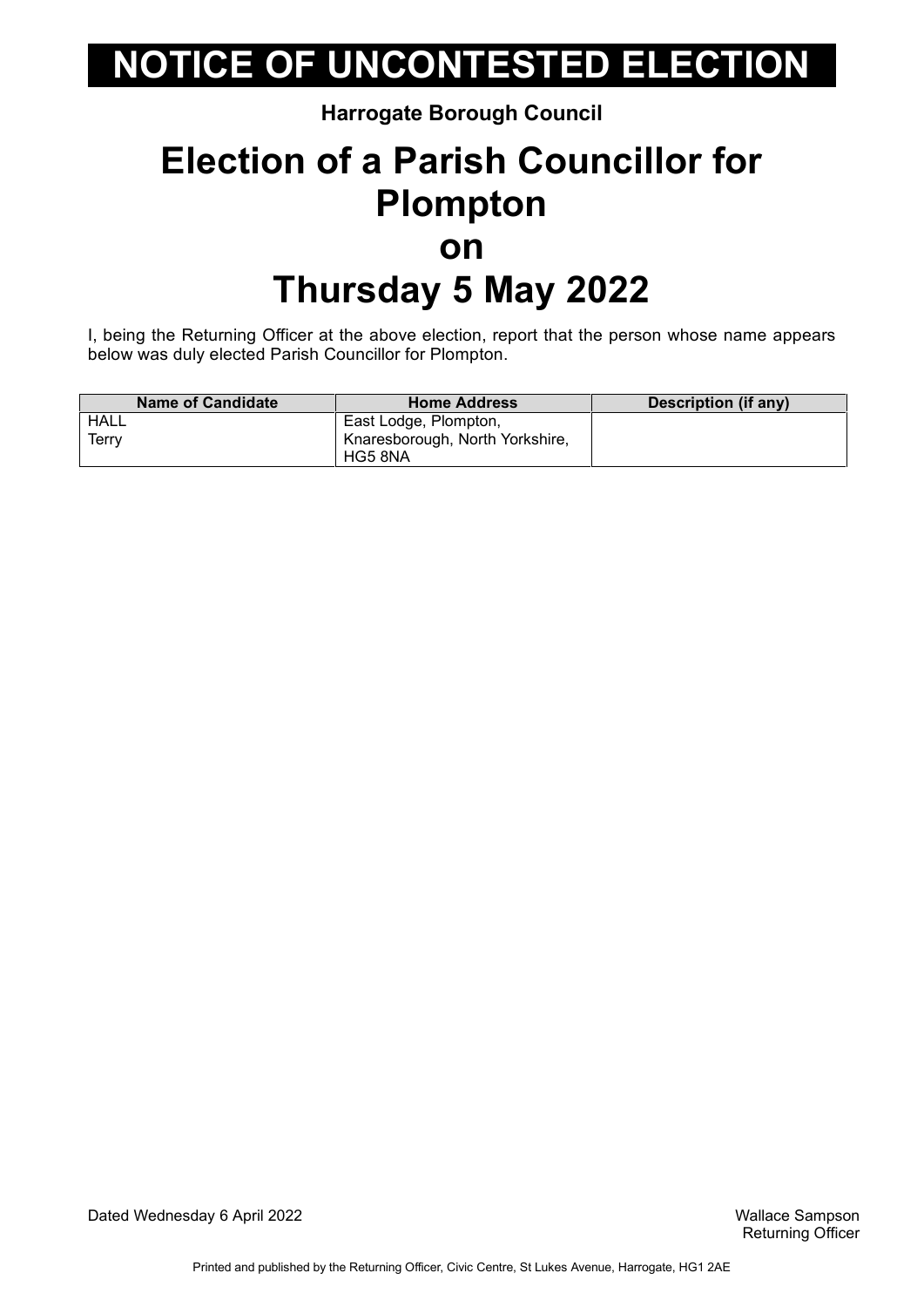# NOTICE OF UNCONTESTED ELECTION

**Harrogate Borough Council**

# Election of a Parish Councillor for Plompton on Thursday 5 May 2022

I, being the Returning Officer at the above election, report that the person whose name appears below was duly elected Parish Councillor for Plompton.

| Name of Candidate | Home Address | Description (if any) |
| --- | --- | --- |
| HALL Terry | East Lodge, Plompton, Knaresborough, North Yorkshire, HG5 8NA | |

Dated Wednesday 6 April 2022

Wallace Sampson
Returning Officer

Printed and published by the Returning Officer, Civic Centre, St Lukes Avenue, Harrogate, HG1 2AE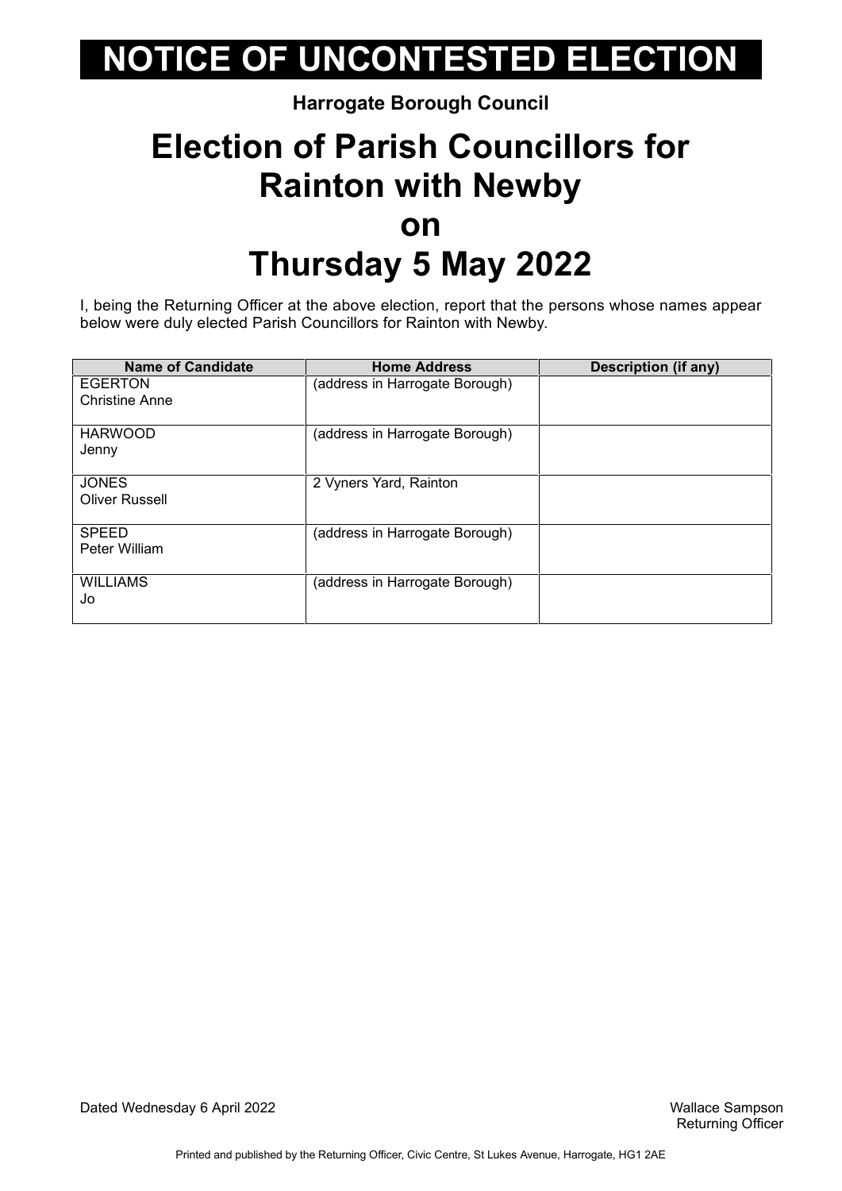# NOTICE OF UNCONTESTED ELECTION

**Harrogate Borough Council**

## Election of Parish Councillors for Rainton with Newby on Thursday 5 May 2022

I, being the Returning Officer at the above election, report that the persons whose names appear below were duly elected Parish Councillors for Rainton with Newby.

| Name of Candidate | Home Address | Description (if any) |
|---|---|---|
| EGERTON Christine Anne | (address in Harrogate Borough) | |
| HARWOOD Jenny | (address in Harrogate Borough) | |
| JONES Oliver Russell | 2 Vyners Yard, Rainton | |
| SPEED Peter William | (address in Harrogate Borough) | |
| WILLIAMS Jo | (address in Harrogate Borough) | |

Dated Wednesday 6 April 2022

Wallace Sampson
Returning Officer

Printed and published by the Returning Officer, Civic Centre, St Lukes Avenue, Harrogate, HG1 2AE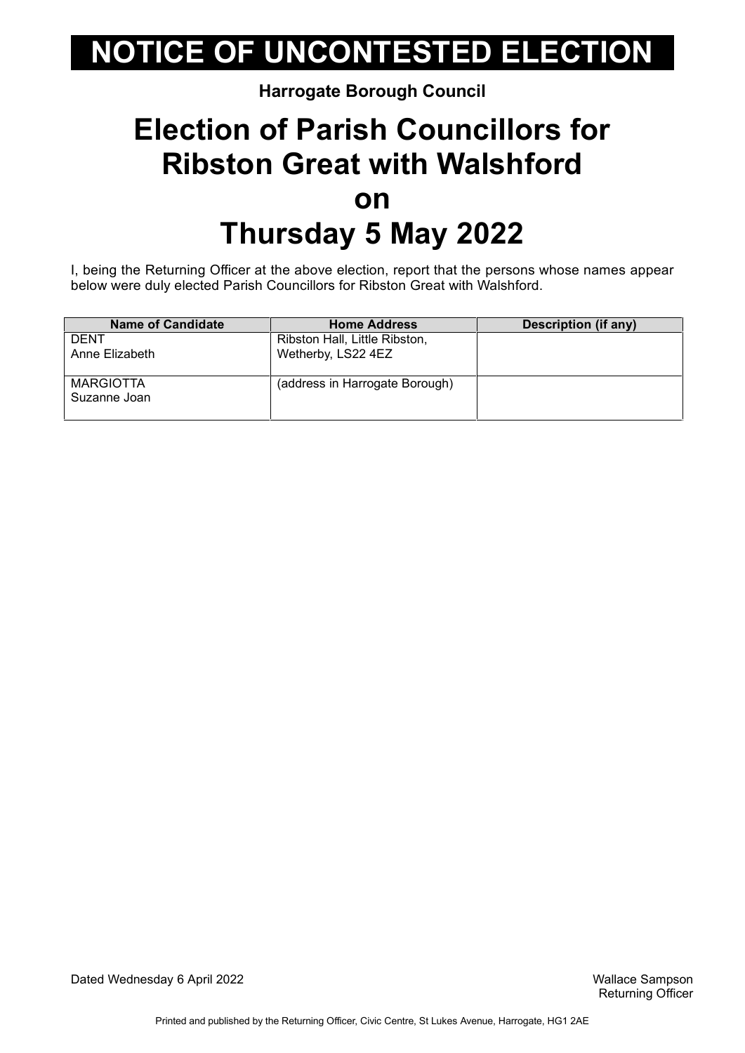# NOTICE OF UNCONTESTED ELECTION

**Harrogate Borough Council**

# Election of Parish Councillors for Ribston Great with Walshford on Thursday 5 May 2022

I, being the Returning Officer at the above election, report that the persons whose names appear below were duly elected Parish Councillors for Ribston Great with Walshford.

| Name of Candidate | Home Address | Description (if any) |
|---|---|---|
| DENT<br>Anne Elizabeth | Ribston Hall, Little Ribston, Wetherby, LS22 4EZ | |
| MARGIOTTA<br>Suzanne Joan | (address in Harrogate Borough) | |

Dated Wednesday 6 April 2022

Wallace Sampson
Returning Officer

Printed and published by the Returning Officer, Civic Centre, St Lukes Avenue, Harrogate, HG1 2AE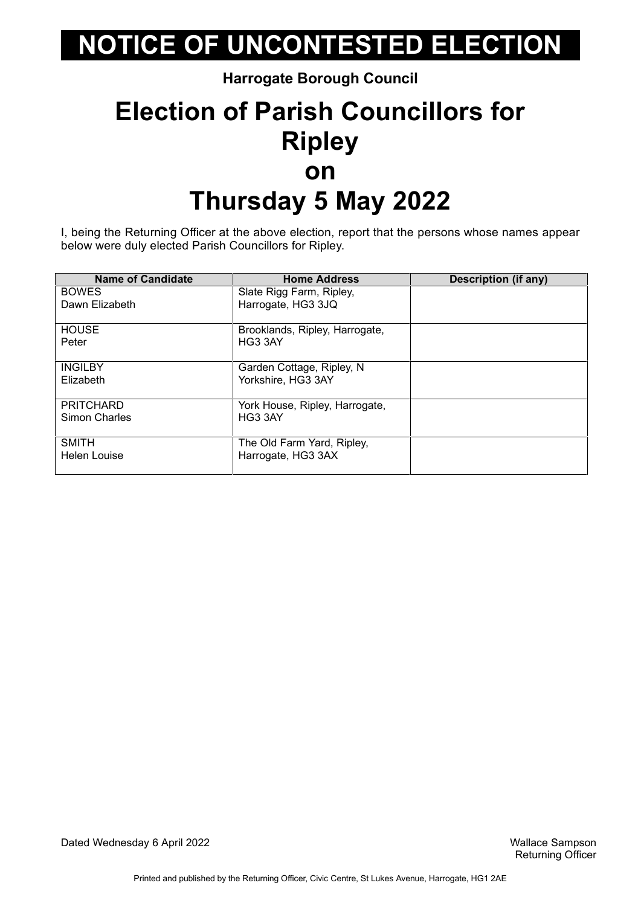# NOTICE OF UNCONTESTED ELECTION

**Harrogate Borough Council**

## Election of Parish Councillors for Ripley on Thursday 5 May 2022

I, being the Returning Officer at the above election, report that the persons whose names appear below were duly elected Parish Councillors for Ripley.

| Name of Candidate | Home Address | Description (if any) |
|---|---|---|
| BOWES Dawn Elizabeth | Slate Rigg Farm, Ripley, Harrogate, HG3 3JQ | |
| HOUSE Peter | Brooklands, Ripley, Harrogate, HG3 3AY | |
| INGILBY Elizabeth | Garden Cottage, Ripley, N Yorkshire, HG3 3AY | |
| PRITCHARD Simon Charles | York House, Ripley, Harrogate, HG3 3AY | |
| SMITH Helen Louise | The Old Farm Yard, Ripley, Harrogate, HG3 3AX | |

Dated Wednesday 6 April 2022

Wallace Sampson
Returning Officer

Printed and published by the Returning Officer, Civic Centre, St Lukes Avenue, Harrogate, HG1 2AE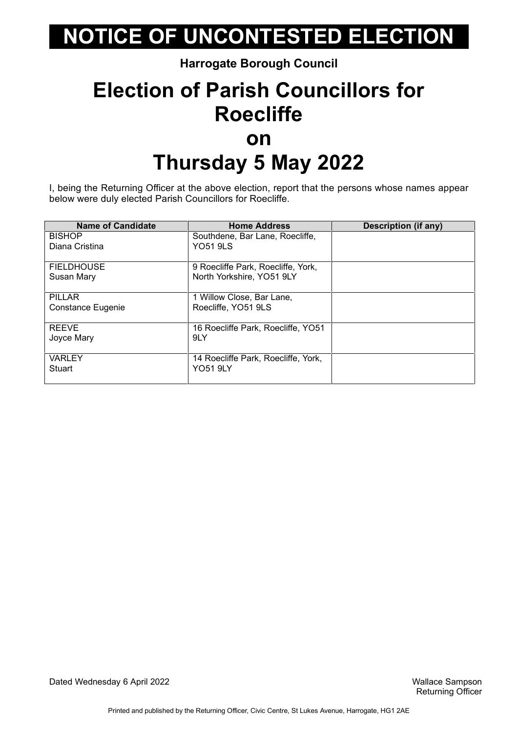# NOTICE OF UNCONTESTED ELECTION

**Harrogate Borough Council**

# Election of Parish Councillors for Roecliffe on Thursday 5 May 2022

I, being the Returning Officer at the above election, report that the persons whose names appear below were duly elected Parish Councillors for Roecliffe.

| Name of Candidate | Home Address | Description (if any) |
|---|---|---|
| BISHOP Diana Cristina | Southdene, Bar Lane, Roecliffe, YO51 9LS | |
| FIELDHOUSE Susan Mary | 9 Roecliffe Park, Roecliffe, York, North Yorkshire, YO51 9LY | |
| PILLAR Constance Eugenie | 1 Willow Close, Bar Lane, Roecliffe, YO51 9LS | |
| REEVE Joyce Mary | 16 Roecliffe Park, Roecliffe, YO51 9LY | |
| VARLEY Stuart | 14 Roecliffe Park, Roecliffe, York, YO51 9LY | |

Dated Wednesday 6 April 2022

Wallace Sampson
Returning Officer

Printed and published by the Returning Officer, Civic Centre, St Lukes Avenue, Harrogate, HG1 2AE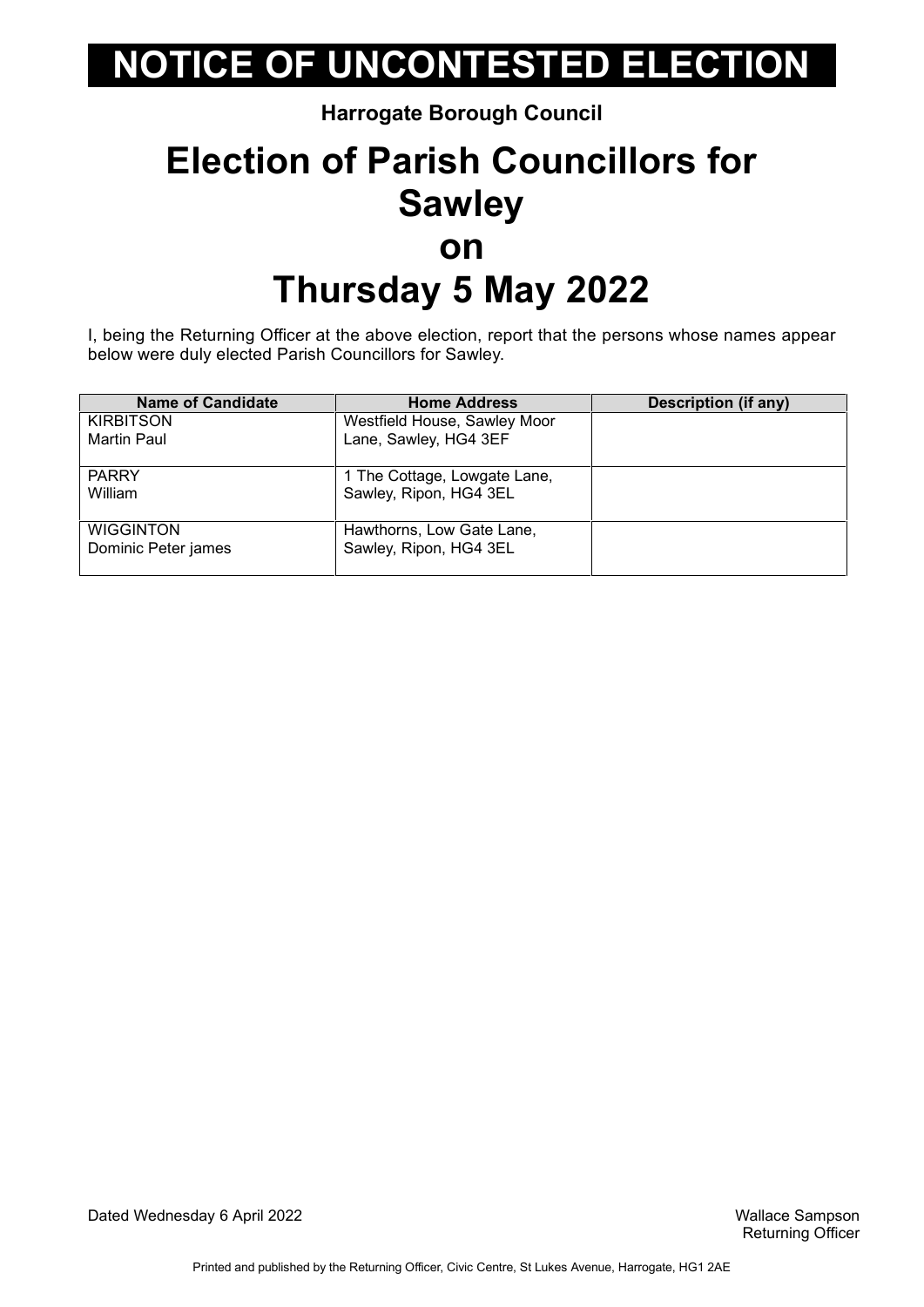# NOTICE OF UNCONTESTED ELECTION

**Harrogate Borough Council**

# Election of Parish Councillors for Sawley on Thursday 5 May 2022

I, being the Returning Officer at the above election, report that the persons whose names appear below were duly elected Parish Councillors for Sawley.

| Name of Candidate | Home Address | Description (if any) |
|---|---|---|
| KIRBITSON<br>Martin Paul | Westfield House, Sawley Moor Lane, Sawley, HG4 3EF | |
| PARRY<br>William | 1 The Cottage, Lowgate Lane, Sawley, Ripon, HG4 3EL | |
| WIGGINTON<br>Dominic Peter james | Hawthorns, Low Gate Lane, Sawley, Ripon, HG4 3EL | |

Dated Wednesday 6 April 2022

Wallace Sampson
Returning Officer

Printed and published by the Returning Officer, Civic Centre, St Lukes Avenue, Harrogate, HG1 2AE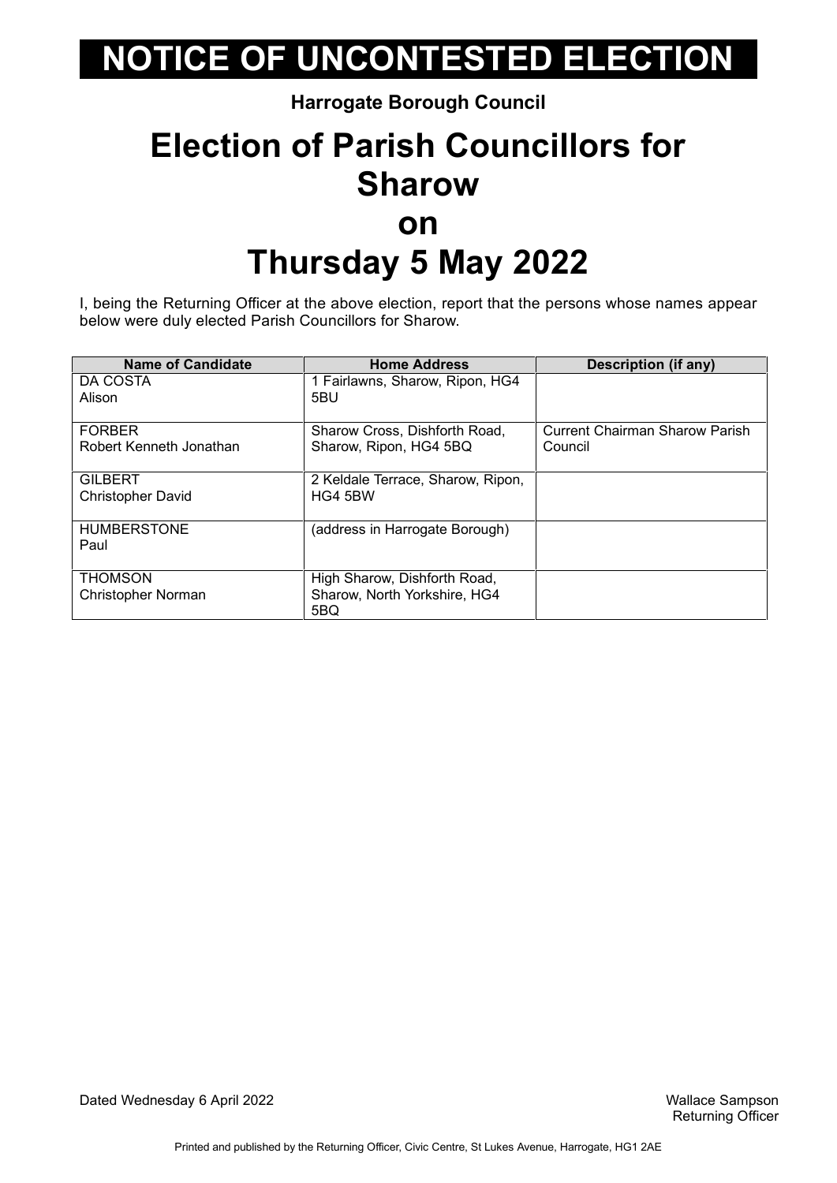# NOTICE OF UNCONTESTED ELECTION

**Harrogate Borough Council**

# Election of Parish Councillors for Sharow on Thursday 5 May 2022

I, being the Returning Officer at the above election, report that the persons whose names appear below were duly elected Parish Councillors for Sharow.

| Name of Candidate | Home Address | Description (if any) |
|---|---|---|
| DA COSTA Alison | 1 Fairlawns, Sharow, Ripon, HG4 5BU | |
| FORBER Robert Kenneth Jonathan | Sharow Cross, Dishforth Road, Sharow, Ripon, HG4 5BQ | Current Chairman Sharow Parish Council |
| GILBERT Christopher David | 2 Keldale Terrace, Sharow, Ripon, HG4 5BW | |
| HUMBERSTONE Paul | (address in Harrogate Borough) | |
| THOMSON Christopher Norman | High Sharow, Dishforth Road, Sharow, North Yorkshire, HG4 5BQ | |

Dated Wednesday 6 April 2022

Wallace Sampson
Returning Officer

Printed and published by the Returning Officer, Civic Centre, St Lukes Avenue, Harrogate, HG1 2AE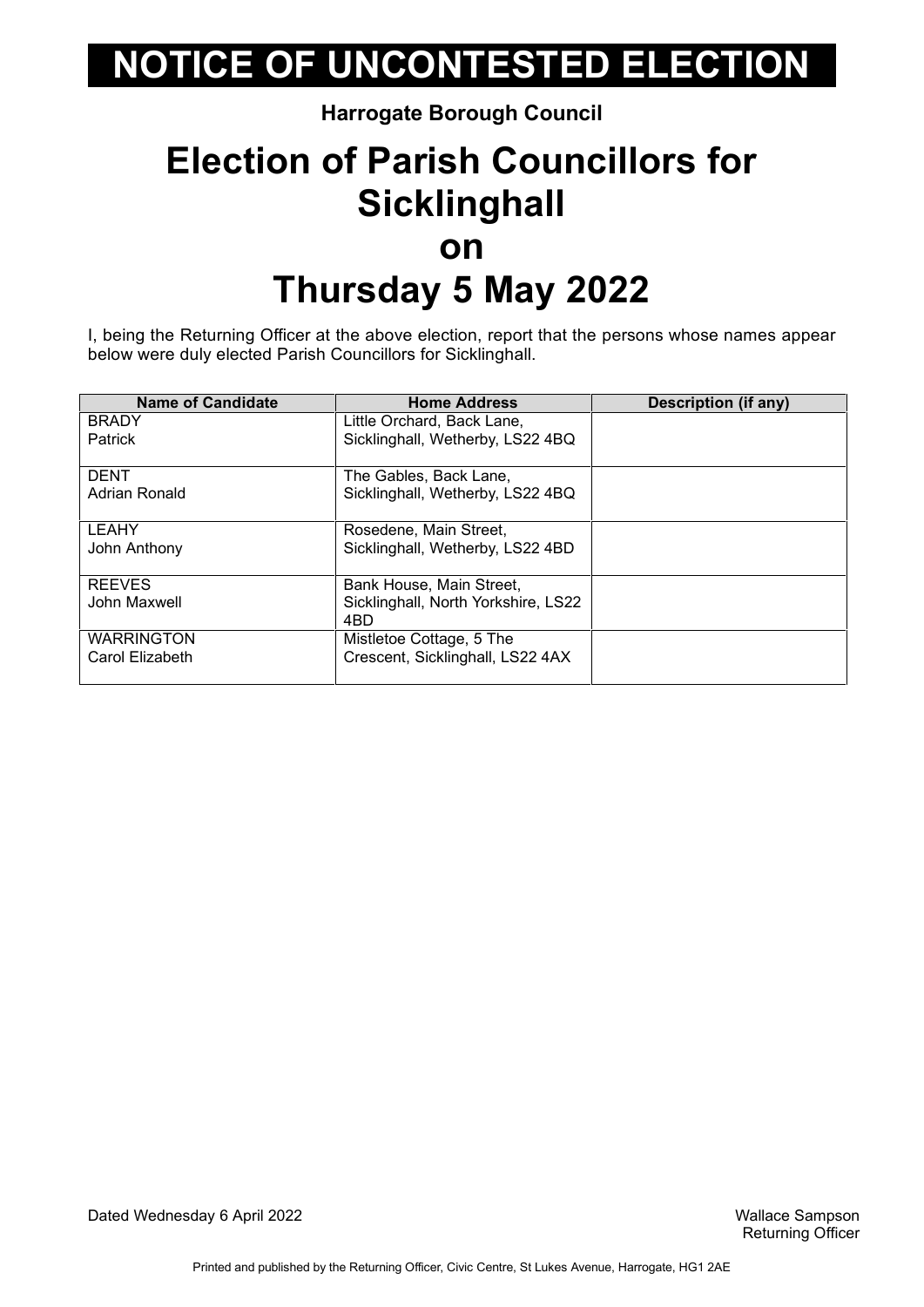# NOTICE OF UNCONTESTED ELECTION

**Harrogate Borough Council**

# Election of Parish Councillors for Sicklinghall on Thursday 5 May 2022

I, being the Returning Officer at the above election, report that the persons whose names appear below were duly elected Parish Councillors for Sicklinghall.

| Name of Candidate | Home Address | Description (if any) |
|---|---|---|
| BRADY Patrick | Little Orchard, Back Lane, Sicklinghall, Wetherby, LS22 4BQ | |
| DENT Adrian Ronald | The Gables, Back Lane, Sicklinghall, Wetherby, LS22 4BQ | |
| LEAHY John Anthony | Rosedene, Main Street, Sicklinghall, Wetherby, LS22 4BD | |
| REEVES John Maxwell | Bank House, Main Street, Sicklinghall, North Yorkshire, LS22 4BD | |
| WARRINGTON Carol Elizabeth | Mistletoe Cottage, 5 The Crescent, Sicklinghall, LS22 4AX | |

Dated Wednesday 6 April 2022

Wallace Sampson
Returning Officer

Printed and published by the Returning Officer, Civic Centre, St Lukes Avenue, Harrogate, HG1 2AE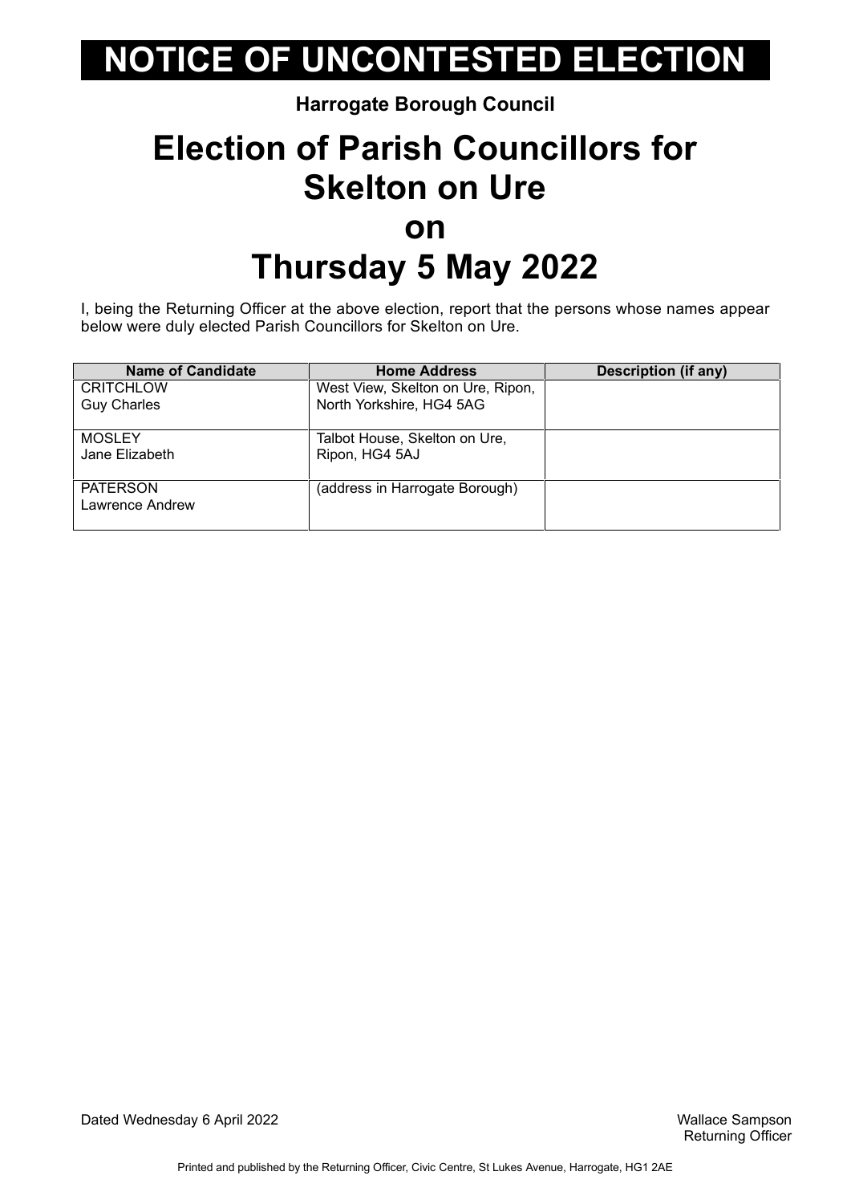# NOTICE OF UNCONTESTED ELECTION

**Harrogate Borough Council**

## Election of Parish Councillors for Skelton on Ure on Thursday 5 May 2022

I, being the Returning Officer at the above election, report that the persons whose names appear below were duly elected Parish Councillors for Skelton on Ure.

| Name of Candidate | Home Address | Description (if any) |
|---|---|---|
| CRITCHLOW Guy Charles | West View, Skelton on Ure, Ripon, North Yorkshire, HG4 5AG | |
| MOSLEY Jane Elizabeth | Talbot House, Skelton on Ure, Ripon, HG4 5AJ | |
| PATERSON Lawrence Andrew | (address in Harrogate Borough) | |

Dated Wednesday 6 April 2022

Wallace Sampson
Returning Officer

Printed and published by the Returning Officer, Civic Centre, St Lukes Avenue, Harrogate, HG1 2AE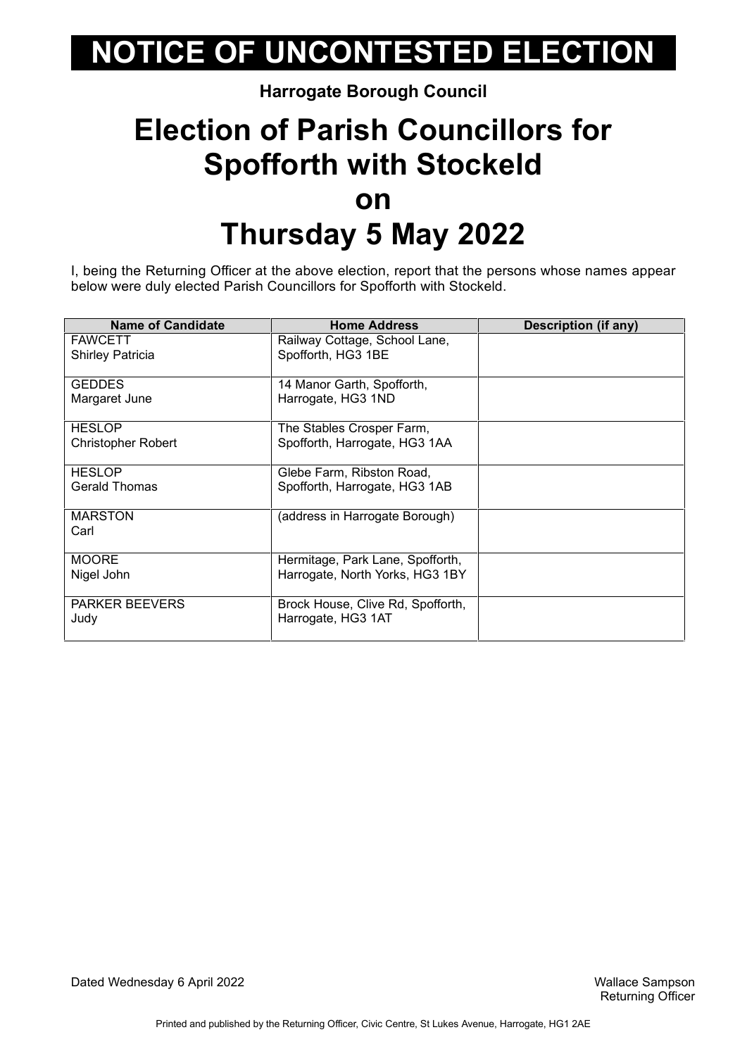# NOTICE OF UNCONTESTED ELECTION

**Harrogate Borough Council**

## Election of Parish Councillors for Spofforth with Stockeld on Thursday 5 May 2022

I, being the Returning Officer at the above election, report that the persons whose names appear below were duly elected Parish Councillors for Spofforth with Stockeld.

| Name of Candidate | Home Address | Description (if any) |
|---|---|---|
| FAWCETT Shirley Patricia | Railway Cottage, School Lane, Spofforth, HG3 1BE | |
| GEDDES Margaret June | 14 Manor Garth, Spofforth, Harrogate, HG3 1ND | |
| HESLOP Christopher Robert | The Stables Crosper Farm, Spofforth, Harrogate, HG3 1AA | |
| HESLOP Gerald Thomas | Glebe Farm, Ribston Road, Spofforth, Harrogate, HG3 1AB | |
| MARSTON Carl | (address in Harrogate Borough) | |
| MOORE Nigel John | Hermitage, Park Lane, Spofforth, Harrogate, North Yorks, HG3 1BY | |
| PARKER BEEVERS Judy | Brock House, Clive Rd, Spofforth, Harrogate, HG3 1AT | |

Dated Wednesday 6 April 2022

Wallace Sampson
Returning Officer

Printed and published by the Returning Officer, Civic Centre, St Lukes Avenue, Harrogate, HG1 2AE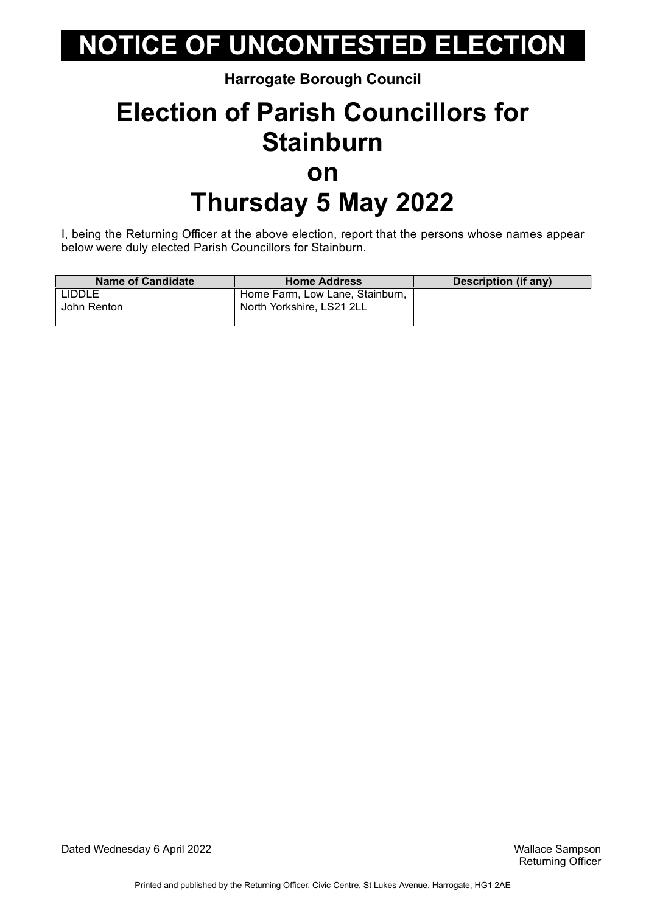# NOTICE OF UNCONTESTED ELECTION

**Harrogate Borough Council**

# Election of Parish Councillors for Stainburn on Thursday 5 May 2022

I, being the Returning Officer at the above election, report that the persons whose names appear below were duly elected Parish Councillors for Stainburn.

| Name of Candidate | Home Address | Description (if any) |
|---|---|---|
| LIDDLE<br>John Renton | Home Farm, Low Lane, Stainburn, North Yorkshire, LS21 2LL | |

Dated Wednesday 6 April 2022

Wallace Sampson
Returning Officer

Printed and published by the Returning Officer, Civic Centre, St Lukes Avenue, Harrogate, HG1 2AE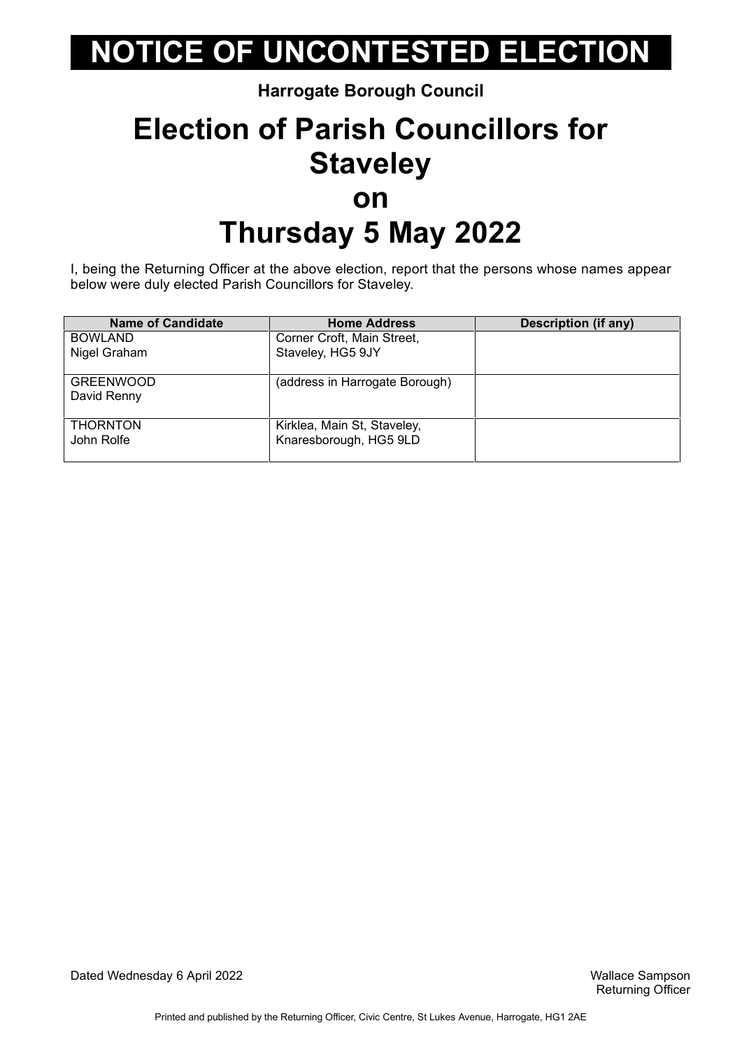# NOTICE OF UNCONTESTED ELECTION

**Harrogate Borough Council**

## Election of Parish Councillors for Staveley on Thursday 5 May 2022

I, being the Returning Officer at the above election, report that the persons whose names appear below were duly elected Parish Councillors for Staveley.

| Name of Candidate | Home Address | Description (if any) |
|---|---|---|
| BOWLAND Nigel Graham | Corner Croft, Main Street, Staveley, HG5 9JY | |
| GREENWOOD David Renny | (address in Harrogate Borough) | |
| THORNTON John Rolfe | Kirklea, Main St, Staveley, Knaresborough, HG5 9LD | |

Dated Wednesday 6 April 2022

Wallace Sampson
Returning Officer

Printed and published by the Returning Officer, Civic Centre, St Lukes Avenue, Harrogate, HG1 2AE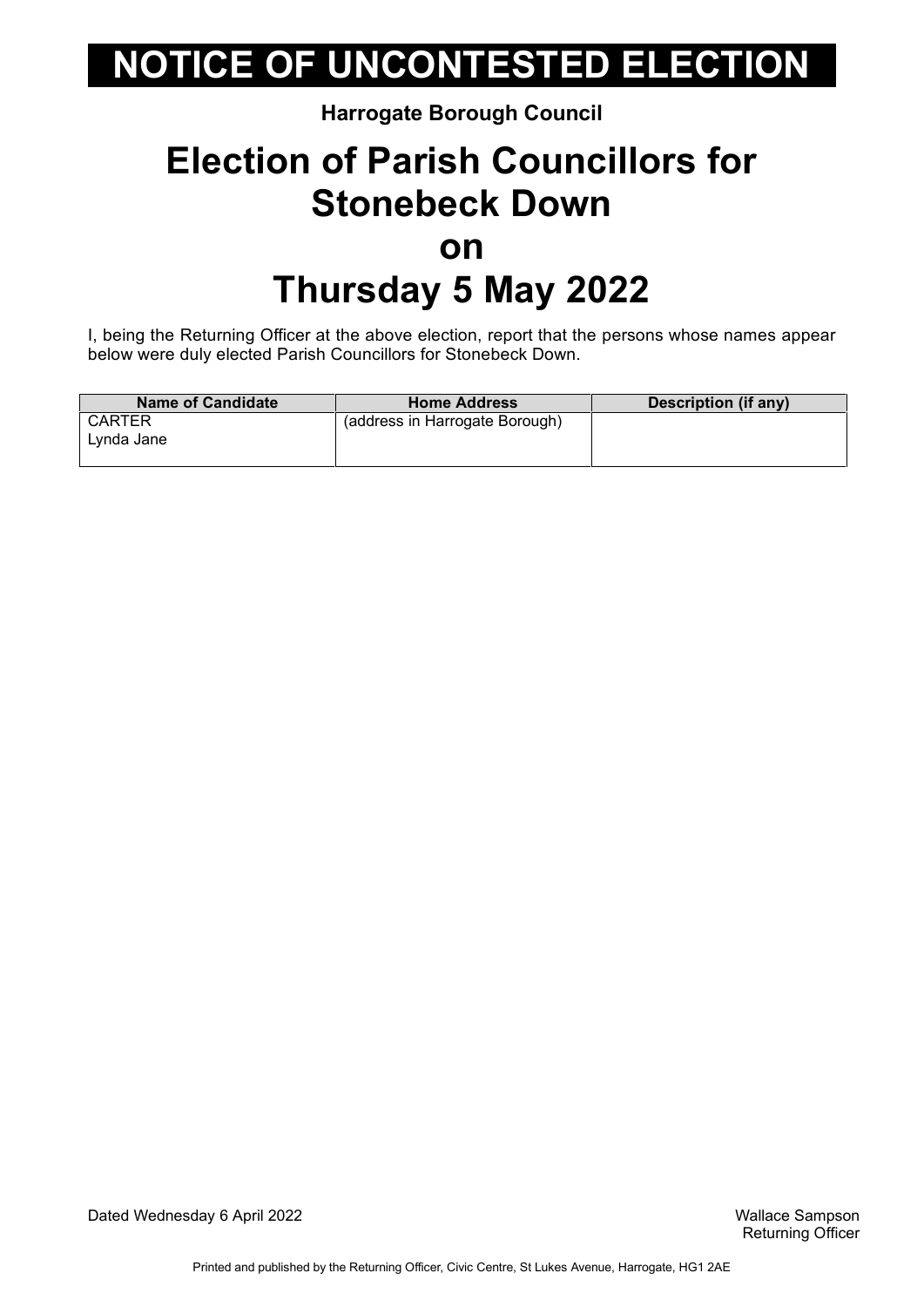# NOTICE OF UNCONTESTED ELECTION

**Harrogate Borough Council**

# Election of Parish Councillors for Stonebeck Down on Thursday 5 May 2022

I, being the Returning Officer at the above election, report that the persons whose names appear below were duly elected Parish Councillors for Stonebeck Down.

| Name of Candidate | Home Address | Description (if any) |
|---|---|---|
| CARTER<br>Lynda Jane | (address in Harrogate Borough) | |

Dated Wednesday 6 April 2022

Wallace Sampson
Returning Officer

Printed and published by the Returning Officer, Civic Centre, St Lukes Avenue, Harrogate, HG1 2AE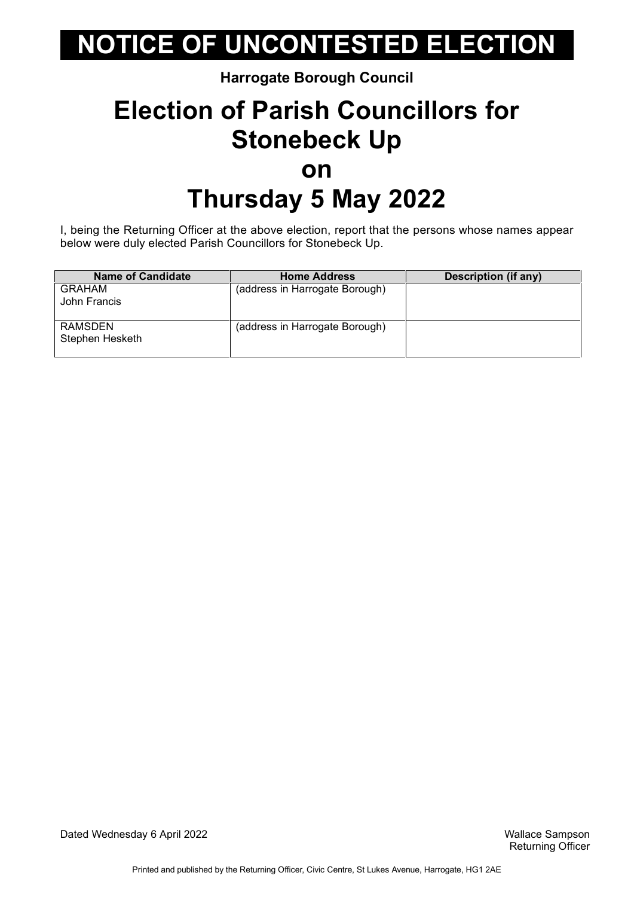# NOTICE OF UNCONTESTED ELECTION

**Harrogate Borough Council**

## Election of Parish Councillors for Stonebeck Up on Thursday 5 May 2022

I, being the Returning Officer at the above election, report that the persons whose names appear below were duly elected Parish Councillors for Stonebeck Up.

| Name of Candidate | Home Address | Description (if any) |
|---|---|---|
| GRAHAM John Francis | (address in Harrogate Borough) | |
| RAMSDEN Stephen Hesketh | (address in Harrogate Borough) | |

Dated Wednesday 6 April 2022

Wallace Sampson
Returning Officer

Printed and published by the Returning Officer, Civic Centre, St Lukes Avenue, Harrogate, HG1 2AE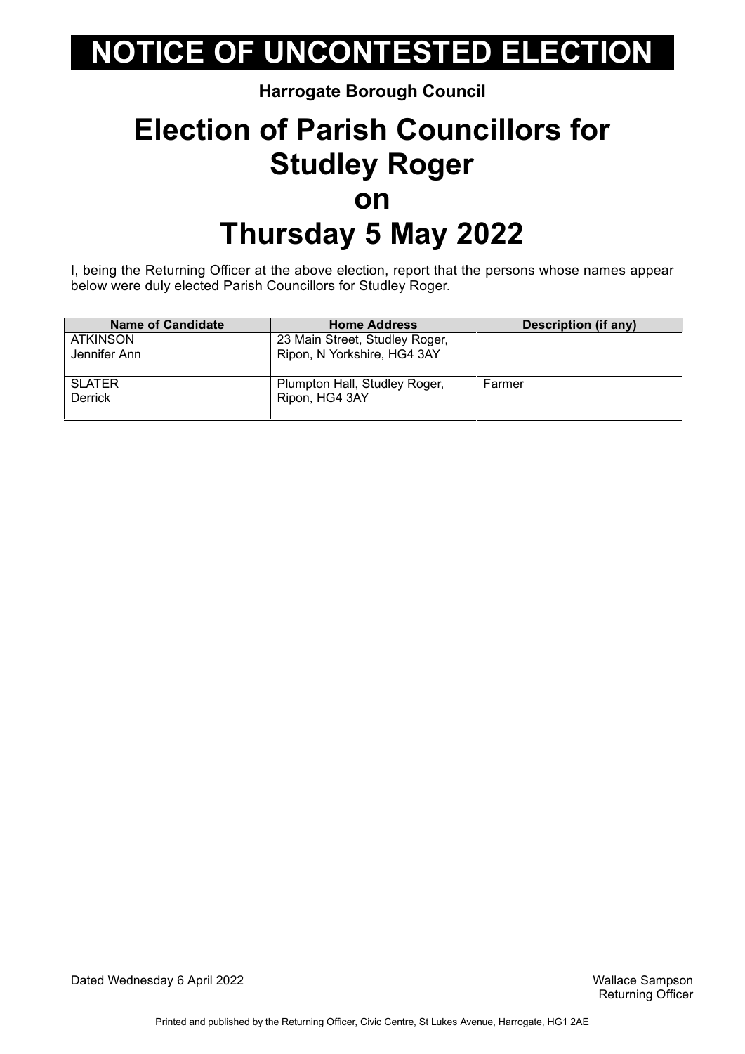# NOTICE OF UNCONTESTED ELECTION

**Harrogate Borough Council**

## Election of Parish Councillors for Studley Roger on Thursday 5 May 2022

I, being the Returning Officer at the above election, report that the persons whose names appear below were duly elected Parish Councillors for Studley Roger.

| Name of Candidate | Home Address | Description (if any) |
|---|---|---|
| ATKINSON Jennifer Ann | 23 Main Street, Studley Roger, Ripon, N Yorkshire, HG4 3AY | |
| SLATER Derrick | Plumpton Hall, Studley Roger, Ripon, HG4 3AY | Farmer |

Dated Wednesday 6 April 2022

Wallace Sampson
Returning Officer

Printed and published by the Returning Officer, Civic Centre, St Lukes Avenue, Harrogate, HG1 2AE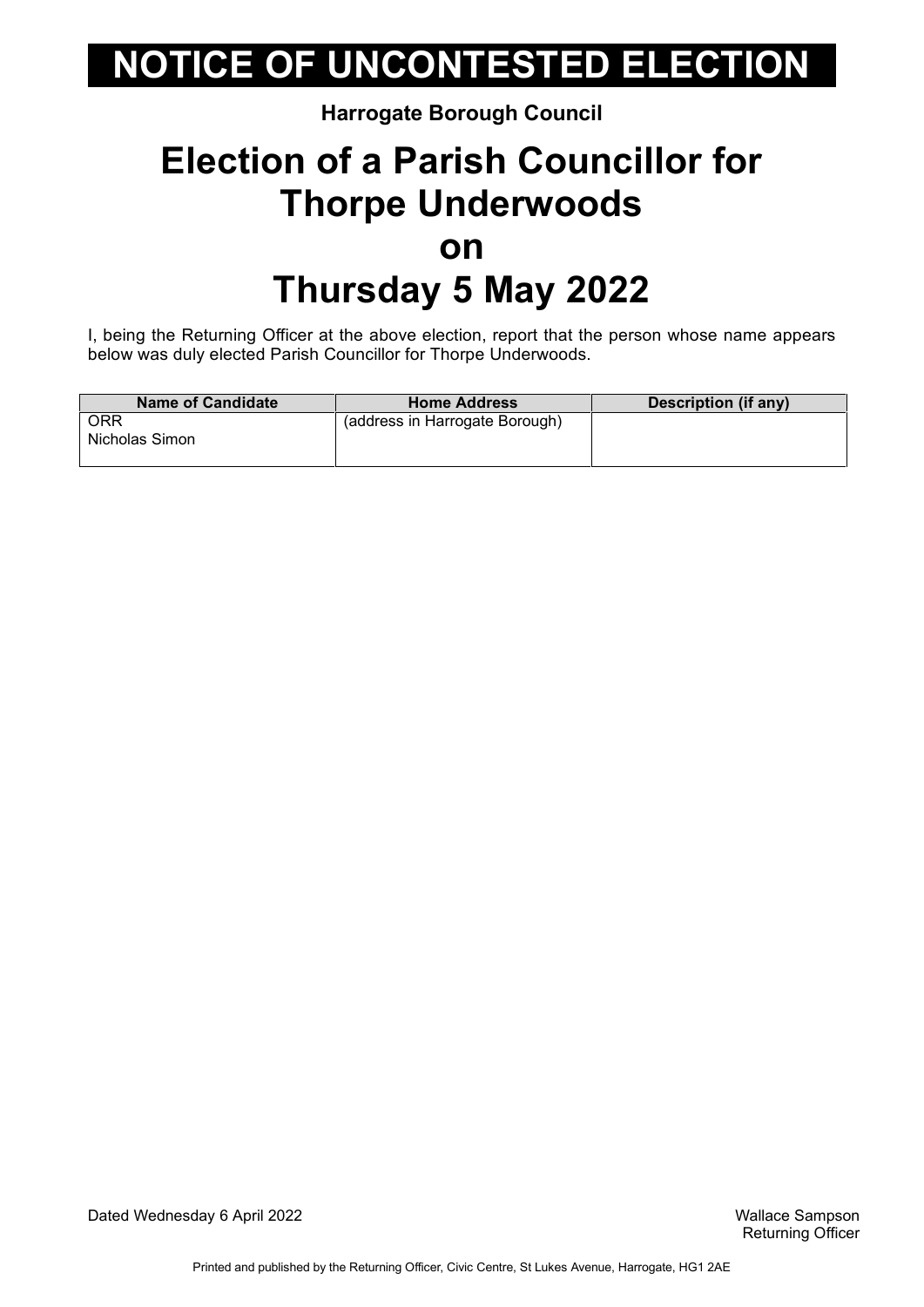# NOTICE OF UNCONTESTED ELECTION

**Harrogate Borough Council**

## Election of a Parish Councillor for Thorpe Underwoods on Thursday 5 May 2022

I, being the Returning Officer at the above election, report that the person whose name appears below was duly elected Parish Councillor for Thorpe Underwoods.

| Name of Candidate | Home Address | Description (if any) |
| --- | --- | --- |
| ORR<br>Nicholas Simon | (address in Harrogate Borough) | |

Dated Wednesday 6 April 2022

Wallace Sampson
Returning Officer

Printed and published by the Returning Officer, Civic Centre, St Lukes Avenue, Harrogate, HG1 2AE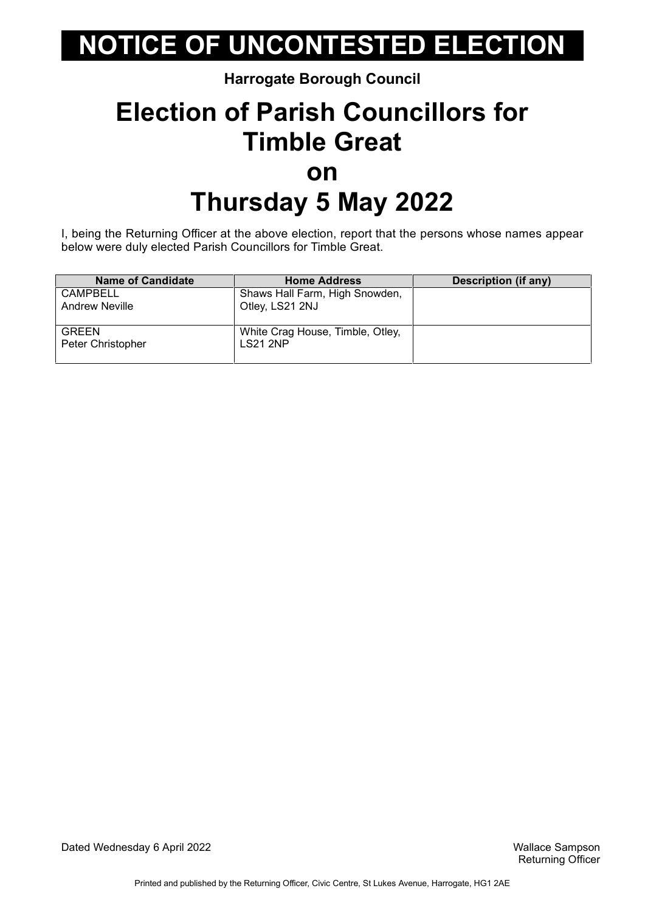# NOTICE OF UNCONTESTED ELECTION

**Harrogate Borough Council**

## Election of Parish Councillors for Timble Great on Thursday 5 May 2022

I, being the Returning Officer at the above election, report that the persons whose names appear below were duly elected Parish Councillors for Timble Great.

| Name of Candidate | Home Address | Description (if any) |
|---|---|---|
| CAMPBELL Andrew Neville | Shaws Hall Farm, High Snowden, Otley, LS21 2NJ | |
| GREEN Peter Christopher | White Crag House, Timble, Otley, LS21 2NP | |

Dated Wednesday 6 April 2022

Wallace Sampson
Returning Officer

Printed and published by the Returning Officer, Civic Centre, St Lukes Avenue, Harrogate, HG1 2AE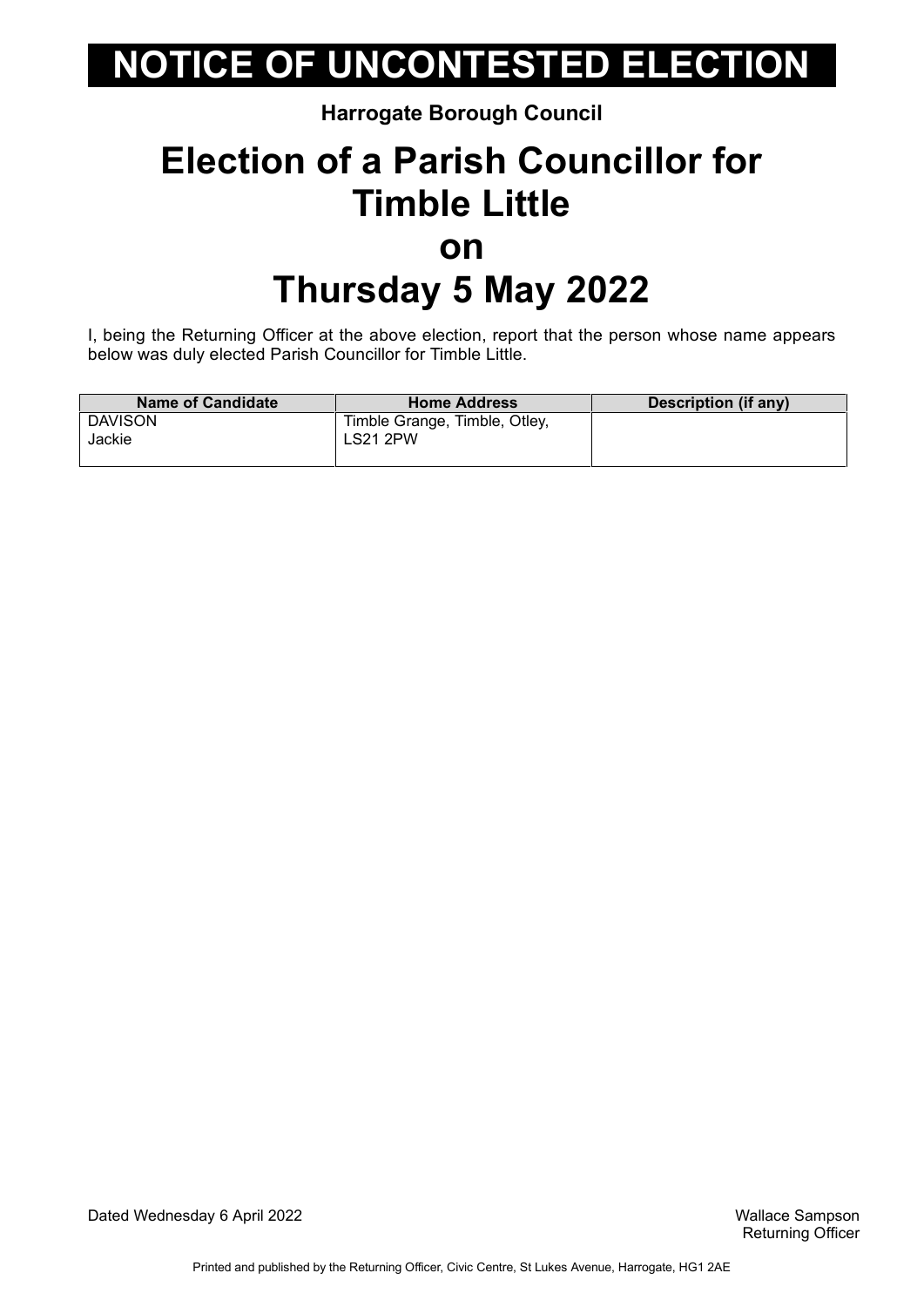# NOTICE OF UNCONTESTED ELECTION

**Harrogate Borough Council**

# Election of a Parish Councillor for Timble Little on Thursday 5 May 2022

I, being the Returning Officer at the above election, report that the person whose name appears below was duly elected Parish Councillor for Timble Little.

| Name of Candidate | Home Address | Description (if any) |
|---|---|---|
| DAVISON Jackie | Timble Grange, Timble, Otley, LS21 2PW | |

Dated Wednesday 6 April 2022

Wallace Sampson
Returning Officer

Printed and published by the Returning Officer, Civic Centre, St Lukes Avenue, Harrogate, HG1 2AE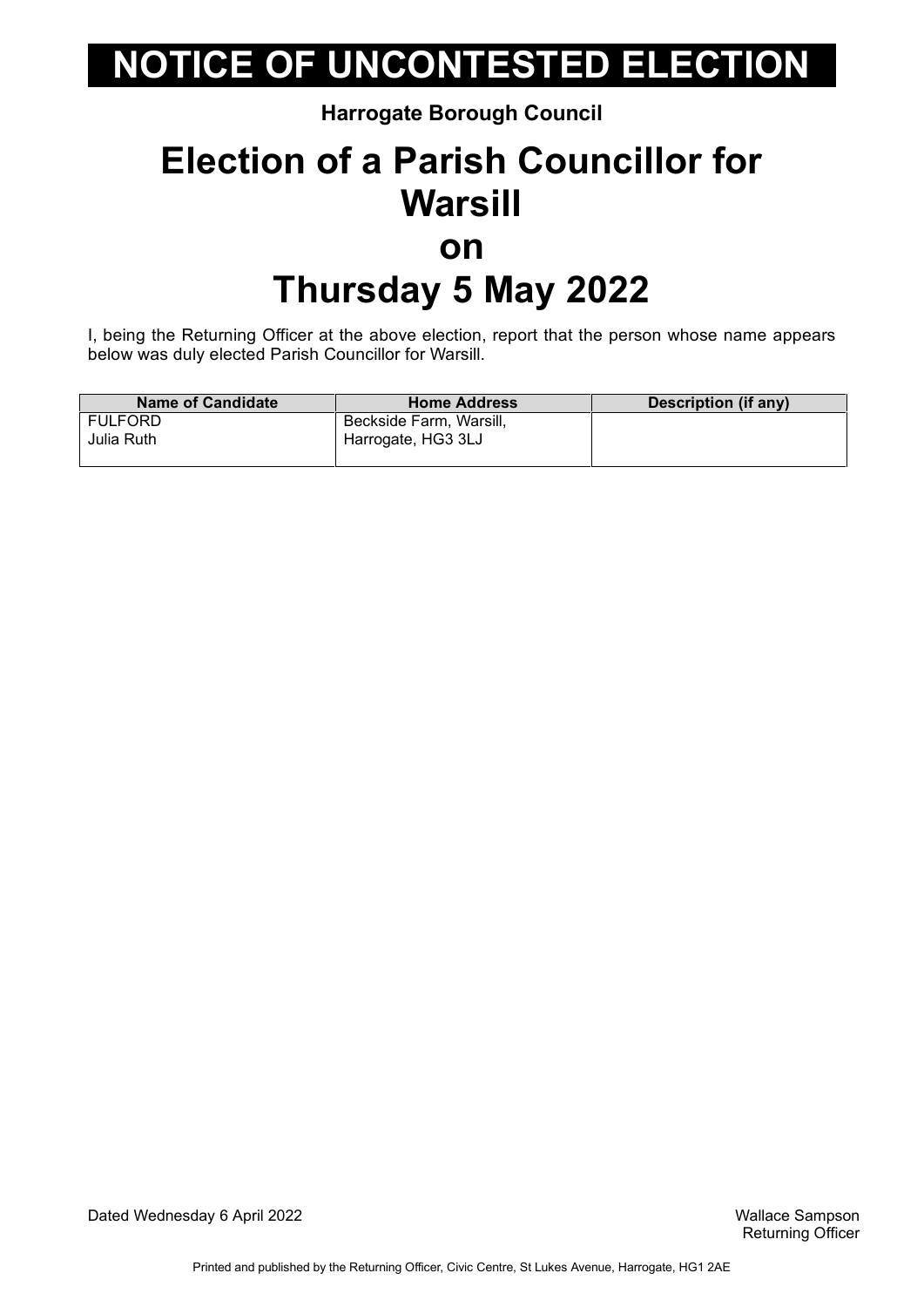# NOTICE OF UNCONTESTED ELECTION

**Harrogate Borough Council**

## Election of a Parish Councillor for Warsill on Thursday 5 May 2022

I, being the Returning Officer at the above election, report that the person whose name appears below was duly elected Parish Councillor for Warsill.

| Name of Candidate | Home Address | Description (if any) |
|---|---|---|
| FULFORD Julia Ruth | Beckside Farm, Warsill, Harrogate, HG3 3LJ | |

Dated Wednesday 6 April 2022

Wallace Sampson
Returning Officer

Printed and published by the Returning Officer, Civic Centre, St Lukes Avenue, Harrogate, HG1 2AE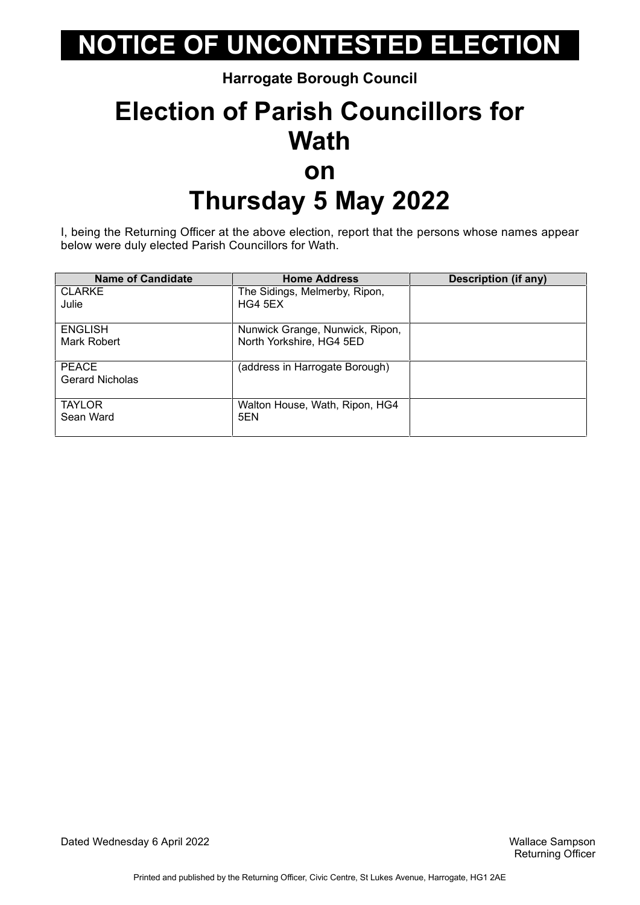# NOTICE OF UNCONTESTED ELECTION

**Harrogate Borough Council**

# Election of Parish Councillors for Wath on Thursday 5 May 2022

I, being the Returning Officer at the above election, report that the persons whose names appear below were duly elected Parish Councillors for Wath.

| Name of Candidate | Home Address | Description (if any) |
|---|---|---|
| CLARKE Julie | The Sidings, Melmerby, Ripon, HG4 5EX | |
| ENGLISH Mark Robert | Nunwick Grange, Nunwick, Ripon, North Yorkshire, HG4 5ED | |
| PEACE Gerard Nicholas | (address in Harrogate Borough) | |
| TAYLOR Sean Ward | Walton House, Wath, Ripon, HG4 5EN | |

Dated Wednesday 6 April 2022

Wallace Sampson
Returning Officer

Printed and published by the Returning Officer, Civic Centre, St Lukes Avenue, Harrogate, HG1 2AE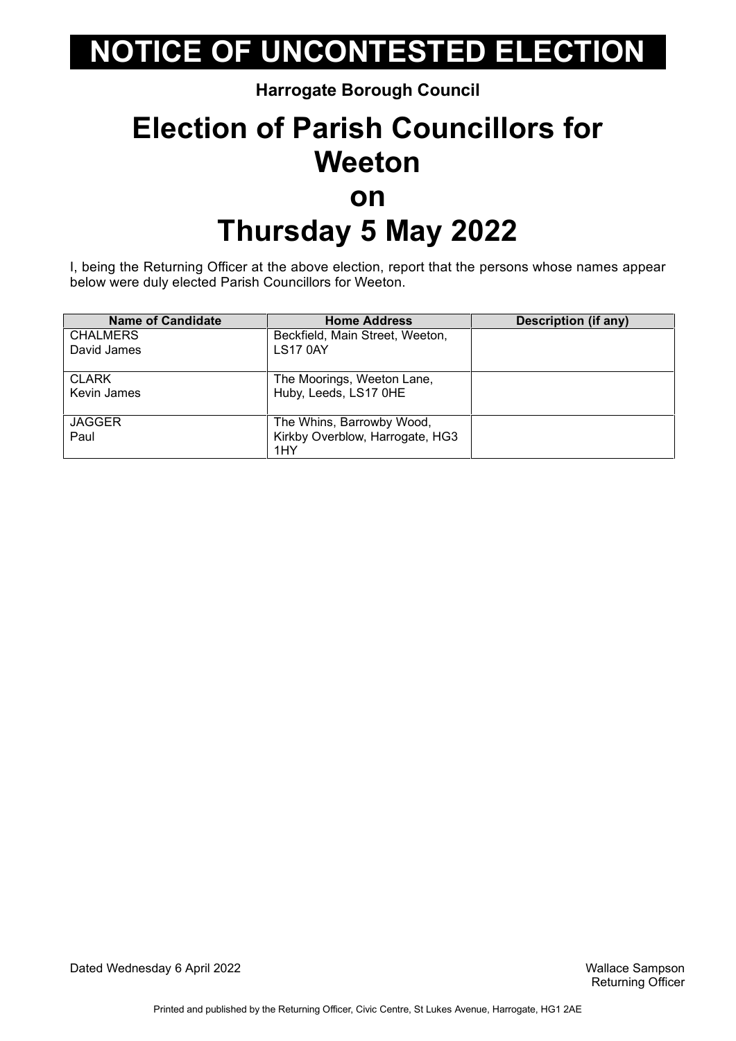# NOTICE OF UNCONTESTED ELECTION

**Harrogate Borough Council**

## Election of Parish Councillors for Weeton on Thursday 5 May 2022

I, being the Returning Officer at the above election, report that the persons whose names appear below were duly elected Parish Councillors for Weeton.

| Name of Candidate | Home Address | Description (if any) |
|---|---|---|
| CHALMERS David James | Beckfield, Main Street, Weeton, LS17 0AY | |
| CLARK Kevin James | The Moorings, Weeton Lane, Huby, Leeds, LS17 0HE | |
| JAGGER Paul | The Whins, Barrowby Wood, Kirkby Overblow, Harrogate, HG3 1HY | |

Dated Wednesday 6 April 2022

Wallace Sampson
Returning Officer

Printed and published by the Returning Officer, Civic Centre, St Lukes Avenue, Harrogate, HG1 2AE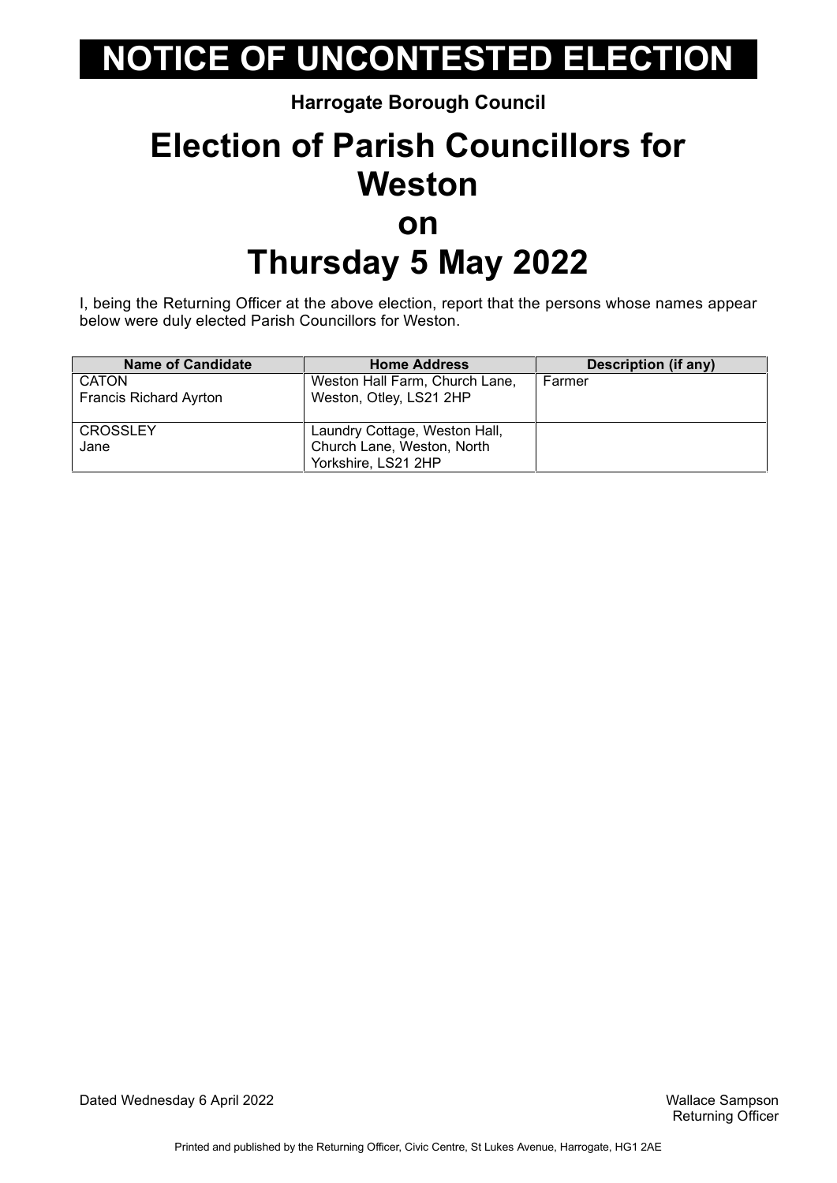# NOTICE OF UNCONTESTED ELECTION

**Harrogate Borough Council**

# Election of Parish Councillors for Weston on Thursday 5 May 2022

I, being the Returning Officer at the above election, report that the persons whose names appear below were duly elected Parish Councillors for Weston.

| Name of Candidate | Home Address | Description (if any) |
|---|---|---|
| CATON Francis Richard Ayrton | Weston Hall Farm, Church Lane, Weston, Otley, LS21 2HP | Farmer |
| CROSSLEY Jane | Laundry Cottage, Weston Hall, Church Lane, Weston, North Yorkshire, LS21 2HP | |

Dated Wednesday 6 April 2022

Wallace Sampson
Returning Officer

Printed and published by the Returning Officer, Civic Centre, St Lukes Avenue, Harrogate, HG1 2AE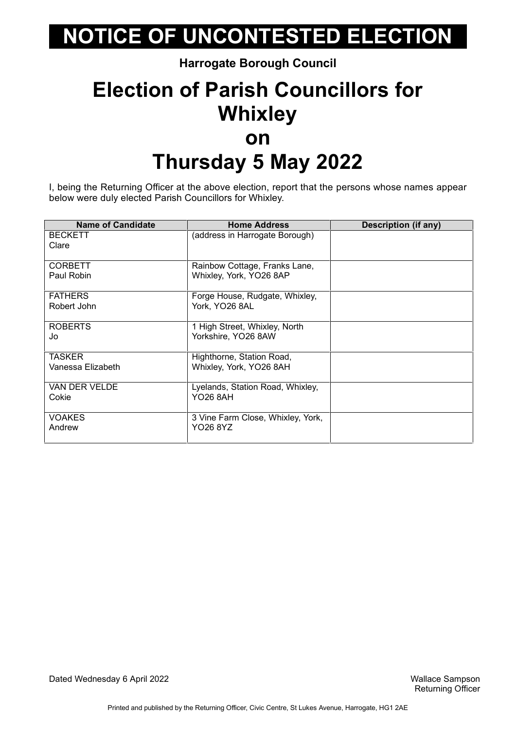# NOTICE OF UNCONTESTED ELECTION

**Harrogate Borough Council**

# Election of Parish Councillors for Whixley on Thursday 5 May 2022

I, being the Returning Officer at the above election, report that the persons whose names appear below were duly elected Parish Councillors for Whixley.

| Name of Candidate | Home Address | Description (if any) |
|---|---|---|
| BECKETT<br>Clare | (address in Harrogate Borough) | |
| CORBETT<br>Paul Robin | Rainbow Cottage, Franks Lane, Whixley, York, YO26 8AP | |
| FATHERS<br>Robert John | Forge House, Rudgate, Whixley, York, YO26 8AL | |
| ROBERTS<br>Jo | 1 High Street, Whixley, North Yorkshire, YO26 8AW | |
| TASKER<br>Vanessa Elizabeth | Highthorne, Station Road, Whixley, York, YO26 8AH | |
| VAN DER VELDE<br>Cokie | Lyelands, Station Road, Whixley, YO26 8AH | |
| VOAKES<br>Andrew | 3 Vine Farm Close, Whixley, York, YO26 8YZ | |

Dated Wednesday 6 April 2022

Wallace Sampson
Returning Officer

Printed and published by the Returning Officer, Civic Centre, St Lukes Avenue, Harrogate, HG1 2AE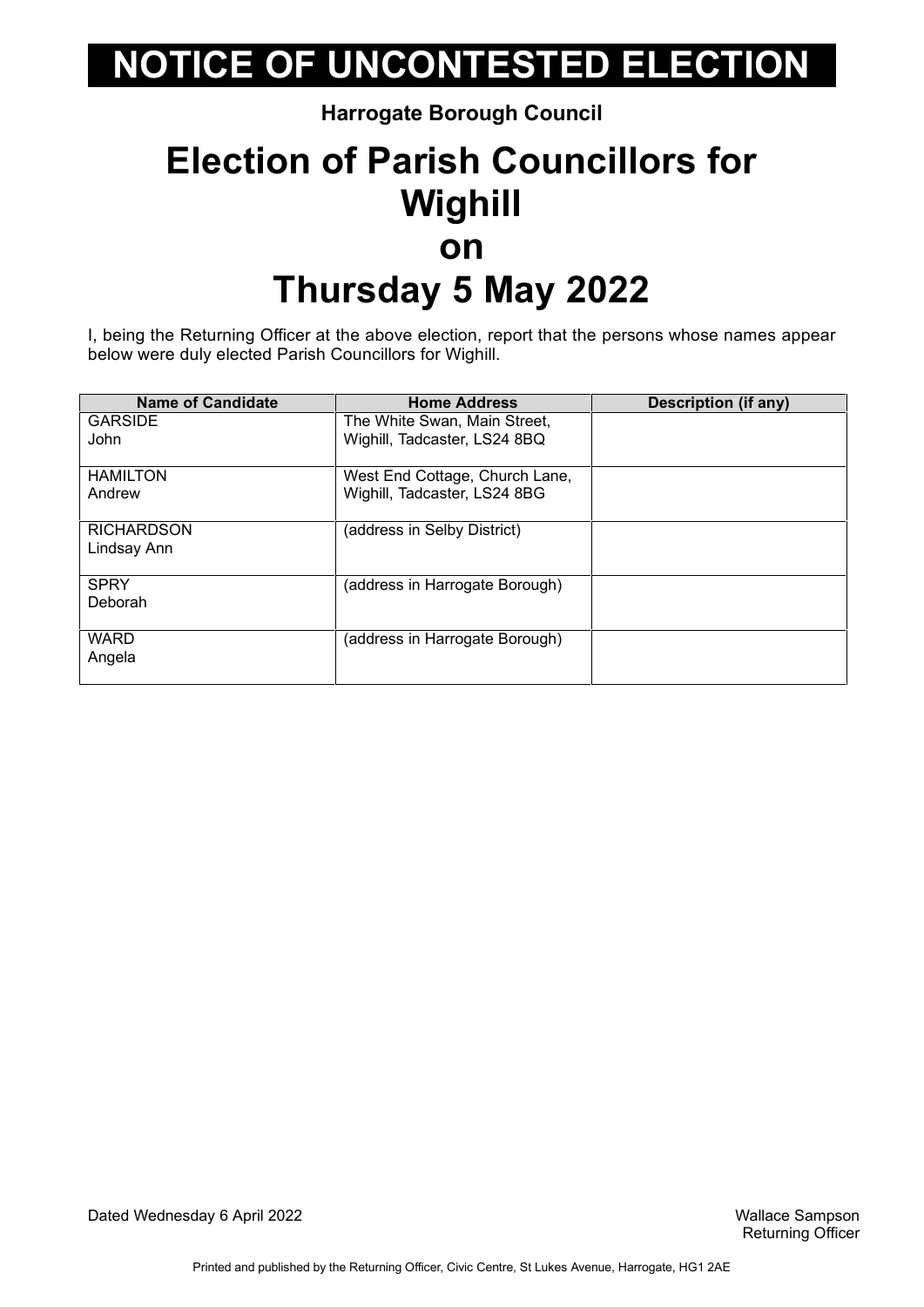# NOTICE OF UNCONTESTED ELECTION

**Harrogate Borough Council**

# Election of Parish Councillors for Wighill on Thursday 5 May 2022

I, being the Returning Officer at the above election, report that the persons whose names appear below were duly elected Parish Councillors for Wighill.

| Name of Candidate | Home Address | Description (if any) |
|---|---|---|
| GARSIDE<br>John | The White Swan, Main Street, Wighill, Tadcaster, LS24 8BQ | |
| HAMILTON<br>Andrew | West End Cottage, Church Lane, Wighill, Tadcaster, LS24 8BG | |
| RICHARDSON<br>Lindsay Ann | (address in Selby District) | |
| SPRY<br>Deborah | (address in Harrogate Borough) | |
| WARD<br>Angela | (address in Harrogate Borough) | |

Dated Wednesday 6 April 2022

Wallace Sampson
Returning Officer

Printed and published by the Returning Officer, Civic Centre, St Lukes Avenue, Harrogate, HG1 2AE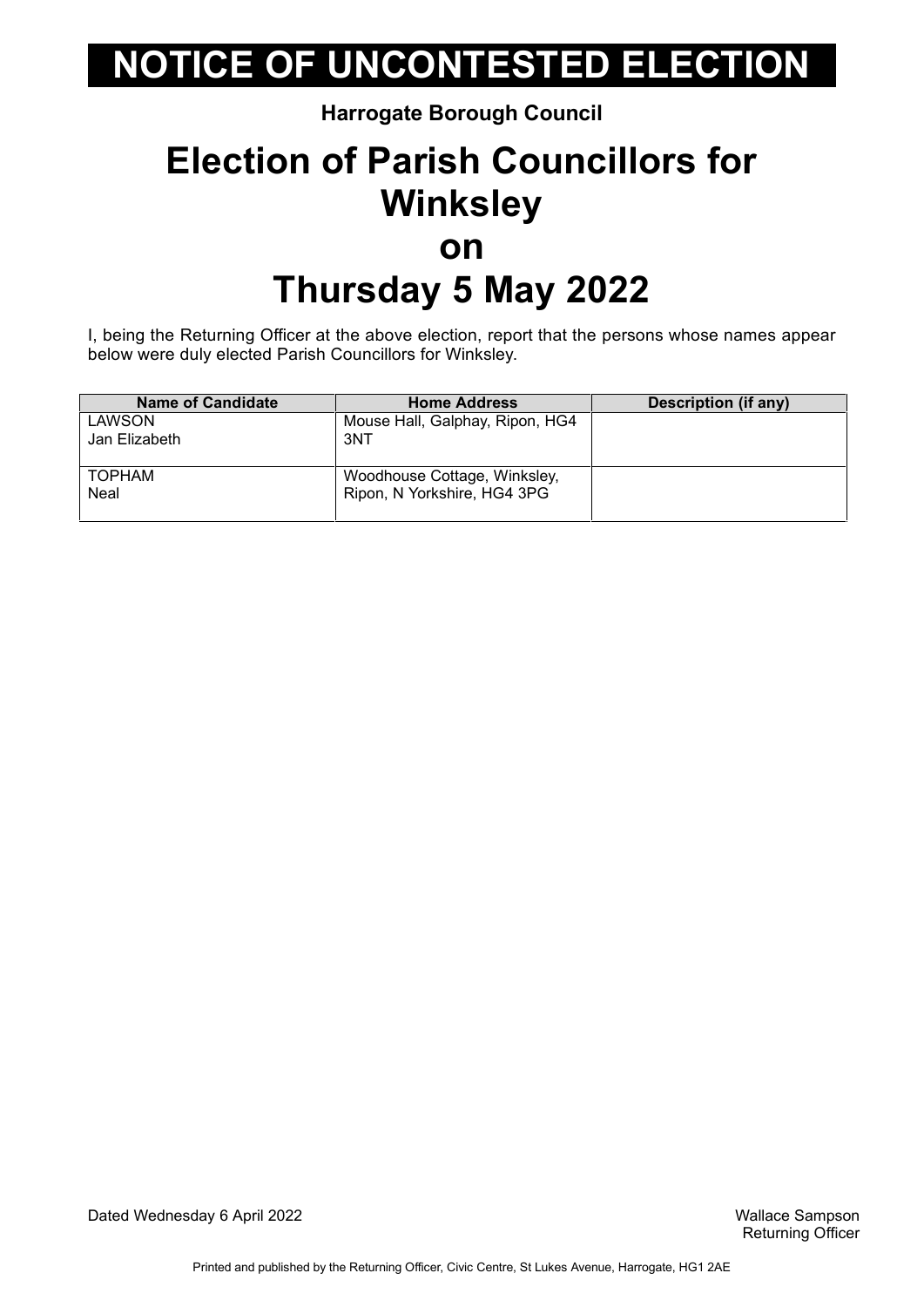# NOTICE OF UNCONTESTED ELECTION

**Harrogate Borough Council**

## Election of Parish Councillors for Winksley on Thursday 5 May 2022

I, being the Returning Officer at the above election, report that the persons whose names appear below were duly elected Parish Councillors for Winksley.

| Name of Candidate | Home Address | Description (if any) |
|---|---|---|
| LAWSON Jan Elizabeth | Mouse Hall, Galphay, Ripon, HG4 3NT | |
| TOPHAM Neal | Woodhouse Cottage, Winksley, Ripon, N Yorkshire, HG4 3PG | |

Dated Wednesday 6 April 2022

Wallace Sampson
Returning Officer

Printed and published by the Returning Officer, Civic Centre, St Lukes Avenue, Harrogate, HG1 2AE